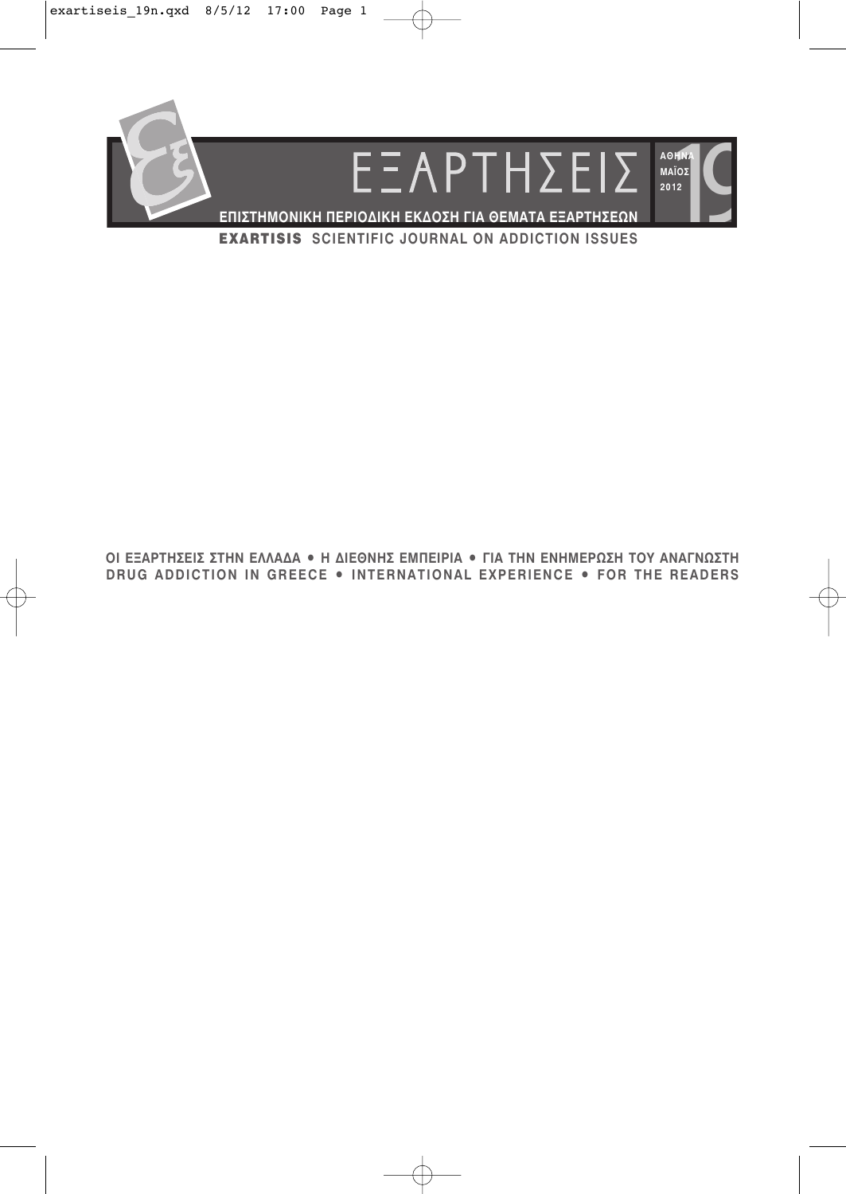# ΕΞΑΡΤΗΣΕΙΣ

ΑΘΗΝΑ
ΜΑΪΟΣ
2012

19

**ΕΠΙΣΤΗΜΟΝΙΚΗ ΠΕΡΙΟΔΙΚΗ ΕΚΔΟΣΗ ΓΙΑ ΘΕΜΑΤΑ ΕΞΑΡΤΗΣΕΩΝ**

**EXARTISIS SCIENTIFIC JOURNAL ON ADDICTION ISSUES**

**ΟΙ ΕΞΑΡΤΗΣΕΙΣ ΣΤΗΝ ΕΛΛΑΔΑ • Η ΔΙΕΘΝΗΣ ΕΜΠΕΙΡΙΑ • ΓΙΑ ΤΗΝ ΕΝΗΜΕΡΩΣΗ ΤΟΥ ΑΝΑΓΝΩΣΤΗ**

**DRUG ADDICTION IN GREECE • INTERNATIONAL EXPERIENCE • FOR THE READERS**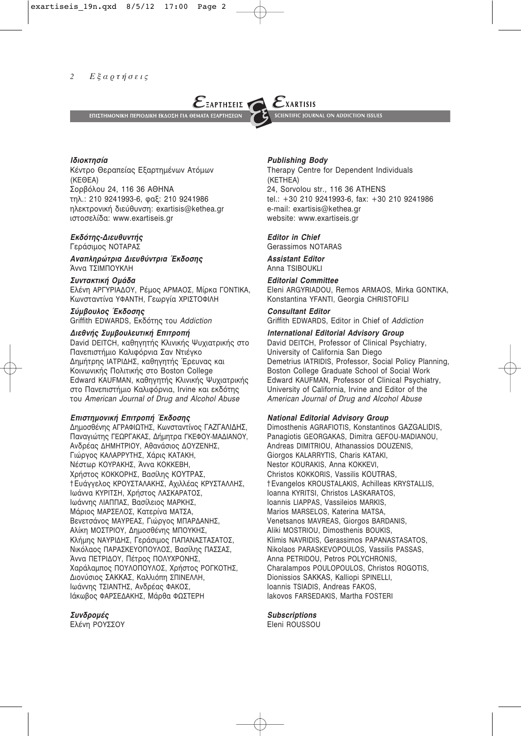**ΕΞΑΡΤΗΣΕΙΣ** — ΕΠΙΣΤΗΜΟΝΙΚΗ ΠΕΡΙΟΔΙΚΗ ΕΚΔΟΣΗ ΓΙΑ ΘΕΜΑΤΑ ΕΞΑΡΤΗΣΕΩΝ

**EXARTISIS** — SCIENTIFIC JOURNAL ON ADDICTION ISSUES

***Ιδιοκτησία***
Κέντρο Θεραπείας Εξαρτημένων Ατόμων (ΚΕΘΕΑ)
Σορβόλου 24, 116 36 ΑΘΗΝΑ
τηλ.: 210 9241993-6, φαξ: 210 9241986
ηλεκτρονική διεύθυνση: exartisis@kethea.gr
ιστοσελίδα: www.exartiseis.gr

***Εκδότης-Διευθυντής***
Γεράσιμος ΝΟΤΑΡΑΣ

***Αναπληρώτρια Διευθύντρια Έκδοσης***
Άννα ΤΣΙΜΠΟΥΚΛΗ

***Συντακτική Ομάδα***
Ελένη ΑΡΓΥΡΙΑΔΟΥ, Ρέμος ΑΡΜΑΟΣ, Μίρκα ΓΟΝΤΙΚΑ, Κωνσταντίνα ΥΦΑΝΤΗ, Γεωργία ΧΡΙΣΤΟΦΙΛΗ

***Σύμβουλος Έκδοσης***
Griffith EDWARDS, Εκδότης του *Addiction*

***Διεθνής Συμβουλευτική Επιτροπή***
David DEITCH, καθηγητής Κλινικής Ψυχιατρικής στο Πανεπιστήμιο Καλιφόρνια Σαν Ντιέγκο
Δημήτρης ΙΑΤΡΙΔΗΣ, καθηγητής Έρευνας και Κοινωνικής Πολιτικής στο Boston College
Edward KAUFMAN, καθηγητής Κλινικής Ψυχιατρικής στο Πανεπιστήμιο Καλιφόρνια, Irvine και εκδότης του *American Journal of Drug and Alcohol Abuse*

***Επιστημονική Επιτροπή Έκδοσης***
Δημοσθένης ΑΓΡΑΦΙΩΤΗΣ, Κωνσταντίνος ΓΑΖΓΑΛΙΔΗΣ, Παναγιώτης ΓΕΩΡΓΑΚΑΣ, Δήμητρα ΓΚΕΦΟΥ-ΜΑΔΙΑΝΟΥ, Ανδρέας ΔΗΜΗΤΡΙΟΥ, Αθανάσιος ΔΟΥΖΕΝΗΣ, Γιώργος ΚΑΛΑΡΡΥΤΗΣ, Χάρις ΚΑΤΑΚΗ, Νέστωρ ΚΟΥΡΑΚΗΣ, Άννα ΚΟΚΚΕΒΗ, Χρήστος ΚΟΚΚΟΡΗΣ, Βασίλης ΚΟΥΤΡΑΣ, †Ευάγγελος ΚΡΟΥΣΤΑΛΑΚΗΣ, Αχιλλέας ΚΡΥΣΤΑΛΛΗΣ, Ιωάννα ΚΥΡΙΤΣΗ, Χρήστος ΛΑΣΚΑΡΑΤΟΣ, Ιωάννης ΛΙΑΠΠΑΣ, Βασίλειος ΜΑΡΚΗΣ, Μάριος ΜΑΡΣΕΛΟΣ, Κατερίνα ΜΑΤΣΑ, Βενετσάνος ΜΑΥΡΕΑΣ, Γιώργος ΜΠΑΡΔΑΝΗΣ, Αλίκη ΜΟΣΤΡΙΟΥ, Δημοσθένης ΜΠΟΥΚΗΣ, Κλήμης ΝΑΥΡΙΔΗΣ, Γεράσιμος ΠΑΠΑΝΑΣΤΑΣΑΤΟΣ, Νικόλαος ΠΑΡΑΣΚΕΥΟΠΟΥΛΟΣ, Βασίλης ΠΑΣΣΑΣ, Άννα ΠΕΤΡΙΔΟΥ, Πέτρος ΠΟΛΥΧΡΟΝΗΣ, Χαράλαμπος ΠΟΥΛΟΠΟΥΛΟΣ, Χρήστος ΡΟΓΚΟΤΗΣ, Διονύσιος ΣΑΚΚΑΣ, Καλλιόπη ΣΠΙΝΕΛΛΗ, Ιωάννης ΤΣΙΑΝΤΗΣ, Ανδρέας ΦΑΚΟΣ, Ιάκωβος ΦΑΡΣΕΔΑΚΗΣ, Μάρθα ΦΩΣΤΕΡΗ

***Συνδρομές***
Ελένη ΡΟΥΣΣΟΥ

***Publishing Body***
Therapy Centre for Dependent Individuals (KETHEA)
24, Sorvolou str., 116 36 ATHENS
tel.: +30 210 9241993-6, fax: +30 210 9241986
e-mail: exartisis@kethea.gr
website: www.exartiseis.gr

***Editor in Chief***
Gerassimos NOTARAS

***Assistant Editor***
Anna TSIBOUKLI

***Editorial Committee***
Eleni ARGYRIADOU, Remos ARMAOS, Mirka GONTIKA, Konstantina YFANTI, Georgia CHRISTOFILI

***Consultant Editor***
Griffith EDWARDS, Editor in Chief of *Addiction*

***International Editorial Advisory Group***
David DEITCH, Professor of Clinical Psychiatry, University of California San Diego
Demetrius IATRIDIS, Professor, Social Policy Planning, Boston College Graduate School of Social Work
Edward KAUFMAN, Professor of Clinical Psychiatry, University of California, Irvine and Editor of the *American Journal of Drug and Alcohol Abuse*

***National Editorial Advisory Group***
Dimosthenis AGRAFIOTIS, Konstantinos GAZGALIDIS, Panagiotis GEORGAKAS, Dimitra GEFOU-MADIANOU, Andreas DIMITRIOU, Athanassios DOUZENIS, Giorgos KALARRYTIS, Charis KATAKI, Nestor KOURAKIS, Anna KOKKEVI, Christos KOKKORIS, Vassilis KOUTRAS, †Evangelos KROUSTALAKIS, Achilleas KRYSTALLIS, Ioanna KYRITSI, Christos LASKARATOS, Ioannis LIAPPAS, Vassileios MARKIS, Marios MARSELOS, Katerina MATSA, Venetsanos MAVREAS, Giorgos BARDANIS, Aliki MOSTRIOU, Dimosthenis BOUKIS, Klimis NAVRIDIS, Gerassimos PAPANASTASATOS, Nikolaos PARASKEVOPOULOS, Vassilis PASSAS, Anna PETRIDOU, Petros POLYCHRONIS, Charalampos POULOPOULOS, Christos ROGOTIS, Dionissios SAKKAS, Kalliopi SPINELLI, Ioannis TSIADIS, Andreas FAKOS, Iakovos FARSEDAKIS, Martha FOSTERI

***Subscriptions***
Eleni ROUSSOU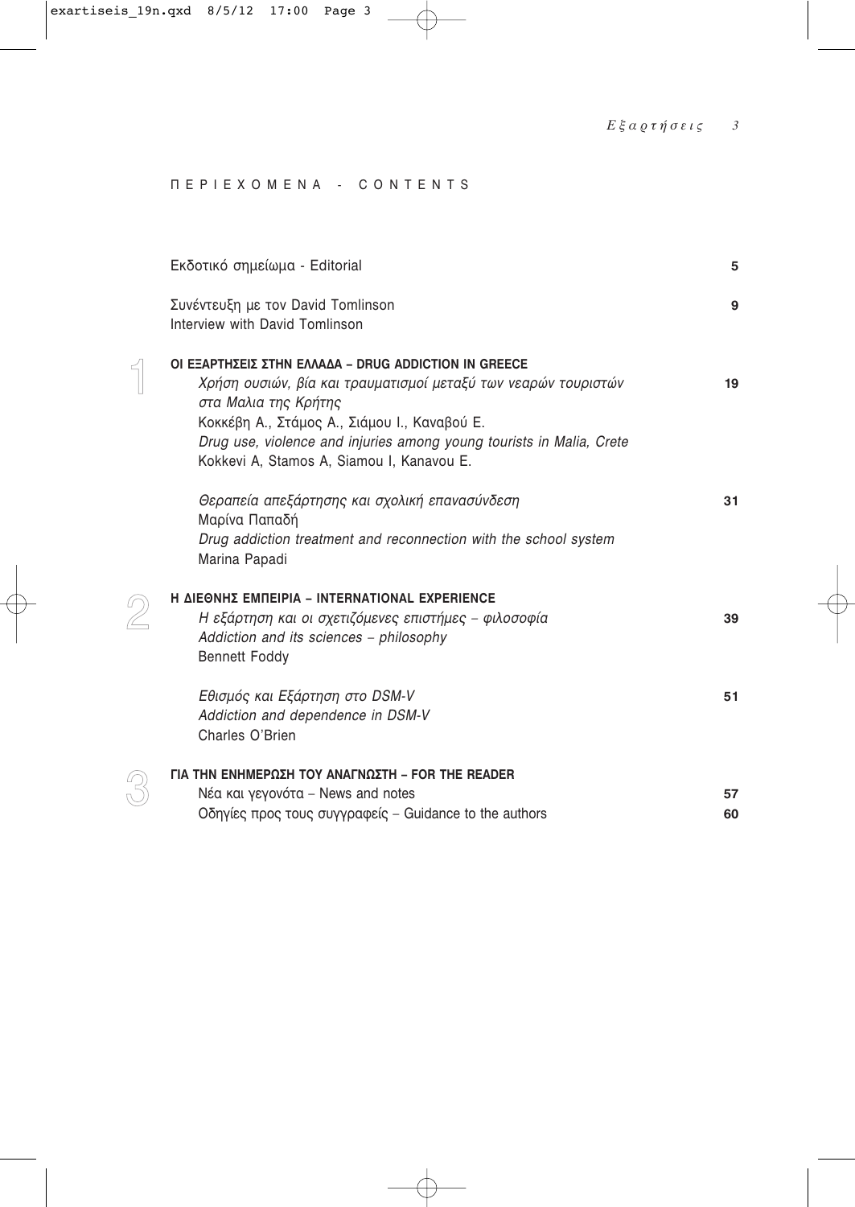# ΠΕΡΙΕΧΟΜΕΝΑ - CONTENTS

Εκδοτικό σημείωμα - Editorial **5**

Συνέντευξη με τον David Tomlinson
Interview with David Tomlinson **9**

## 1 ΟΙ ΕΞΑΡΤΗΣΕΙΣ ΣΤΗΝ ΕΛΛΑΔΑ – DRUG ADDICTION IN GREECE

*Χρήση ουσιών, βία και τραυματισμοί μεταξύ των νεαρών τουριστών στα Μαλια της Κρήτης* **19**
Κοκκέβη Α., Στάμος Α., Σιάμου Ι., Καναβού Ε.
*Drug use, violence and injuries among young tourists in Malia, Crete*
Kokkevi A, Stamos A, Siamou I, Kanavou E.

*Θεραπεία απεξάρτησης και σχολική επανασύνδεση* **31**
Μαρίνα Παπαδή
*Drug addiction treatment and reconnection with the school system*
Marina Papadi

## 2 Η ΔΙΕΘΝΗΣ ΕΜΠΕΙΡΙΑ – INTERNATIONAL EXPERIENCE

*Η εξάρτηση και οι σχετιζόμενες επιστήμες – φιλοσοφία* **39**
*Addiction and its sciences – philosophy*
Bennett Foddy

*Εθισμός και Εξάρτηση στο DSM-V* **51**
*Addiction and dependence in DSM-V*
Charles O'Brien

## 3 ΓΙΑ ΤΗΝ ΕΝΗΜΕΡΩΣΗ ΤΟΥ ΑΝΑΓΝΩΣΤΗ – FOR THE READER

Νέα και γεγονότα – News and notes **57**
Οδηγίες προς τους συγγραφείς – Guidance to the authors **60**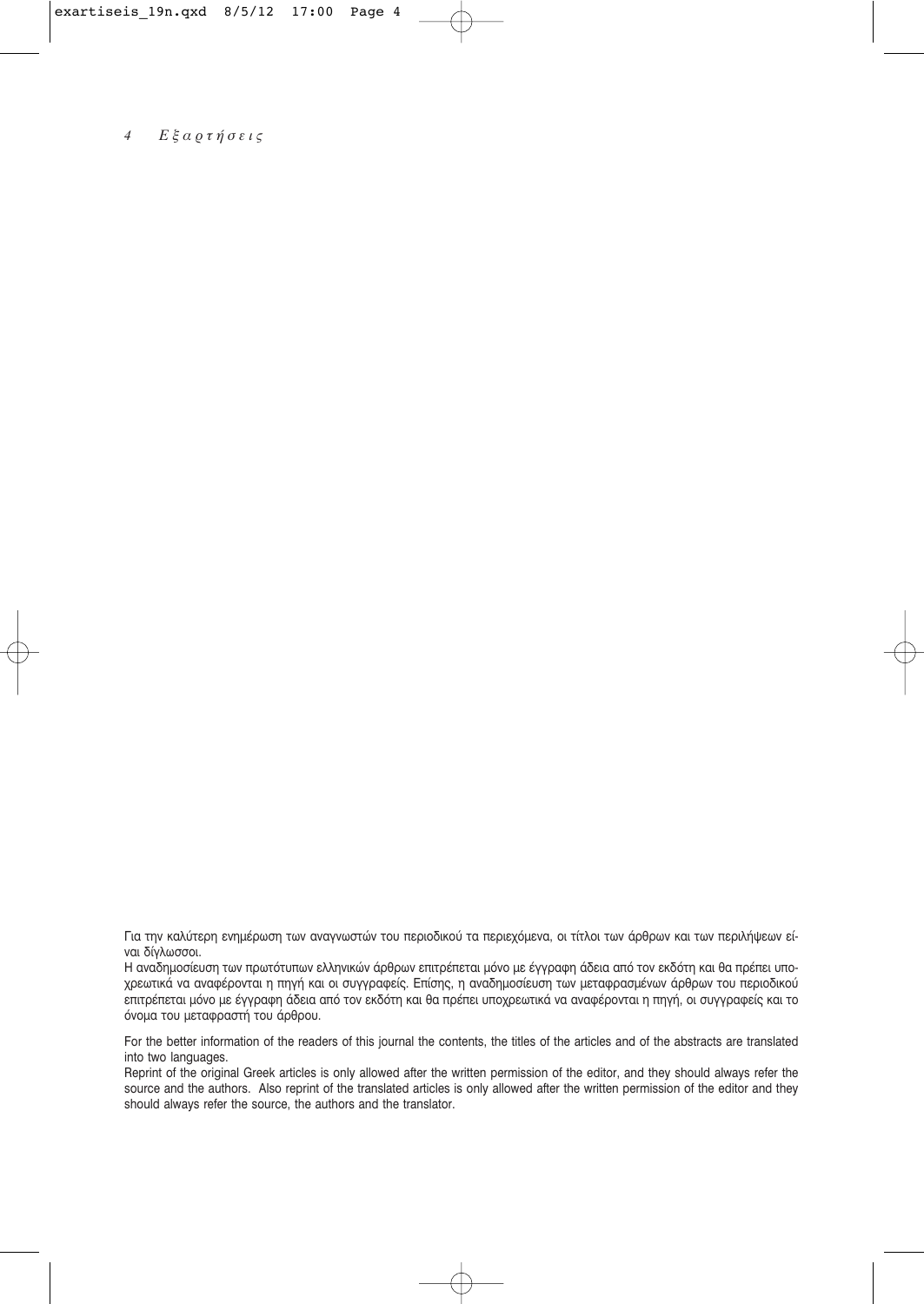Για την καλύτερη ενημέρωση των αναγνωστών του περιοδικού τα περιεχόμενα, οι τίτλοι των άρθρων και των περιλήψεων είναι δίγλωσσοι.

Η αναδημοσίευση των πρωτότυπων ελληνικών άρθρων επιτρέπεται μόνο με έγγραφη άδεια από τον εκδότη και θα πρέπει υποχρεωτικά να αναφέρονται η πηγή και οι συγγραφείς. Επίσης, η αναδημοσίευση των μεταφρασμένων άρθρων του περιοδικού επιτρέπεται μόνο με έγγραφη άδεια από τον εκδότη και θα πρέπει υποχρεωτικά να αναφέρονται η πηγή, οι συγγραφείς και το όνομα του μεταφραστή του άρθρου.

For the better information of the readers of this journal the contents, the titles of the articles and of the abstracts are translated into two languages.

Reprint of the original Greek articles is only allowed after the written permission of the editor, and they should always refer the source and the authors. Also reprint of the translated articles is only allowed after the written permission of the editor and they should always refer the source, the authors and the translator.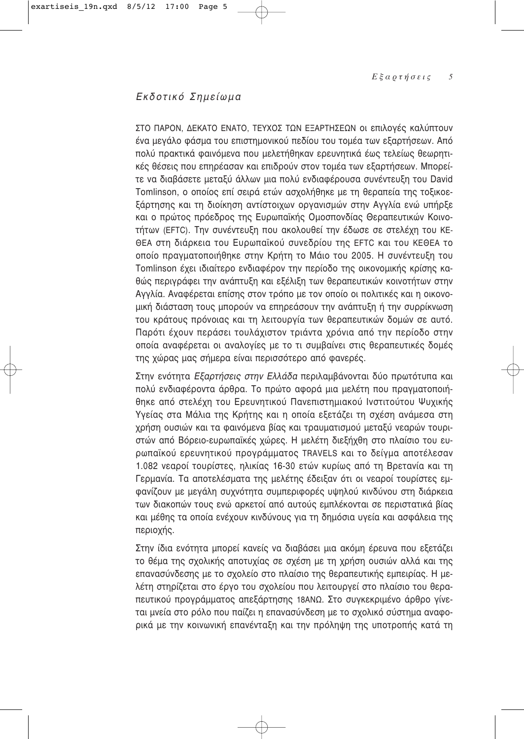## *Εκδοτικό Σημείωμα*

ΣΤΟ ΠΑΡΟΝ, ΔΕΚΑΤΟ ΕΝΑΤΟ, ΤΕΥΧΟΣ ΤΩΝ ΕΞΑΡΤΗΣΕΩΝ οι επιλογές καλύπτουν ένα μεγάλο φάσμα του επιστημονικού πεδίου του τομέα των εξαρτήσεων. Από πολύ πρακτικά φαινόμενα που μελετήθηκαν ερευνητικά έως τελείως θεωρητικές θέσεις που επηρέασαν και επιδρούν στον τομέα των εξαρτήσεων. Μπορείτε να διαβάσετε μεταξύ άλλων μια πολύ ενδιαφέρουσα συνέντευξη του David Tomlinson, ο οποίος επί σειρά ετών ασχολήθηκε με τη θεραπεία της τοξικοεξάρτησης και τη διοίκηση αντίστοιχων οργανισμών στην Αγγλία ενώ υπήρξε και ο πρώτος πρόεδρος της Ευρωπαϊκής Ομοσπονδίας Θεραπευτικών Κοινοτήτων (EFTC). Την συνέντευξη που ακολουθεί την έδωσε σε στελέχη του ΚΕΘΕΑ στη διάρκεια του Ευρωπαϊκού συνεδρίου της EFTC και του ΚΕΘΕΑ το οποίο πραγματοποιήθηκε στην Κρήτη το Μάιο του 2005. Η συνέντευξη του Tomlinson έχει ιδιαίτερο ενδιαφέρον την περίοδο της οικονομικής κρίσης καθώς περιγράφει την ανάπτυξη και εξέλιξη των θεραπευτικών κοινοτήτων στην Αγγλία. Αναφέρεται επίσης στον τρόπο με τον οποίο οι πολιτικές και η οικονομική διάσταση τους μπορούν να επηρεάσουν την ανάπτυξη ή την συρρίκνωση του κράτους πρόνοιας και τη λειτουργία των θεραπευτικών δομών σε αυτό. Παρότι έχουν περάσει τουλάχιστον τριάντα χρόνια από την περίοδο στην οποία αναφέρεται οι αναλογίες με το τι συμβαίνει στις θεραπευτικές δομές της χώρας μας σήμερα είναι περισσότερο από φανερές.

Στην ενότητα *Εξαρτήσεις στην Ελλάδα* περιλαμβάνονται δύο πρωτότυπα και πολύ ενδιαφέροντα άρθρα. Το πρώτο αφορά μια μελέτη που πραγματοποιήθηκε από στελέχη του Ερευνητικού Πανεπιστημιακού Ινστιτούτου Ψυχικής Υγείας στα Μάλια της Κρήτης και η οποία εξετάζει τη σχέση ανάμεσα στη χρήση ουσιών και τα φαινόμενα βίας και τραυματισμού μεταξύ νεαρών τουριστών από Βόρειο-ευρωπαϊκές χώρες. Η μελέτη διεξήχθη στο πλαίσιο του ευρωπαϊκού ερευνητικού προγράμματος TRAVELS και το δείγμα αποτέλεσαν 1.082 νεαροί τουρίστες, ηλικίας 16-30 ετών κυρίως από τη Βρετανία και τη Γερμανία. Τα αποτελέσματα της μελέτης έδειξαν ότι οι νεαροί τουρίστες εμφανίζουν με μεγάλη συχνότητα συμπεριφορές υψηλού κινδύνου στη διάρκεια των διακοπών τους ενώ αρκετοί από αυτούς εμπλέκονται σε περιστατικά βίας και μέθης τα οποία ενέχουν κινδύνους για τη δημόσια υγεία και ασφάλεια της περιοχής.

Στην ίδια ενότητα μπορεί κανείς να διαβάσει μια ακόμη έρευνα που εξετάζει το θέμα της σχολικής αποτυχίας σε σχέση με τη χρήση ουσιών αλλά και της επανασύνδεσης με το σχολείο στο πλαίσιο της θεραπευτικής εμπειρίας. Η μελέτη στηρίζεται στο έργο του σχολείου που λειτουργεί στο πλαίσιο του θεραπευτικού προγράμματος απεξάρτησης 18ΑΝΩ. Στο συγκεκριμένο άρθρο γίνεται μνεία στο ρόλο που παίζει η επανασύνδεση με το σχολικό σύστημα αναφορικά με την κοινωνική επανένταξη και την πρόληψη της υποτροπής κατά τη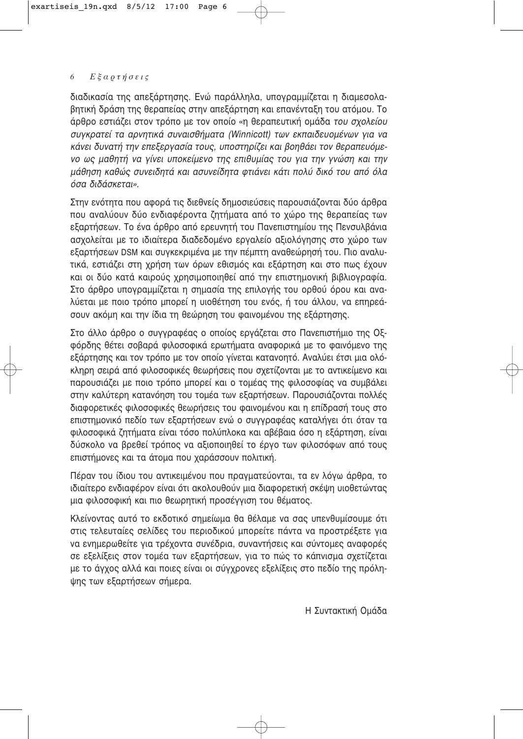διαδικασία της απεξάρτησης. Ενώ παράλληλα, υπογραμμίζεται η διαμεσολαβητική δράση της θεραπείας στην απεξάρτηση και επανένταξη του ατόμου. Το άρθρο εστιάζει στον τρόπο με τον οποίο «η θεραπευτική ομάδα *του σχολείου συγκρατεί τα αρνητικά συναισθήματα (Winnicott) των εκπαιδευομένων για να κάνει δυνατή την επεξεργασία τους, υποστηρίζει και βοηθάει τον θεραπευόμενο ως μαθητή να γίνει υποκείμενο της επιθυμίας του για την γνώση και την μάθηση καθώς συνειδητά και ασυνείδητα φτιάνει κάτι πολύ δικό του από όλα όσα διδάσκεται».*

Στην ενότητα που αφορά τις διεθνείς δημοσιεύσεις παρουσιάζονται δύο άρθρα που αναλύουν δύο ενδιαφέροντα ζητήματα από το χώρο της θεραπείας των εξαρτήσεων. Το ένα άρθρο από ερευνητή του Πανεπιστημίου της Πενσυλβάνια ασχολείται με το ιδιαίτερα διαδεδομένο εργαλείο αξιολόγησης στο χώρο των εξαρτήσεων DSM και συγκεκριμένα με την πέμπτη αναθεώρησή του. Πιο αναλυτικά, εστιάζει στη χρήση των όρων εθισμός και εξάρτηση και στο πως έχουν και οι δύο κατά καιρούς χρησιμοποιηθεί από την επιστημονική βιβλιογραφία. Στο άρθρο υπογραμμίζεται η σημασία της επιλογής του ορθού όρου και αναλύεται με ποιο τρόπο μπορεί η υιοθέτηση του ενός, ή του άλλου, να επηρεάσουν ακόμη και την ίδια τη θεώρηση του φαινομένου της εξάρτησης.

Στο άλλο άρθρο ο συγγραφέας ο οποίος εργάζεται στο Πανεπιστήμιο της Οξφόρδης θέτει σοβαρά φιλοσοφικά ερωτήματα αναφορικά με το φαινόμενο της εξάρτησης και τον τρόπο με τον οποίο γίνεται κατανοητό. Αναλύει έτσι μια ολόκληρη σειρά από φιλοσοφικές θεωρήσεις που σχετίζονται με το αντικείμενο και παρουσιάζει με ποιο τρόπο μπορεί και ο τομέας της φιλοσοφίας να συμβάλει στην καλύτερη κατανόηση του τομέα των εξαρτήσεων. Παρουσιάζονται πολλές διαφορετικές φιλοσοφικές θεωρήσεις του φαινομένου και η επίδρασή τους στο επιστημονικό πεδίο των εξαρτήσεων ενώ ο συγγραφέας καταλήγει ότι όταν τα φιλοσοφικά ζητήματα είναι τόσο πολύπλοκα και αβέβαια όσο η εξάρτηση, είναι δύσκολο να βρεθεί τρόπος να αξιοποιηθεί το έργο των φιλοσόφων από τους επιστήμονες και τα άτομα που χαράσσουν πολιτική.

Πέραν του ίδιου του αντικειμένου που πραγματεύονται, τα εν λόγω άρθρα, το ιδιαίτερο ενδιαφέρον είναι ότι ακολουθούν μια διαφορετική σκέψη υιοθετώντας μια φιλοσοφική και πιο θεωρητική προσέγγιση του θέματος.

Κλείνοντας αυτό το εκδοτικό σημείωμα θα θέλαμε να σας υπενθυμίσουμε ότι στις τελευταίες σελίδες του περιοδικού μπορείτε πάντα να προστρέξετε για να ενημερωθείτε για τρέχοντα συνέδρια, συναντήσεις και σύντομες αναφορές σε εξελίξεις στον τομέα των εξαρτήσεων, για το πώς το κάπνισμα σχετίζεται με το άγχος αλλά και ποιες είναι οι σύγχρονες εξελίξεις στο πεδίο της πρόληψης των εξαρτήσεων σήμερα.

Η Συντακτική Ομάδα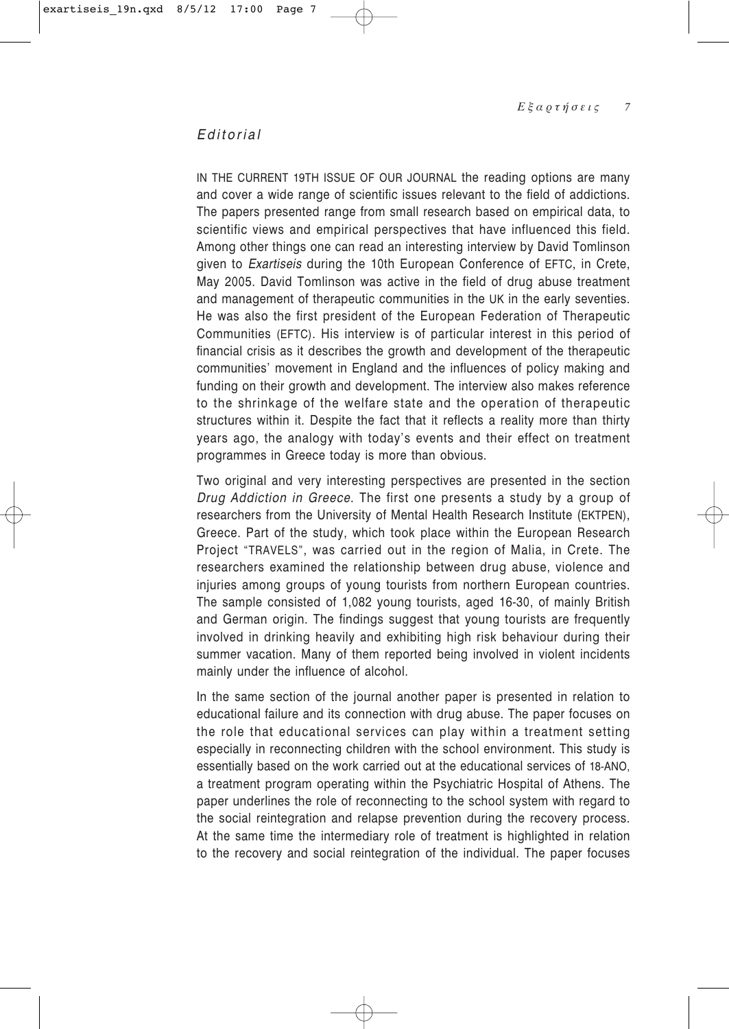*Editorial*

IN THE CURRENT 19TH ISSUE OF OUR JOURNAL the reading options are many and cover a wide range of scientific issues relevant to the field of addictions. The papers presented range from small research based on empirical data, to scientific views and empirical perspectives that have influenced this field. Among other things one can read an interesting interview by David Tomlinson given to *Exartiseis* during the 10th European Conference of EFTC, in Crete, May 2005. David Tomlinson was active in the field of drug abuse treatment and management of therapeutic communities in the UK in the early seventies. He was also the first president of the European Federation of Therapeutic Communities (EFTC). His interview is of particular interest in this period of financial crisis as it describes the growth and development of the therapeutic communities' movement in England and the influences of policy making and funding on their growth and development. The interview also makes reference to the shrinkage of the welfare state and the operation of therapeutic structures within it. Despite the fact that it reflects a reality more than thirty years ago, the analogy with today's events and their effect on treatment programmes in Greece today is more than obvious.

Two original and very interesting perspectives are presented in the section *Drug Addiction in Greece*. The first one presents a study by a group of researchers from the University of Mental Health Research Institute (EKTPEN), Greece. Part of the study, which took place within the European Research Project "TRAVELS", was carried out in the region of Malia, in Crete. The researchers examined the relationship between drug abuse, violence and injuries among groups of young tourists from northern European countries. The sample consisted of 1,082 young tourists, aged 16-30, of mainly British and German origin. The findings suggest that young tourists are frequently involved in drinking heavily and exhibiting high risk behaviour during their summer vacation. Many of them reported being involved in violent incidents mainly under the influence of alcohol.

In the same section of the journal another paper is presented in relation to educational failure and its connection with drug abuse. The paper focuses on the role that educational services can play within a treatment setting especially in reconnecting children with the school environment. This study is essentially based on the work carried out at the educational services of 18-ANO, a treatment program operating within the Psychiatric Hospital of Athens. The paper underlines the role of reconnecting to the school system with regard to the social reintegration and relapse prevention during the recovery process. At the same time the intermediary role of treatment is highlighted in relation to the recovery and social reintegration of the individual. The paper focuses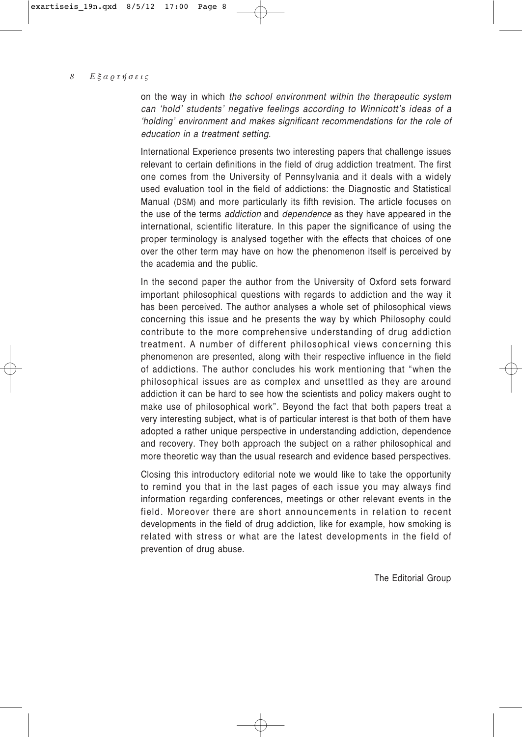on the way in which *the school environment within the therapeutic system can 'hold' students' negative feelings according to Winnicott's ideas of a 'holding' environment and makes significant recommendations for the role of education in a treatment setting.*

International Experience presents two interesting papers that challenge issues relevant to certain definitions in the field of drug addiction treatment. The first one comes from the University of Pennsylvania and it deals with a widely used evaluation tool in the field of addictions: the Diagnostic and Statistical Manual (DSM) and more particularly its fifth revision. The article focuses on the use of the terms *addiction* and *dependence* as they have appeared in the international, scientific literature. In this paper the significance of using the proper terminology is analysed together with the effects that choices of one over the other term may have on how the phenomenon itself is perceived by the academia and the public.

In the second paper the author from the University of Oxford sets forward important philosophical questions with regards to addiction and the way it has been perceived. The author analyses a whole set of philosophical views concerning this issue and he presents the way by which Philosophy could contribute to the more comprehensive understanding of drug addiction treatment. A number of different philosophical views concerning this phenomenon are presented, along with their respective influence in the field of addictions. The author concludes his work mentioning that "when the philosophical issues are as complex and unsettled as they are around addiction it can be hard to see how the scientists and policy makers ought to make use of philosophical work". Beyond the fact that both papers treat a very interesting subject, what is of particular interest is that both of them have adopted a rather unique perspective in understanding addiction, dependence and recovery. They both approach the subject on a rather philosophical and more theoretic way than the usual research and evidence based perspectives.

Closing this introductory editorial note we would like to take the opportunity to remind you that in the last pages of each issue you may always find information regarding conferences, meetings or other relevant events in the field. Moreover there are short announcements in relation to recent developments in the field of drug addiction, like for example, how smoking is related with stress or what are the latest developments in the field of prevention of drug abuse.

The Editorial Group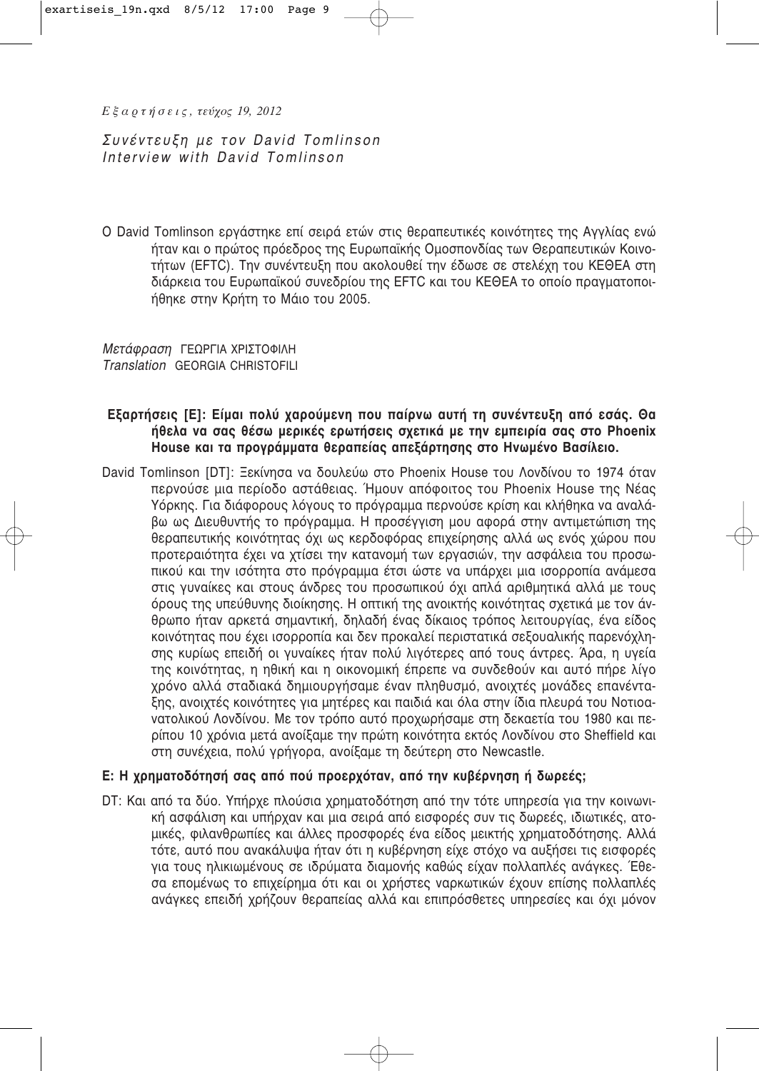*Εξαρτήσεις, τεύχος 19, 2012*

# *Συνέντευξη με τον David Tomlinson*
# *Interview with David Tomlinson*

O David Tomlinson εργάστηκε επί σειρά ετών στις θεραπευτικές κοινότητες της Αγγλίας ενώ ήταν και ο πρώτος πρόεδρος της Ευρωπαϊκής Ομοσπονδίας των Θεραπευτικών Κοινοτήτων (EFTC). Την συνέντευξη που ακολουθεί την έδωσε σε στελέχη του ΚΕΘΕΑ στη διάρκεια του Ευρωπαϊκού συνεδρίου της EFTC και του ΚΕΘΕΑ το οποίο πραγματοποιήθηκε στην Κρήτη το Μάιο του 2005.

*Μετάφραση* ΓΕΩΡΓΙΑ ΧΡΙΣΤΟΦΙΛΗ
*Translation* GEORGIA CHRISTOFILI

**Εξαρτήσεις [Ε]: Είμαι πολύ χαρούμενη που παίρνω αυτή τη συνέντευξη από εσάς. Θα ήθελα να σας θέσω μερικές ερωτήσεις σχετικά με την εμπειρία σας στο Phoenix House και τα προγράμματα θεραπείας απεξάρτησης στο Ηνωμένο Βασίλειο.**

David Tomlinson [DT]: Ξεκίνησα να δουλεύω στο Phoenix House του Λονδίνου το 1974 όταν περνούσε μια περίοδο αστάθειας. Ήμουν απόφοιτος του Phoenix House της Νέας Υόρκης. Για διάφορους λόγους το πρόγραμμα περνούσε κρίση και κλήθηκα να αναλάβω ως Διευθυντής το πρόγραμμα. Η προσέγγιση μου αφορά στην αντιμετώπιση της θεραπευτικής κοινότητας όχι ως κερδοφόρας επιχείρησης αλλά ως ενός χώρου που προτεραιότητα έχει να χτίσει την κατανομή των εργασιών, την ασφάλεια του προσωπικού και την ισότητα στο πρόγραμμα έτσι ώστε να υπάρχει μια ισορροπία ανάμεσα στις γυναίκες και στους άνδρες του προσωπικού όχι απλά αριθμητικά αλλά με τους όρους της υπεύθυνης διοίκησης. Η οπτική της ανοικτής κοινότητας σχετικά με τον άνθρωπο ήταν αρκετά σημαντική, δηλαδή ένας δίκαιος τρόπος λειτουργίας, ένα είδος κοινότητας που έχει ισορροπία και δεν προκαλεί περιστατικά σεξουαλικής παρενόχλησης κυρίως επειδή οι γυναίκες ήταν πολύ λιγότερες από τους άντρες. Άρα, η υγεία της κοινότητας, η ηθική και η οικονομική έπρεπε να συνδεθούν και αυτό πήρε λίγο χρόνο αλλά σταδιακά δημιουργήσαμε έναν πληθυσμό, ανοιχτές μονάδες επανένταξης, ανοιχτές κοινότητες για μητέρες και παιδιά και όλα στην ίδια πλευρά του Νοτιοανατολικού Λονδίνου. Με τον τρόπο αυτό προχωρήσαμε στη δεκαετία του 1980 και περίπου 10 χρόνια μετά ανοίξαμε την πρώτη κοινότητα εκτός Λονδίνου στο Sheffield και στη συνέχεια, πολύ γρήγορα, ανοίξαμε τη δεύτερη στο Newcastle.

**Ε: Η χρηματοδότησή σας από πού προερχόταν, από την κυβέρνηση ή δωρεές;**

DT: Και από τα δύο. Υπήρχε πλούσια χρηματοδότηση από την τότε υπηρεσία για την κοινωνική ασφάλιση και υπήρχαν και μια σειρά από εισφορές συν τις δωρεές, ιδιωτικές, ατομικές, φιλανθρωπίες και άλλες προσφορές ένα είδος μεικτής χρηματοδότησης. Αλλά τότε, αυτό που ανακάλυψα ήταν ότι η κυβέρνηση είχε στόχο να αυξήσει τις εισφορές για τους ηλικιωμένους σε ιδρύματα διαμονής καθώς είχαν πολλαπλές ανάγκες. Έθεσα επομένως το επιχείρημα ότι και οι χρήστες ναρκωτικών έχουν επίσης πολλαπλές ανάγκες επειδή χρήζουν θεραπείας αλλά και επιπρόσθετες υπηρεσίες και όχι μόνον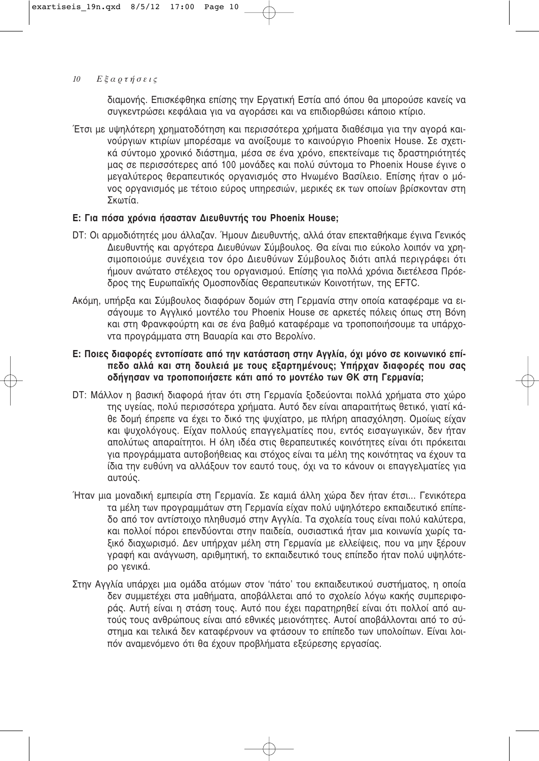διαμονής. Επισκέφθηκα επίσης την Εργατική Εστία από όπου θα μπορούσε κανείς να συγκεντρώσει κεφάλαια για να αγοράσει και να επιδιορθώσει κάποιο κτίριο.

Έτσι με υψηλότερη χρηματοδότηση και περισσότερα χρήματα διαθέσιμα για την αγορά καινούργιων κτιρίων μπορέσαμε να ανοίξουμε το καινούργιο Phoenix House. Σε σχετικά σύντομο χρονικό διάστημα, μέσα σε ένα χρόνο, επεκτείναμε τις δραστηριότητές μας σε περισσότερες από 100 μονάδες και πολύ σύντομα το Phoenix House έγινε ο μεγαλύτερος θεραπευτικός οργανισμός στο Ηνωμένο Βασίλειο. Επίσης ήταν ο μόνος οργανισμός με τέτοιο εύρος υπηρεσιών, μερικές εκ των οποίων βρίσκονταν στη Σκωτία.

**Ε: Για πόσα χρόνια ήσασταν Διευθυντής του Phoenix House;**

DT: Οι αρμοδιότητές μου άλλαζαν. Ήμουν Διευθυντής, αλλά όταν επεκταθήκαμε έγινα Γενικός Διευθυντής και αργότερα Διευθύνων Σύμβουλος. Θα είναι πιο εύκολο λοιπόν να χρησιμοποιούμε συνέχεια τον όρο Διευθύνων Σύμβουλος διότι απλά περιγράφει ότι ήμουν ανώτατο στέλεχος του οργανισμού. Επίσης για πολλά χρόνια διετέλεσα Πρόεδρος της Ευρωπαϊκής Ομοσπονδίας Θεραπευτικών Κοινοτήτων, της EFTC.

Ακόμη, υπήρξα και Σύμβουλος διαφόρων δομών στη Γερμανία στην οποία καταφέραμε να εισάγουμε το Αγγλικό μοντέλο του Phoenix House σε αρκετές πόλεις όπως στη Βόνη και στη Φρανκφούρτη και σε ένα βαθμό καταφέραμε να τροποποιήσουμε τα υπάρχοντα προγράμματα στη Βαυαρία και στο Βερολίνο.

**Ε: Ποιες διαφορές εντοπίσατε από την κατάσταση στην Αγγλία, όχι μόνο σε κοινωνικό επίπεδο αλλά και στη δουλειά με τους εξαρτημένους; Υπήρχαν διαφορές που σας οδήγησαν να τροποποιήσετε κάτι από το μοντέλο των ΘΚ στη Γερμανία;**

DT: Μάλλον η βασική διαφορά ήταν ότι στη Γερμανία ξοδεύονται πολλά χρήματα στο χώρο της υγείας, πολύ περισσότερα χρήματα. Αυτό δεν είναι απαραιτήτως θετικό, γιατί κάθε δομή έπρεπε να έχει το δικό της ψυχίατρο, με πλήρη απασχόληση. Ομοίως είχαν και ψυχολόγους. Είχαν πολλούς επαγγελματίες που, εντός εισαγωγικών, δεν ήταν απολύτως απαραίτητοι. Η όλη ιδέα στις θεραπευτικές κοινότητες είναι ότι πρόκειται για προγράμματα αυτοβοήθειας και στόχος είναι τα μέλη της κοινότητας να έχουν τα ίδια την ευθύνη να αλλάξουν τον εαυτό τους, όχι να το κάνουν οι επαγγελματίες για αυτούς.

Ήταν μια μοναδική εμπειρία στη Γερμανία. Σε καμιά άλλη χώρα δεν ήταν έτσι... Γενικότερα τα μέλη των προγραμμάτων στη Γερμανία είχαν πολύ υψηλότερο εκπαιδευτικό επίπεδο από τον αντίστοιχο πληθυσμό στην Αγγλία. Τα σχολεία τους είναι πολύ καλύτερα, και πολλοί πόροι επενδύονται στην παιδεία, ουσιαστικά ήταν μια κοινωνία χωρίς ταξικό διαχωρισμό. Δεν υπήρχαν μέλη στη Γερμανία με ελλείψεις, που να μην ξέρουν γραφή και ανάγνωση, αριθμητική, το εκπαιδευτικό τους επίπεδο ήταν πολύ υψηλότερο γενικά.

Στην Αγγλία υπάρχει μια ομάδα ατόμων στον 'πάτο' του εκπαιδευτικού συστήματος, η οποία δεν συμμετέχει στα μαθήματα, αποβάλλεται από το σχολείο λόγω κακής συμπεριφοράς. Αυτή είναι η στάση τους. Αυτό που έχει παρατηρηθεί είναι ότι πολλοί από αυτούς τους ανθρώπους είναι από εθνικές μειονότητες. Αυτοί αποβάλλονται από το σύστημα και τελικά δεν καταφέρνουν να φτάσουν το επίπεδο των υπολοίπων. Είναι λοιπόν αναμενόμενο ότι θα έχουν προβλήματα εξεύρεσης εργασίας.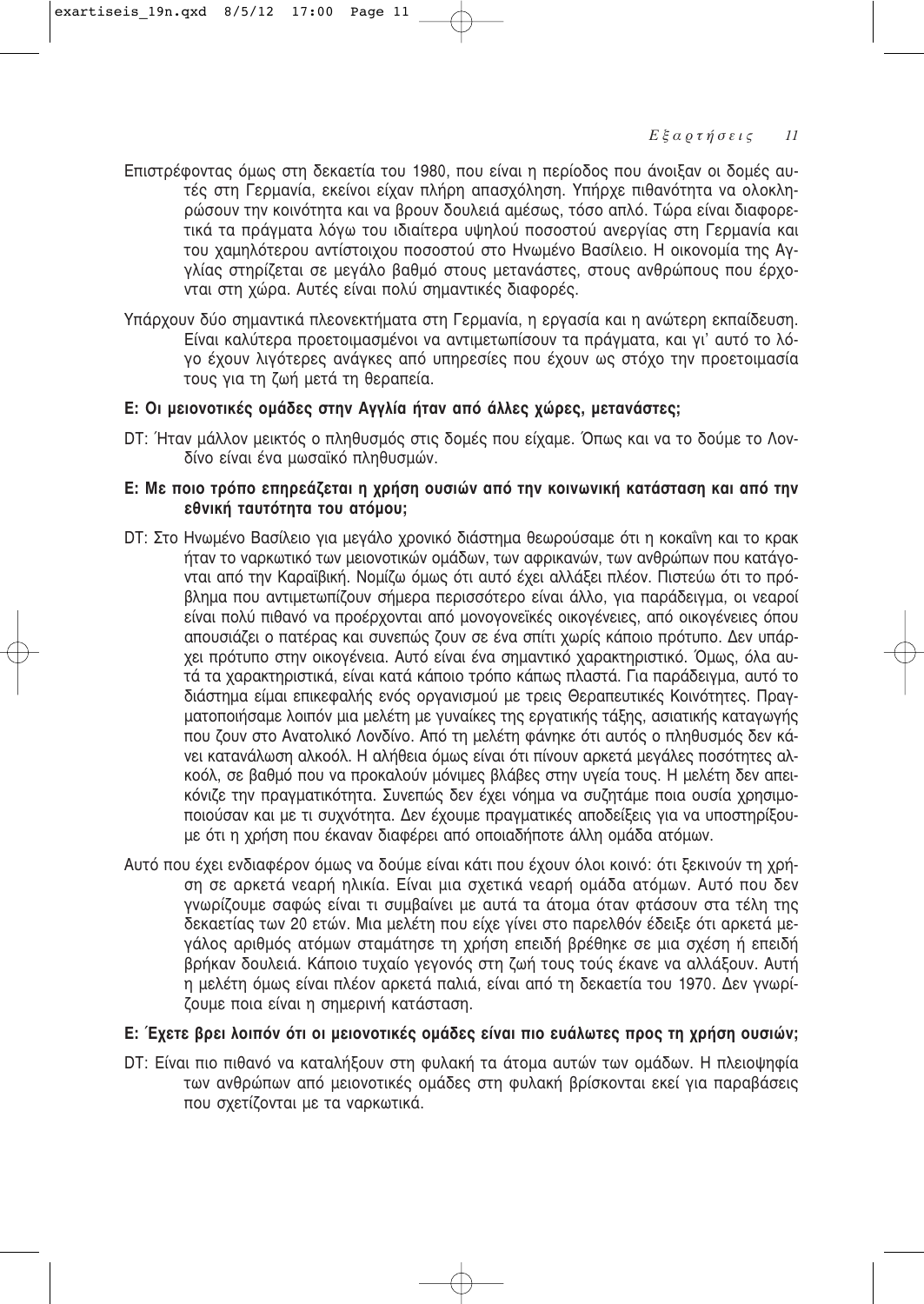Επιστρέφοντας όμως στη δεκαετία του 1980, που είναι η περίοδος που άνοιξαν οι δομές αυτές στη Γερμανία, εκείνοι είχαν πλήρη απασχόληση. Υπήρχε πιθανότητα να ολοκληρώσουν την κοινότητα και να βρουν δουλειά αμέσως, τόσο απλό. Τώρα είναι διαφορετικά τα πράγματα λόγω του ιδιαίτερα υψηλού ποσοστού ανεργίας στη Γερμανία και του χαμηλότερου αντίστοιχου ποσοστού στο Ηνωμένο Βασίλειο. Η οικονομία της Αγγλίας στηρίζεται σε μεγάλο βαθμό στους μετανάστες, στους ανθρώπους που έρχονται στη χώρα. Αυτές είναι πολύ σημαντικές διαφορές.

Υπάρχουν δύο σημαντικά πλεονεκτήματα στη Γερμανία, η εργασία και η ανώτερη εκπαίδευση. Είναι καλύτερα προετοιμασμένοι να αντιμετωπίσουν τα πράγματα, και γι' αυτό το λόγο έχουν λιγότερες ανάγκες από υπηρεσίες που έχουν ως στόχο την προετοιμασία τους για τη ζωή μετά τη θεραπεία.

**Ε: Οι μειονοτικές ομάδες στην Αγγλία ήταν από άλλες χώρες, μετανάστες;**

DT: Ήταν μάλλον μεικτός ο πληθυσμός στις δομές που είχαμε. Όπως και να το δούμε το Λονδίνο είναι ένα μωσαϊκό πληθυσμών.

**Ε: Με ποιο τρόπο επηρεάζεται η χρήση ουσιών από την κοινωνική κατάσταση και από την εθνική ταυτότητα του ατόμου;**

DT: Στο Ηνωμένο Βασίλειο για μεγάλο χρονικό διάστημα θεωρούσαμε ότι η κοκαΐνη και το κρακ ήταν το ναρκωτικό των μειονοτικών ομάδων, των αφρικανών, των ανθρώπων που κατάγονται από την Καραϊβική. Νομίζω όμως ότι αυτό έχει αλλάξει πλέον. Πιστεύω ότι το πρόβλημα που αντιμετωπίζουν σήμερα περισσότερο είναι άλλο, για παράδειγμα, οι νεαροί είναι πολύ πιθανό να προέρχονται από μονογονεϊκές οικογένειες, από οικογένειες όπου απουσιάζει ο πατέρας και συνεπώς ζουν σε ένα σπίτι χωρίς κάποιο πρότυπο. Δεν υπάρχει πρότυπο στην οικογένεια. Αυτό είναι ένα σημαντικό χαρακτηριστικό. Όμως, όλα αυτά τα χαρακτηριστικά, είναι κατά κάποιο τρόπο κάπως πλαστά. Για παράδειγμα, αυτό το διάστημα είμαι επικεφαλής ενός οργανισμού με τρεις Θεραπευτικές Κοινότητες. Πραγματοποιήσαμε λοιπόν μια μελέτη με γυναίκες της εργατικής τάξης, ασιατικής καταγωγής που ζουν στο Ανατολικό Λονδίνο. Από τη μελέτη φάνηκε ότι αυτός ο πληθυσμός δεν κάνει κατανάλωση αλκοόλ. Η αλήθεια όμως είναι ότι πίνουν αρκετά μεγάλες ποσότητες αλκοόλ, σε βαθμό που να προκαλούν μόνιμες βλάβες στην υγεία τους. Η μελέτη δεν απεικόνιζε την πραγματικότητα. Συνεπώς δεν έχει νόημα να συζητάμε ποια ουσία χρησιμοποιούσαν και με τι συχνότητα. Δεν έχουμε πραγματικές αποδείξεις για να υποστηρίξουμε ότι η χρήση που έκαναν διαφέρει από οποιαδήποτε άλλη ομάδα ατόμων.

Αυτό που έχει ενδιαφέρον όμως να δούμε είναι κάτι που έχουν όλοι κοινό: ότι ξεκινούν τη χρήση σε αρκετά νεαρή ηλικία. Είναι μια σχετικά νεαρή ομάδα ατόμων. Αυτό που δεν γνωρίζουμε σαφώς είναι τι συμβαίνει με αυτά τα άτομα όταν φτάσουν στα τέλη της δεκαετίας των 20 ετών. Μια μελέτη που είχε γίνει στο παρελθόν έδειξε ότι αρκετά μεγάλος αριθμός ατόμων σταμάτησε τη χρήση επειδή βρέθηκε σε μια σχέση ή επειδή βρήκαν δουλειά. Κάποιο τυχαίο γεγονός στη ζωή τους τούς έκανε να αλλάξουν. Αυτή η μελέτη όμως είναι πλέον αρκετά παλιά, είναι από τη δεκαετία του 1970. Δεν γνωρίζουμε ποια είναι η σημερινή κατάσταση.

**Ε: Έχετε βρει λοιπόν ότι οι μειονοτικές ομάδες είναι πιο ευάλωτες προς τη χρήση ουσιών;**

DT: Είναι πιο πιθανό να καταλήξουν στη φυλακή τα άτομα αυτών των ομάδων. Η πλειοψηφία των ανθρώπων από μειονοτικές ομάδες στη φυλακή βρίσκονται εκεί για παραβάσεις που σχετίζονται με τα ναρκωτικά.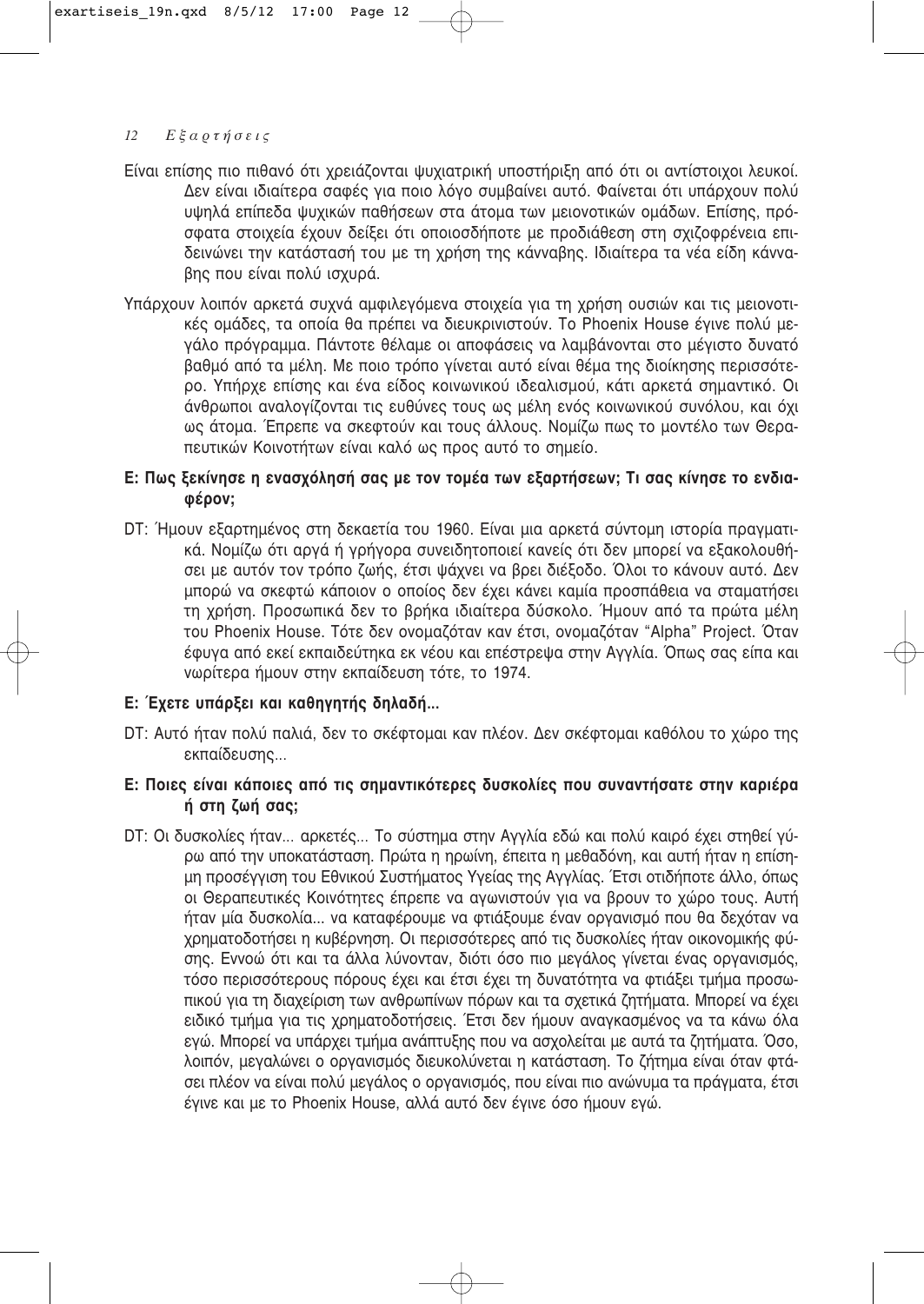Είναι επίσης πιο πιθανό ότι χρειάζονται ψυχιατρική υποστήριξη από ότι οι αντίστοιχοι λευκοί. Δεν είναι ιδιαίτερα σαφές για ποιο λόγο συμβαίνει αυτό. Φαίνεται ότι υπάρχουν πολύ υψηλά επίπεδα ψυχικών παθήσεων στα άτομα των μειονοτικών ομάδων. Επίσης, πρόσφατα στοιχεία έχουν δείξει ότι οποιοσδήποτε με προδιάθεση στη σχιζοφρένεια επιδεινώνει την κατάστασή του με τη χρήση της κάνναβης. Ιδιαίτερα τα νέα είδη κάνναβης που είναι πολύ ισχυρά.

Υπάρχουν λοιπόν αρκετά συχνά αμφιλεγόμενα στοιχεία για τη χρήση ουσιών και τις μειονοτικές ομάδες, τα οποία θα πρέπει να διευκρινιστούν. Το Phoenix House έγινε πολύ μεγάλο πρόγραμμα. Πάντοτε θέλαμε οι αποφάσεις να λαμβάνονται στο μέγιστο δυνατό βαθμό από τα μέλη. Με ποιο τρόπο γίνεται αυτό είναι θέμα της διοίκησης περισσότερο. Υπήρχε επίσης και ένα είδος κοινωνικού ιδεαλισμού, κάτι αρκετά σημαντικό. Οι άνθρωποι αναλογίζονται τις ευθύνες τους ως μέλη ενός κοινωνικού συνόλου, και όχι ως άτομα. Έπρεπε να σκεφτούν και τους άλλους. Νομίζω πως το μοντέλο των Θεραπευτικών Κοινοτήτων είναι καλό ως προς αυτό το σημείο.

**Ε: Πως ξεκίνησε η ενασχόλησή σας με τον τομέα των εξαρτήσεων; Τι σας κίνησε το ενδιαφέρον;**

DT: Ήμουν εξαρτημένος στη δεκαετία του 1960. Είναι μια αρκετά σύντομη ιστορία πραγματικά. Νομίζω ότι αργά ή γρήγορα συνειδητοποιεί κανείς ότι δεν μπορεί να εξακολουθήσει με αυτόν τον τρόπο ζωής, έτσι ψάχνει να βρει διέξοδο. Όλοι το κάνουν αυτό. Δεν μπορώ να σκεφτώ κάποιον ο οποίος δεν έχει κάνει καμία προσπάθεια να σταματήσει τη χρήση. Προσωπικά δεν το βρήκα ιδιαίτερα δύσκολο. Ήμουν από τα πρώτα μέλη του Phoenix House. Τότε δεν ονομαζόταν καν έτσι, ονομαζόταν "Alpha" Project. Όταν έφυγα από εκεί εκπαιδεύτηκα εκ νέου και επέστρεψα στην Αγγλία. Όπως σας είπα και νωρίτερα ήμουν στην εκπαίδευση τότε, το 1974.

**Ε: Έχετε υπάρξει και καθηγητής δηλαδή...**

DT: Αυτό ήταν πολύ παλιά, δεν το σκέφτομαι καν πλέον. Δεν σκέφτομαι καθόλου το χώρο της εκπαίδευσης...

**Ε: Ποιες είναι κάποιες από τις σημαντικότερες δυσκολίες που συναντήσατε στην καριέρα ή στη ζωή σας;**

DT: Οι δυσκολίες ήταν... αρκετές... Το σύστημα στην Αγγλία εδώ και πολύ καιρό έχει στηθεί γύρω από την υποκατάσταση. Πρώτα η ηρωίνη, έπειτα η μεθαδόνη, και αυτή ήταν η επίσημη προσέγγιση του Εθνικού Συστήματος Υγείας της Αγγλίας. Έτσι οτιδήποτε άλλο, όπως οι Θεραπευτικές Κοινότητες έπρεπε να αγωνιστούν για να βρουν το χώρο τους. Αυτή ήταν μία δυσκολία... να καταφέρουμε να φτιάξουμε έναν οργανισμό που θα δεχόταν να χρηματοδοτήσει η κυβέρνηση. Οι περισσότερες από τις δυσκολίες ήταν οικονομικής φύσης. Εννοώ ότι και τα άλλα λύνονταν, διότι όσο πιο μεγάλος γίνεται ένας οργανισμός, τόσο περισσότερους πόρους έχει και έτσι έχει τη δυνατότητα να φτιάξει τμήμα προσωπικού για τη διαχείριση των ανθρωπίνων πόρων και τα σχετικά ζητήματα. Μπορεί να έχει ειδικό τμήμα για τις χρηματοδοτήσεις. Έτσι δεν ήμουν αναγκασμένος να τα κάνω όλα εγώ. Μπορεί να υπάρχει τμήμα ανάπτυξης που να ασχολείται με αυτά τα ζητήματα. Όσο, λοιπόν, μεγαλώνει ο οργανισμός διευκολύνεται η κατάσταση. Το ζήτημα είναι όταν φτάσει πλέον να είναι πολύ μεγάλος ο οργανισμός, που είναι πιο ανώνυμα τα πράγματα, έτσι έγινε και με το Phoenix House, αλλά αυτό δεν έγινε όσο ήμουν εγώ.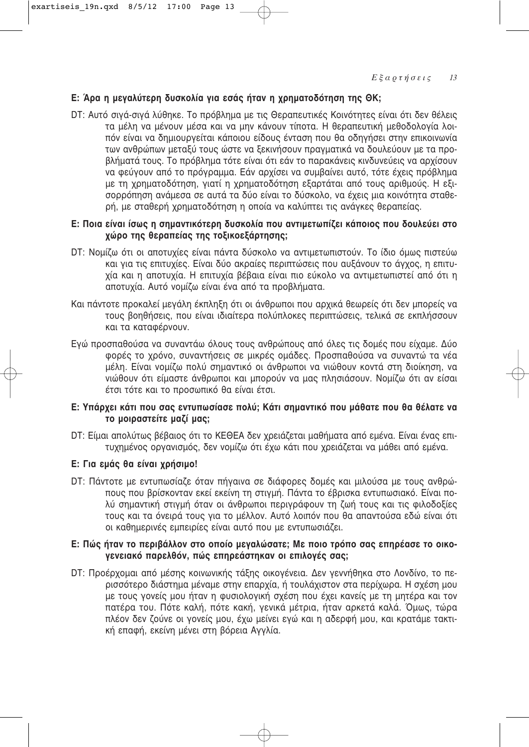**Ε: Άρα η μεγαλύτερη δυσκολία για εσάς ήταν η χρηματοδότηση της ΘΚ;**

DT: Αυτό σιγά-σιγά λύθηκε. Το πρόβλημα με τις Θεραπευτικές Κοινότητες είναι ότι δεν θέλεις τα μέλη να μένουν μέσα και να μην κάνουν τίποτα. Η θεραπευτική μεθοδολογία λοιπόν είναι να δημιουργείται κάποιου είδους ένταση που θα οδηγήσει στην επικοινωνία των ανθρώπων μεταξύ τους ώστε να ξεκινήσουν πραγματικά να δουλεύουν με τα προβλήματά τους. Το πρόβλημα τότε είναι ότι εάν το παρακάνεις κινδυνεύεις να αρχίσουν να φεύγουν από το πρόγραμμα. Εάν αρχίσει να συμβαίνει αυτό, τότε έχεις πρόβλημα με τη χρηματοδότηση, γιατί η χρηματοδότηση εξαρτάται από τους αριθμούς. Η εξισορρόπηση ανάμεσα σε αυτά τα δύο είναι το δύσκολο, να έχεις μια κοινότητα σταθερή, με σταθερή χρηματοδότηση η οποία να καλύπτει τις ανάγκες θεραπείας.

**Ε: Ποια είναι ίσως η σημαντικότερη δυσκολία που αντιμετωπίζει κάποιος που δουλεύει στο χώρο της θεραπείας της τοξικοεξάρτησης;**

DT: Νομίζω ότι οι αποτυχίες είναι πάντα δύσκολο να αντιμετωπιστούν. Το ίδιο όμως πιστεύω και για τις επιτυχίες. Είναι δύο ακραίες περιπτώσεις που αυξάνουν το άγχος, η επιτυχία και η αποτυχία. Η επιτυχία βέβαια είναι πιο εύκολο να αντιμετωπιστεί από ότι η αποτυχία. Αυτό νομίζω είναι ένα από τα προβλήματα.

Και πάντοτε προκαλεί μεγάλη έκπληξη ότι οι άνθρωποι που αρχικά θεωρείς ότι δεν μπορείς να τους βοηθήσεις, που είναι ιδιαίτερα πολύπλοκες περιπτώσεις, τελικά σε εκπλήσσουν και τα καταφέρνουν.

Εγώ προσπαθούσα να συναντάω όλους τους ανθρώπους από όλες τις δομές που είχαμε. Δύο φορές το χρόνο, συναντήσεις σε μικρές ομάδες. Προσπαθούσα να συναντώ τα νέα μέλη. Είναι νομίζω πολύ σημαντικό οι άνθρωποι να νιώθουν κοντά στη διοίκηση, να νιώθουν ότι είμαστε άνθρωποι και μπορούν να μας πλησιάσουν. Νομίζω ότι αν είσαι έτσι τότε και το προσωπικό θα είναι έτσι.

**Ε: Υπάρχει κάτι που σας εντυπωσίασε πολύ; Κάτι σημαντικό που μάθατε που θα θέλατε να το μοιραστείτε μαζί μας;**

DT: Είμαι απολύτως βέβαιος ότι το ΚΕΘΕΑ δεν χρειάζεται μαθήματα από εμένα. Είναι ένας επιτυχημένος οργανισμός, δεν νομίζω ότι έχω κάτι που χρειάζεται να μάθει από εμένα.

**Ε: Για εμάς θα είναι χρήσιμο!**

DT: Πάντοτε με εντυπωσίαζε όταν πήγαινα σε διάφορες δομές και μιλούσα με τους ανθρώπους που βρίσκονταν εκεί εκείνη τη στιγμή. Πάντα το έβρισκα εντυπωσιακό. Είναι πολύ σημαντική στιγμή όταν οι άνθρωποι περιγράφουν τη ζωή τους και τις φιλοδοξίες τους και τα όνειρά τους για το μέλλον. Αυτό λοιπόν που θα απαντούσα εδώ είναι ότι οι καθημερινές εμπειρίες είναι αυτό που με εντυπωσιάζει.

**Ε: Πώς ήταν το περιβάλλον στο οποίο μεγαλώσατε; Με ποιο τρόπο σας επηρέασε το οικογενειακό παρελθόν, πώς επηρεάστηκαν οι επιλογές σας;**

DT: Προέρχομαι από μέσης κοινωνικής τάξης οικογένεια. Δεν γεννήθηκα στο Λονδίνο, το περισσότερο διάστημα μέναμε στην επαρχία, ή τουλάχιστον στα περίχωρα. Η σχέση μου με τους γονείς μου ήταν η φυσιολογική σχέση που έχει κανείς με τη μητέρα και τον πατέρα του. Πότε καλή, πότε κακή, γενικά μέτρια, ήταν αρκετά καλά. Όμως, τώρα πλέον δεν ζούνε οι γονείς μου, έχω μείνει εγώ και η αδερφή μου, και κρατάμε τακτική επαφή, εκείνη μένει στη βόρεια Αγγλία.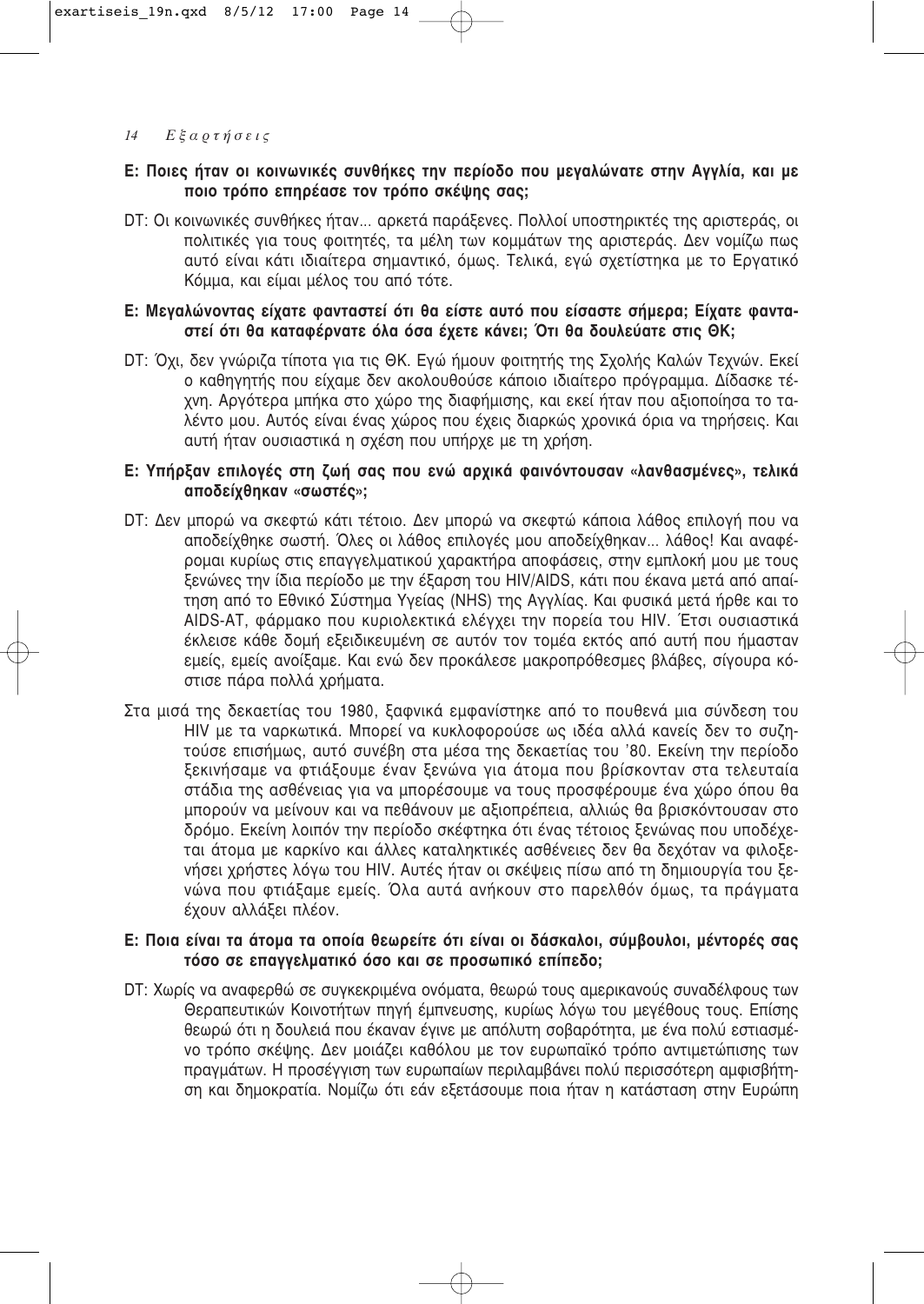**Ε: Ποιες ήταν οι κοινωνικές συνθήκες την περίοδο που μεγαλώνατε στην Αγγλία, και με ποιο τρόπο επηρέασε τον τρόπο σκέψης σας;**

DT: Οι κοινωνικές συνθήκες ήταν... αρκετά παράξενες. Πολλοί υποστηρικτές της αριστεράς, οι πολιτικές για τους φοιτητές, τα μέλη των κομμάτων της αριστεράς. Δεν νομίζω πως αυτό είναι κάτι ιδιαίτερα σημαντικό, όμως. Τελικά, εγώ σχετίστηκα με το Εργατικό Κόμμα, και είμαι μέλος του από τότε.

**Ε: Μεγαλώνοντας είχατε φανταστεί ότι θα είστε αυτό που είσαστε σήμερα; Είχατε φανταστεί ότι θα καταφέρνατε όλα όσα έχετε κάνει; Ότι θα δουλεύατε στις ΘΚ;**

DT: Όχι, δεν γνώριζα τίποτα για τις ΘΚ. Εγώ ήμουν φοιτητής της Σχολής Καλών Τεχνών. Εκεί ο καθηγητής που είχαμε δεν ακολουθούσε κάποιο ιδιαίτερο πρόγραμμα. Δίδασκε τέχνη. Αργότερα μπήκα στο χώρο της διαφήμισης, και εκεί ήταν που αξιοποίησα το ταλέντο μου. Αυτός είναι ένας χώρος που έχεις διαρκώς χρονικά όρια να τηρήσεις. Και αυτή ήταν ουσιαστικά η σχέση που υπήρχε με τη χρήση.

**Ε: Υπήρξαν επιλογές στη ζωή σας που ενώ αρχικά φαινόντουσαν «λανθασμένες», τελικά αποδείχθηκαν «σωστές»;**

DT: Δεν μπορώ να σκεφτώ κάτι τέτοιο. Δεν μπορώ να σκεφτώ κάποια λάθος επιλογή που να αποδείχθηκε σωστή. Όλες οι λάθος επιλογές μου αποδείχθηκαν... λάθος! Και αναφέρομαι κυρίως στις επαγγελματικού χαρακτήρα αποφάσεις, στην εμπλοκή μου με τους ξενώνες την ίδια περίοδο με την έξαρση του HIV/AIDS, κάτι που έκανα μετά από απαίτηση από το Εθνικό Σύστημα Υγείας (NHS) της Αγγλίας. Και φυσικά μετά ήρθε και το AIDS-AT, φάρμακο που κυριολεκτικά ελέγχει την πορεία του HIV. Έτσι ουσιαστικά έκλεισε κάθε δομή εξειδικευμένη σε αυτόν τον τομέα εκτός από αυτή που ήμασταν εμείς, εμείς ανοίξαμε. Και ενώ δεν προκάλεσε μακροπρόθεσμες βλάβες, σίγουρα κόστισε πάρα πολλά χρήματα.

Στα μισά της δεκαετίας του 1980, ξαφνικά εμφανίστηκε από το πουθενά μια σύνδεση του HIV με τα ναρκωτικά. Μπορεί να κυκλοφορούσε ως ιδέα αλλά κανείς δεν το συζητούσε επισήμως, αυτό συνέβη στα μέσα της δεκαετίας του '80. Εκείνη την περίοδο ξεκινήσαμε να φτιάξουμε έναν ξενώνα για άτομα που βρίσκονταν στα τελευταία στάδια της ασθένειας για να μπορέσουμε να τους προσφέρουμε ένα χώρο όπου θα μπορούν να μείνουν και να πεθάνουν με αξιοπρέπεια, αλλιώς θα βρισκόντουσαν στο δρόμο. Εκείνη λοιπόν την περίοδο σκέφτηκα ότι ένας τέτοιος ξενώνας που υποδέχεται άτομα με καρκίνο και άλλες καταληκτικές ασθένειες δεν θα δεχόταν να φιλοξενήσει χρήστες λόγω του HIV. Αυτές ήταν οι σκέψεις πίσω από τη δημιουργία του ξενώνα που φτιάξαμε εμείς. Όλα αυτά ανήκουν στο παρελθόν όμως, τα πράγματα έχουν αλλάξει πλέον.

**Ε: Ποια είναι τα άτομα τα οποία θεωρείτε ότι είναι οι δάσκαλοι, σύμβουλοι, μέντορές σας τόσο σε επαγγελματικό όσο και σε προσωπικό επίπεδο;**

DT: Χωρίς να αναφερθώ σε συγκεκριμένα ονόματα, θεωρώ τους αμερικανούς συναδέλφους των Θεραπευτικών Κοινοτήτων πηγή έμπνευσης, κυρίως λόγω του μεγέθους τους. Επίσης θεωρώ ότι η δουλειά που έκαναν έγινε με απόλυτη σοβαρότητα, με ένα πολύ εστιασμένο τρόπο σκέψης. Δεν μοιάζει καθόλου με τον ευρωπαϊκό τρόπο αντιμετώπισης των πραγμάτων. Η προσέγγιση των ευρωπαίων περιλαμβάνει πολύ περισσότερη αμφισβήτηση και δημοκρατία. Νομίζω ότι εάν εξετάσουμε ποια ήταν η κατάσταση στην Ευρώπη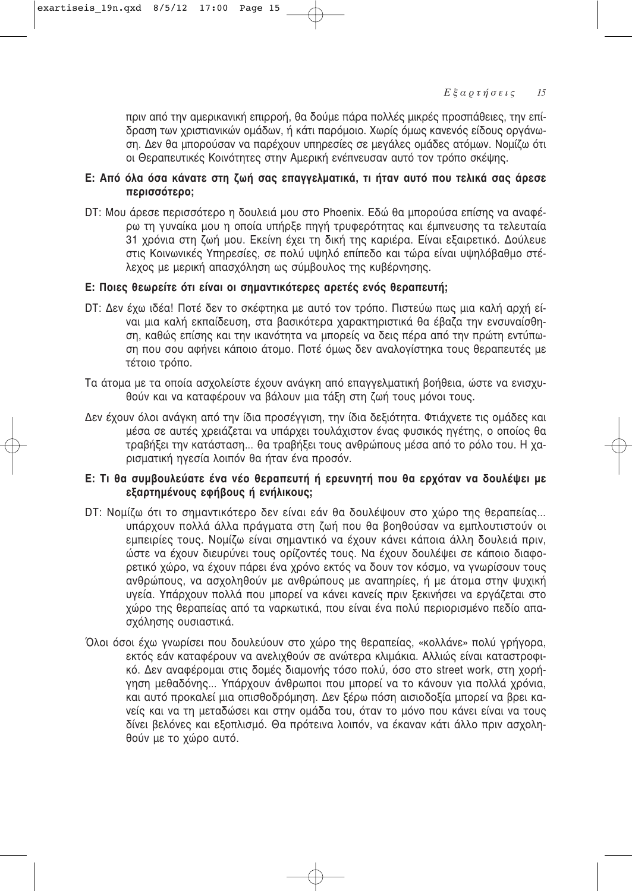πριν από την αμερικανική επιρροή, θα δούμε πάρα πολλές μικρές προσπάθειες, την επίδραση των χριστιανικών ομάδων, ή κάτι παρόμοιο. Χωρίς όμως κανενός είδους οργάνωση. Δεν θα μπορούσαν να παρέχουν υπηρεσίες σε μεγάλες ομάδες ατόμων. Νομίζω ότι οι Θεραπευτικές Κοινότητες στην Αμερική ενέπνευσαν αυτό τον τρόπο σκέψης.

**Ε: Από όλα όσα κάνατε στη ζωή σας επαγγελματικά, τι ήταν αυτό που τελικά σας άρεσε περισσότερο;**

DT: Μου άρεσε περισσότερο η δουλειά μου στο Phoenix. Εδώ θα μπορούσα επίσης να αναφέρω τη γυναίκα μου η οποία υπήρξε πηγή τρυφερότητας και έμπνευσης τα τελευταία 31 χρόνια στη ζωή μου. Εκείνη έχει τη δική της καριέρα. Είναι εξαιρετικό. Δούλευε στις Κοινωνικές Υπηρεσίες, σε πολύ υψηλό επίπεδο και τώρα είναι υψηλόβαθμο στέλεχος με μερική απασχόληση ως σύμβουλος της κυβέρνησης.

**Ε: Ποιες θεωρείτε ότι είναι οι σημαντικότερες αρετές ενός θεραπευτή;**

DT: Δεν έχω ιδέα! Ποτέ δεν το σκέφτηκα με αυτό τον τρόπο. Πιστεύω πως μια καλή αρχή είναι μια καλή εκπαίδευση, στα βασικότερα χαρακτηριστικά θα έβαζα την ενσυναίσθηση, καθώς επίσης και την ικανότητα να μπορείς να δεις πέρα από την πρώτη εντύπωση που σου αφήνει κάποιο άτομο. Ποτέ όμως δεν αναλογίστηκα τους θεραπευτές με τέτοιο τρόπο.

Τα άτομα με τα οποία ασχολείστε έχουν ανάγκη από επαγγελματική βοήθεια, ώστε να ενισχυθούν και να καταφέρουν να βάλουν μια τάξη στη ζωή τους μόνοι τους.

Δεν έχουν όλοι ανάγκη από την ίδια προσέγγιση, την ίδια δεξιότητα. Φτιάχνετε τις ομάδες και μέσα σε αυτές χρειάζεται να υπάρχει τουλάχιστον ένας φυσικός ηγέτης, ο οποίος θα τραβήξει την κατάσταση... θα τραβήξει τους ανθρώπους μέσα από το ρόλο του. Η χαρισματική ηγεσία λοιπόν θα ήταν ένα προσόν.

**Ε: Τι θα συμβουλεύατε ένα νέο θεραπευτή ή ερευνητή που θα ερχόταν να δουλέψει με εξαρτημένους εφήβους ή ενήλικους;**

DT: Νομίζω ότι το σημαντικότερο δεν είναι εάν θα δουλέψουν στο χώρο της θεραπείας... υπάρχουν πολλά άλλα πράγματα στη ζωή που θα βοηθούσαν να εμπλουτιστούν οι εμπειρίες τους. Νομίζω είναι σημαντικό να έχουν κάνει κάποια άλλη δουλειά πριν, ώστε να έχουν διευρύνει τους ορίζοντές τους. Να έχουν δουλέψει σε κάποιο διαφορετικό χώρο, να έχουν πάρει ένα χρόνο εκτός να δουν τον κόσμο, να γνωρίσουν τους ανθρώπους, να ασχοληθούν με ανθρώπους με αναπηρίες, ή με άτομα στην ψυχική υγεία. Υπάρχουν πολλά που μπορεί να κάνει κανείς πριν ξεκινήσει να εργάζεται στο χώρο της θεραπείας από τα ναρκωτικά, που είναι ένα πολύ περιορισμένο πεδίο απασχόλησης ουσιαστικά.

Όλοι όσοι έχω γνωρίσει που δουλεύουν στο χώρο της θεραπείας, «κολλάνε» πολύ γρήγορα, εκτός εάν καταφέρουν να ανελιχθούν σε ανώτερα κλιμάκια. Αλλιώς είναι καταστροφικό. Δεν αναφέρομαι στις δομές διαμονής τόσο πολύ, όσο στο street work, στη χορήγηση μεθαδόνης... Υπάρχουν άνθρωποι που μπορεί να το κάνουν για πολλά χρόνια, και αυτό προκαλεί μια οπισθοδρόμηση. Δεν ξέρω πόση αισιοδοξία μπορεί να βρει κανείς και να τη μεταδώσει και στην ομάδα του, όταν το μόνο που κάνει είναι να τους δίνει βελόνες και εξοπλισμό. Θα πρότεινα λοιπόν, να έκαναν κάτι άλλο πριν ασχοληθούν με το χώρο αυτό.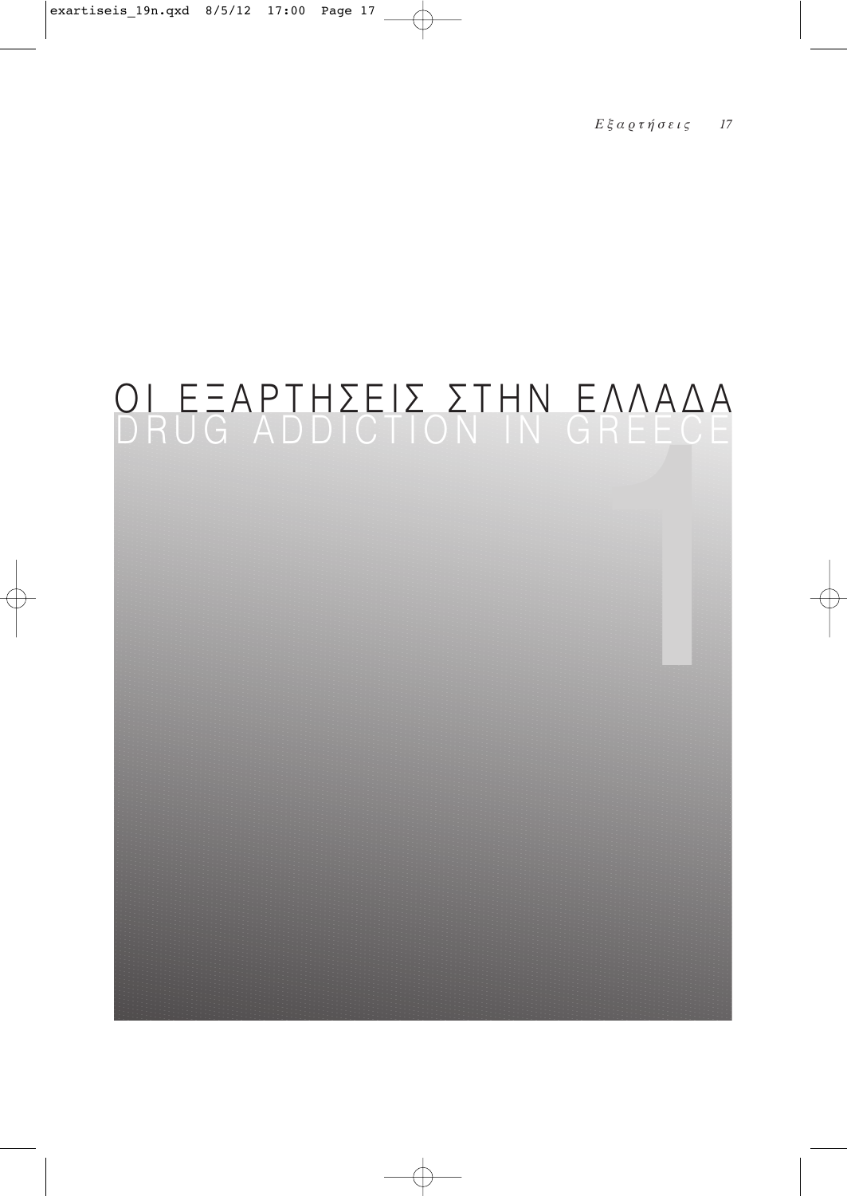# ΟΙ ΕΞΑΡΤΗΣΕΙΣ ΣΤΗΝ ΕΛΛΑΔΑ
# DRUG ADDICTION IN GREECE

1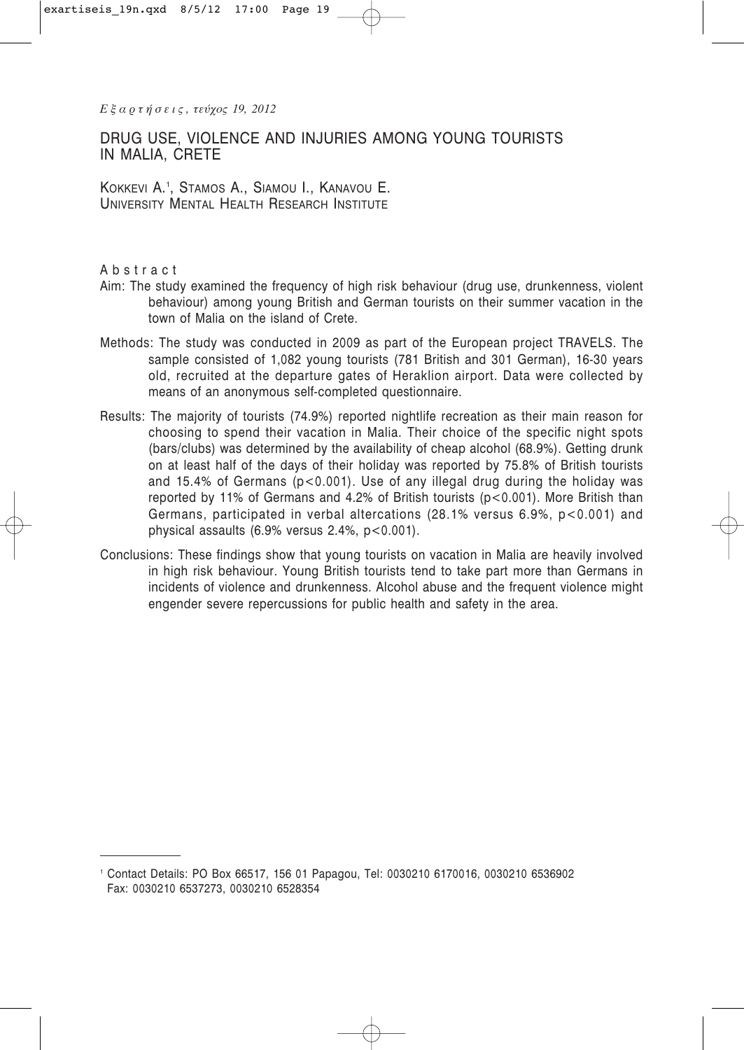# DRUG USE, VIOLENCE AND INJURIES AMONG YOUNG TOURISTS IN MALIA, CRETE

KOKKEVI A.[1], STAMOS A., SIAMOU I., KANAVOU E.
UNIVERSITY MENTAL HEALTH RESEARCH INSTITUTE

## Abstract

Aim: The study examined the frequency of high risk behaviour (drug use, drunkenness, violent behaviour) among young British and German tourists on their summer vacation in the town of Malia on the island of Crete.

Methods: The study was conducted in 2009 as part of the European project TRAVELS. The sample consisted of 1,082 young tourists (781 British and 301 German), 16-30 years old, recruited at the departure gates of Heraklion airport. Data were collected by means of an anonymous self-completed questionnaire.

Results: The majority of tourists (74.9%) reported nightlife recreation as their main reason for choosing to spend their vacation in Malia. Their choice of the specific night spots (bars/clubs) was determined by the availability of cheap alcohol (68.9%). Getting drunk on at least half of the days of their holiday was reported by 75.8% of British tourists and 15.4% of Germans ($p<0.001$). Use of any illegal drug during the holiday was reported by 11% of Germans and 4.2% of British tourists ($p<0.001$). More British than Germans, participated in verbal altercations (28.1% versus 6.9%, $p<0.001$) and physical assaults (6.9% versus 2.4%, $p<0.001$).

Conclusions: These findings show that young tourists on vacation in Malia are heavily involved in high risk behaviour. Young British tourists tend to take part more than Germans in incidents of violence and drunkenness. Alcohol abuse and the frequent violence might engender severe repercussions for public health and safety in the area.

---

[1] Contact Details: PO Box 66517, 156 01 Papagou, Tel: 0030210 6170016, 0030210 6536902
Fax: 0030210 6537273, 0030210 6528354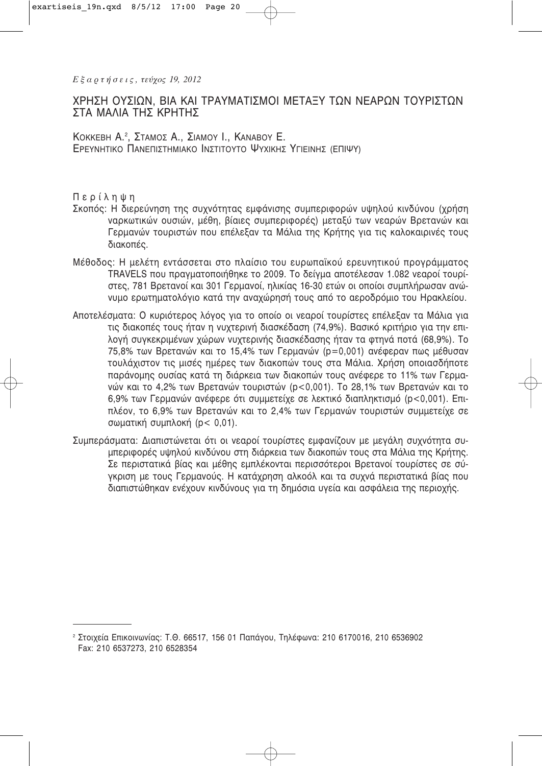# ΧΡΗΣΗ ΟΥΣΙΩΝ, ΒΙΑ ΚΑΙ ΤΡΑΥΜΑΤΙΣΜΟΙ ΜΕΤΑΞΥ ΤΩΝ ΝΕΑΡΩΝ ΤΟΥΡΙΣΤΩΝ ΣΤΑ ΜΑΛΙΑ ΤΗΣ ΚΡΗΤΗΣ

ΚΟΚΚΕΒΗ Α.[2], ΣΤΑΜΟΣ Α., ΣΙΑΜΟΥ Ι., ΚΑΝΑΒΟΥ Ε.
ΕΡΕΥΝΗΤΙΚΟ ΠΑΝΕΠΙΣΤΗΜΙΑΚΟ ΙΝΣΤΙΤΟΥΤΟ ΨΥΧΙΚΗΣ ΥΓΙΕΙΝΗΣ (ΕΠΙΨΥ)

## Περίληψη

Σκοπός: Η διερεύνηση της συχνότητας εμφάνισης συμπεριφορών υψηλού κινδύνου (χρήση ναρκωτικών ουσιών, μέθη, βίαιες συμπεριφορές) μεταξύ των νεαρών Βρετανών και Γερμανών τουριστών που επέλεξαν τα Μάλια της Κρήτης για τις καλοκαιρινές τους διακοπές.

Μέθοδος: Η μελέτη εντάσσεται στο πλαίσιο του ευρωπαϊκού ερευνητικού προγράμματος TRAVELS που πραγματοποιήθηκε το 2009. Το δείγμα αποτέλεσαν 1.082 νεαροί τουρίστες, 781 Βρετανοί και 301 Γερμανοί, ηλικίας 16-30 ετών οι οποίοι συμπλήρωσαν ανώνυμο ερωτηματολόγιο κατά την αναχώρησή τους από το αεροδρόμιο του Ηρακλείου.

Αποτελέσματα: Ο κυριότερος λόγος για το οποίο οι νεαροί τουρίστες επέλεξαν τα Μάλια για τις διακοπές τους ήταν η νυχτερινή διασκέδαση (74,9%). Βασικό κριτήριο για την επιλογή συγκεκριμένων χώρων νυχτερινής διασκέδασης ήταν τα φτηνά ποτά (68,9%). Το 75,8% των Βρετανών και το 15,4% των Γερμανών ($p=0,001$) ανέφεραν πως μέθυσαν τουλάχιστον τις μισές ημέρες των διακοπών τους στα Μάλια. Χρήση οποιασδήποτε παράνομης ουσίας κατά τη διάρκεια των διακοπών τους ανέφερε το 11% των Γερμανών και το 4,2% των Βρετανών τουριστών ($p<0,001$). Το 28,1% των Βρετανών και το 6,9% των Γερμανών ανέφερε ότι συμμετείχε σε λεκτικό διαπληκτισμό ($p<0,001$). Επιπλέον, το 6,9% των Βρετανών και το 2,4% των Γερμανών τουριστών συμμετείχε σε σωματική συμπλοκή ($p< 0,01$).

Συμπεράσματα: Διαπιστώνεται ότι οι νεαροί τουρίστες εμφανίζουν με μεγάλη συχνότητα συμπεριφορές υψηλού κινδύνου στη διάρκεια των διακοπών τους στα Μάλια της Κρήτης. Σε περιστατικά βίας και μέθης εμπλέκονται περισσότεροι Βρετανοί τουρίστες σε σύγκριση με τους Γερμανούς. Η κατάχρηση αλκοόλ και τα συχνά περιστατικά βίας που διαπιστώθηκαν ενέχουν κινδύνους για τη δημόσια υγεία και ασφάλεια της περιοχής.

---

[2] Στοιχεία Επικοινωνίας: Τ.Θ. 66517, 156 01 Παπάγου, Τηλέφωνα: 210 6170016, 210 6536902
Fax: 210 6537273, 210 6528354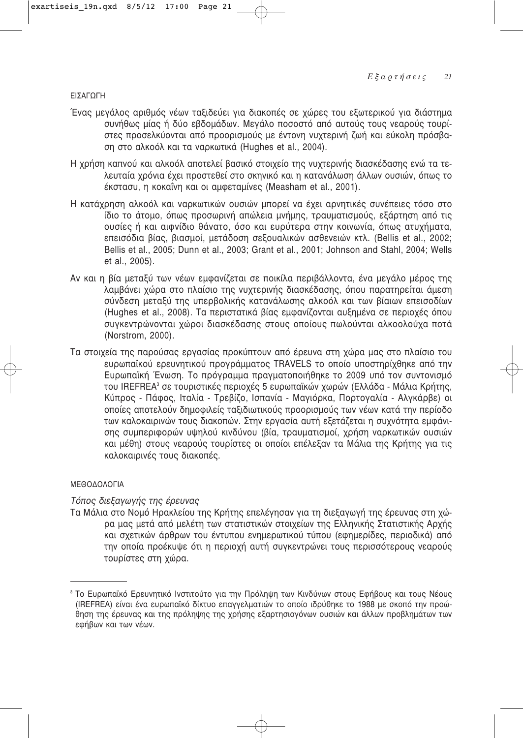## ΕΙΣΑΓΩΓΗ

Ένας μεγάλος αριθμός νέων ταξιδεύει για διακοπές σε χώρες του εξωτερικού για διάστημα συνήθως μίας ή δύο εβδομάδων. Μεγάλο ποσοστό από αυτούς τους νεαρούς τουρίστες προσελκύονται από προορισμούς με έντονη νυχτερινή ζωή και εύκολη πρόσβαση στο αλκοόλ και τα ναρκωτικά (Hughes et al., 2004).

Η χρήση καπνού και αλκοόλ αποτελεί βασικό στοιχείο της νυχτερινής διασκέδασης ενώ τα τελευταία χρόνια έχει προστεθεί στο σκηνικό και η κατανάλωση άλλων ουσιών, όπως το έκστασυ, η κοκαΐνη και οι αμφεταμίνες (Measham et al., 2001).

Η κατάχρηση αλκοόλ και ναρκωτικών ουσιών μπορεί να έχει αρνητικές συνέπειες τόσο στο ίδιο το άτομο, όπως προσωρινή απώλεια μνήμης, τραυματισμούς, εξάρτηση από τις ουσίες ή και αιφνίδιο θάνατο, όσο και ευρύτερα στην κοινωνία, όπως ατυχήματα, επεισόδια βίας, βιασμοί, μετάδοση σεξουαλικών ασθενειών κτλ. (Bellis et al., 2002; Bellis et al., 2005; Dunn et al., 2003; Grant et al., 2001; Johnson and Stahl, 2004; Wells et al., 2005).

Αν και η βία μεταξύ των νέων εμφανίζεται σε ποικίλα περιβάλλοντα, ένα μεγάλο μέρος της λαμβάνει χώρα στο πλαίσιο της νυχτερινής διασκέδασης, όπου παρατηρείται άμεση σύνδεση μεταξύ της υπερβολικής κατανάλωσης αλκοόλ και των βίαιων επεισοδίων (Hughes et al., 2008). Τα περιστατικά βίας εμφανίζονται αυξημένα σε περιοχές όπου συγκεντρώνονται χώροι διασκέδασης στους οποίους πωλούνται αλκοολούχα ποτά (Norstrom, 2000).

Τα στοιχεία της παρούσας εργασίας προκύπτουν από έρευνα στη χώρα μας στο πλαίσιο του ευρωπαϊκού ερευνητικού προγράμματος TRAVELS το οποίο υποστηρίχθηκε από την Ευρωπαϊκή Ένωση. Το πρόγραμμα πραγματοποιήθηκε το 2009 υπό τον συντονισμό του IREFREA[3] σε τουριστικές περιοχές 5 ευρωπαϊκών χωρών (Ελλάδα - Μάλια Κρήτης, Κύπρος - Πάφος, Ιταλία - Τρεβίζο, Ισπανία - Μαγιόρκα, Πορτογαλία - Αλγκάρβε) οι οποίες αποτελούν δημοφιλείς ταξιδιωτικούς προορισμούς των νέων κατά την περίοδο των καλοκαιρινών τους διακοπών. Στην εργασία αυτή εξετάζεται η συχνότητα εμφάνισης συμπεριφορών υψηλού κινδύνου (βία, τραυματισμοί, χρήση ναρκωτικών ουσιών και μέθη) στους νεαρούς τουρίστες οι οποίοι επέλεξαν τα Μάλια της Κρήτης για τις καλοκαιρινές τους διακοπές.

## ΜΕΘΟΔΟΛΟΓΙΑ

### *Τόπος διεξαγωγής της έρευνας*

Τα Μάλια στο Νομό Ηρακλείου της Κρήτης επελέγησαν για τη διεξαγωγή της έρευνας στη χώρα μας μετά από μελέτη των στατιστικών στοιχείων της Ελληνικής Στατιστικής Αρχής και σχετικών άρθρων του έντυπου ενημερωτικού τύπου (εφημερίδες, περιοδικά) από την οποία προέκυψε ότι η περιοχή αυτή συγκεντρώνει τους περισσότερους νεαρούς τουρίστες στη χώρα.

---

[3] Το Ευρωπαϊκό Ερευνητικό Ινστιτούτο για την Πρόληψη των Κινδύνων στους Εφήβους και τους Νέους (IREFREA) είναι ένα ευρωπαϊκό δίκτυο επαγγελματιών το οποίο ιδρύθηκε το 1988 με σκοπό την προώθηση της έρευνας και της πρόληψης της χρήσης εξαρτησιογόνων ουσιών και άλλων προβλημάτων των εφήβων και των νέων.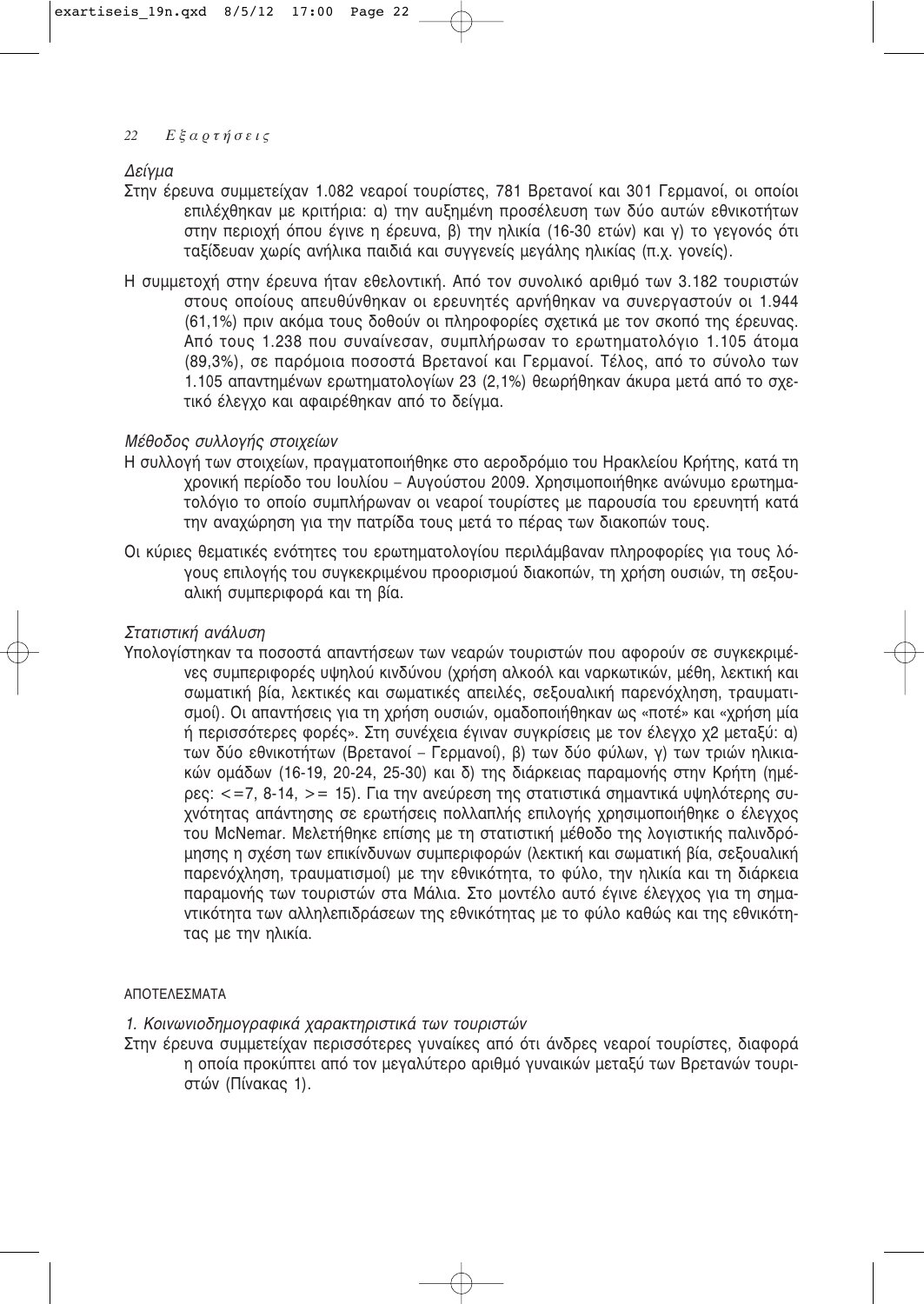*Δείγμα*

Στην έρευνα συμμετείχαν 1.082 νεαροί τουρίστες, 781 Βρετανοί και 301 Γερμανοί, οι οποίοι επιλέχθηκαν με κριτήρια: α) την αυξημένη προσέλευση των δύο αυτών εθνικοτήτων στην περιοχή όπου έγινε η έρευνα, β) την ηλικία (16-30 ετών) και γ) το γεγονός ότι ταξίδευαν χωρίς ανήλικα παιδιά και συγγενείς μεγάλης ηλικίας (π.χ. γονείς).

Η συμμετοχή στην έρευνα ήταν εθελοντική. Από τον συνολικό αριθμό των 3.182 τουριστών στους οποίους απευθύνθηκαν οι ερευνητές αρνήθηκαν να συνεργαστούν οι 1.944 (61,1%) πριν ακόμα τους δοθούν οι πληροφορίες σχετικά με τον σκοπό της έρευνας. Από τους 1.238 που συναίνεσαν, συμπλήρωσαν το ερωτηματολόγιο 1.105 άτομα (89,3%), σε παρόμοια ποσοστά Βρετανοί και Γερμανοί. Τέλος, από το σύνολο των 1.105 απαντημένων ερωτηματολογίων 23 (2,1%) θεωρήθηκαν άκυρα μετά από το σχετικό έλεγχο και αφαιρέθηκαν από το δείγμα.

*Μέθοδος συλλογής στοιχείων*

Η συλλογή των στοιχείων, πραγματοποιήθηκε στο αεροδρόμιο του Ηρακλείου Κρήτης, κατά τη χρονική περίοδο του Ιουλίου – Αυγούστου 2009. Χρησιμοποιήθηκε ανώνυμο ερωτηματολόγιο το οποίο συμπλήρωναν οι νεαροί τουρίστες με παρουσία του ερευνητή κατά την αναχώρηση για την πατρίδα τους μετά το πέρας των διακοπών τους.

Οι κύριες θεματικές ενότητες του ερωτηματολογίου περιλάμβαναν πληροφορίες για τους λόγους επιλογής του συγκεκριμένου προορισμού διακοπών, τη χρήση ουσιών, τη σεξουαλική συμπεριφορά και τη βία.

*Στατιστική ανάλυση*

Υπολογίστηκαν τα ποσοστά απαντήσεων των νεαρών τουριστών που αφορούν σε συγκεκριμένες συμπεριφορές υψηλού κινδύνου (χρήση αλκοόλ και ναρκωτικών, μέθη, λεκτική και σωματική βία, λεκτικές και σωματικές απειλές, σεξουαλική παρενόχληση, τραυματισμοί). Οι απαντήσεις για τη χρήση ουσιών, ομαδοποιήθηκαν ως «ποτέ» και «χρήση μία ή περισσότερες φορές». Στη συνέχεια έγιναν συγκρίσεις με τον έλεγχο $\chi2$ μεταξύ: α) των δύο εθνικοτήτων (Βρετανοί – Γερμανοί), β) των δύο φύλων, γ) των τριών ηλικιακών ομάδων (16-19, 20-24, 25-30) και δ) της διάρκειας παραμονής στην Κρήτη (ημέρες: <=7, 8-14, >= 15). Για την ανεύρεση της στατιστικά σημαντικά υψηλότερης συχνότητας απάντησης σε ερωτήσεις πολλαπλής επιλογής χρησιμοποιήθηκε ο έλεγχος του McNemar. Μελετήθηκε επίσης με τη στατιστική μέθοδο της λογιστικής παλινδρόμησης η σχέση των επικίνδυνων συμπεριφορών (λεκτική και σωματική βία, σεξουαλική παρενόχληση, τραυματισμοί) με την εθνικότητα, το φύλο, την ηλικία και τη διάρκεια παραμονής των τουριστών στα Μάλια. Στο μοντέλο αυτό έγινε έλεγχος για τη σημαντικότητα των αλληλεπιδράσεων της εθνικότητας με το φύλο καθώς και της εθνικότητας με την ηλικία.

## ΑΠΟΤΕΛΕΣΜΑΤΑ

*1. Κοινωνιοδημογραφικά χαρακτηριστικά των τουριστών*

Στην έρευνα συμμετείχαν περισσότερες γυναίκες από ότι άνδρες νεαροί τουρίστες, διαφορά η οποία προκύπτει από τον μεγαλύτερο αριθμό γυναικών μεταξύ των Βρετανών τουριστών (Πίνακας 1).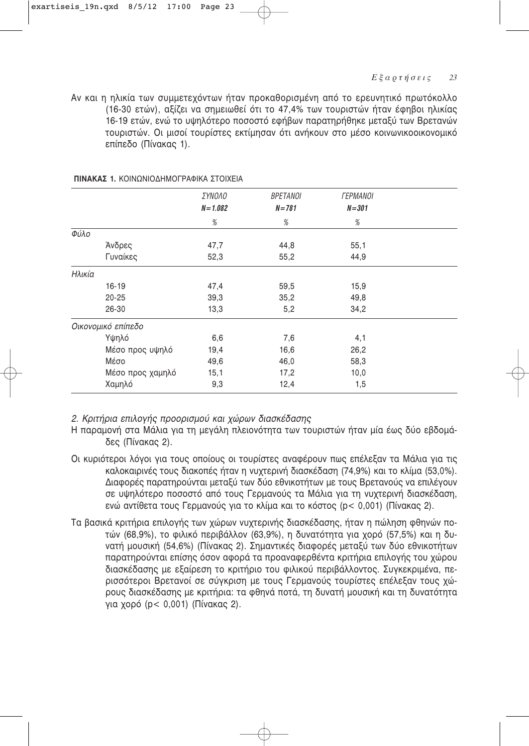Αν και η ηλικία των συμμετεχόντων ήταν προκαθορισμένη από το ερευνητικό πρωτόκολλο (16-30 ετών), αξίζει να σημειωθεί ότι το 47,4% των τουριστών ήταν έφηβοι ηλικίας 16-19 ετών, ενώ το υψηλότερο ποσοστό εφήβων παρατηρήθηκε μεταξύ των Βρετανών τουριστών. Οι μισοί τουρίστες εκτίμησαν ότι ανήκουν στο μέσο κοινωνικοοικονομικό επίπεδο (Πίνακας 1).

**ΠΙΝΑΚΑΣ 1.** ΚΟΙΝΩΝΙΟΔΗΜΟΓΡΑΦΙΚΑ ΣΤΟΙΧΕΙΑ

| | ΣΥΝΟΛΟ N=1.082 | ΒΡΕΤΑΝΟΙ N=781 | ΓΕΡΜΑΝΟΙ N=301 |
|---|---|---|---|
| | % | % | % |
| *Φύλο* | | | |
| Άνδρες | 47,7 | 44,8 | 55,1 |
| Γυναίκες | 52,3 | 55,2 | 44,9 |
| *Ηλικία* | | | |
| 16-19 | 47,4 | 59,5 | 15,9 |
| 20-25 | 39,3 | 35,2 | 49,8 |
| 26-30 | 13,3 | 5,2 | 34,2 |
| *Οικονομικό επίπεδο* | | | |
| Υψηλό | 6,6 | 7,6 | 4,1 |
| Μέσο προς υψηλό | 19,4 | 16,6 | 26,2 |
| Μέσο | 49,6 | 46,0 | 58,3 |
| Μέσο προς χαμηλό | 15,1 | 17,2 | 10,0 |
| Χαμηλό | 9,3 | 12,4 | 1,5 |

*2. Κριτήρια επιλογής προορισμού και χώρων διασκέδασης*

Η παραμονή στα Μάλια για τη μεγάλη πλειονότητα των τουριστών ήταν μία έως δύο εβδομάδες (Πίνακας 2).

Οι κυριότεροι λόγοι για τους οποίους οι τουρίστες αναφέρουν πως επέλεξαν τα Μάλια για τις καλοκαιρινές τους διακοπές ήταν η νυχτερινή διασκέδαση (74,9%) και το κλίμα (53,0%). Διαφορές παρατηρούνται μεταξύ των δύο εθνικοτήτων με τους Βρετανούς να επιλέγουν σε υψηλότερο ποσοστό από τους Γερμανούς τα Μάλια για τη νυχτερινή διασκέδαση, ενώ αντίθετα τους Γερμανούς για το κλίμα και το κόστος ($p < 0,001$) (Πίνακας 2).

Τα βασικά κριτήρια επιλογής των χώρων νυχτερινής διασκέδασης, ήταν η πώληση φθηνών ποτών (68,9%), το φιλικό περιβάλλον (63,9%), η δυνατότητα για χορό (57,5%) και η δυνατή μουσική (54,6%) (Πίνακας 2). Σημαντικές διαφορές μεταξύ των δύο εθνικοτήτων παρατηρούνται επίσης όσον αφορά τα προαναφερθέντα κριτήρια επιλογής του χώρου διασκέδασης με εξαίρεση το κριτήριο του φιλικού περιβάλλοντος. Συγκεκριμένα, περισσότεροι Βρετανοί σε σύγκριση με τους Γερμανούς τουρίστες επέλεξαν τους χώρους διασκέδασης με κριτήρια: τα φθηνά ποτά, τη δυνατή μουσική και τη δυνατότητα για χορό ($p < 0,001$) (Πίνακας 2).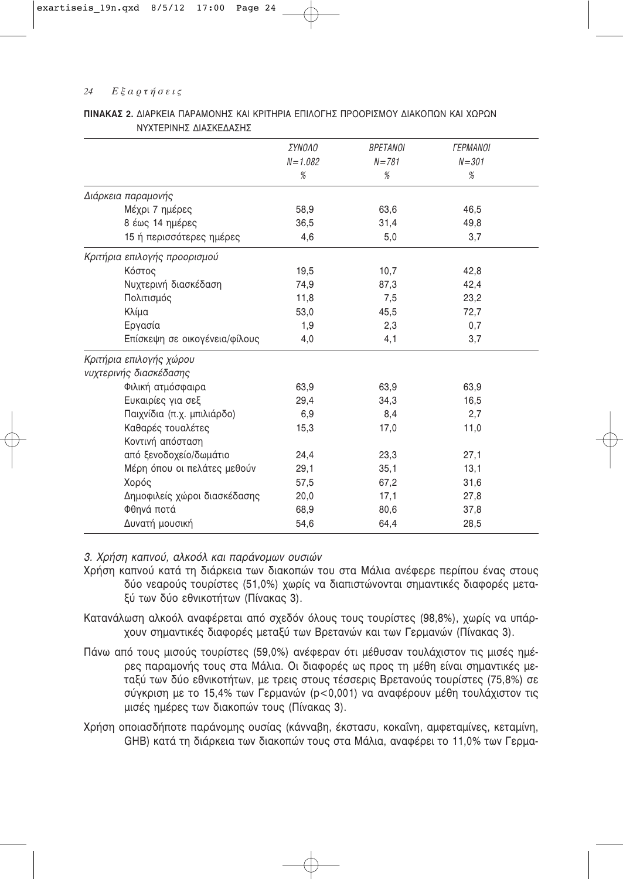**ΠΙΝΑΚΑΣ 2.** ΔΙΑΡΚΕΙΑ ΠΑΡΑΜΟΝΗΣ ΚΑΙ ΚΡΙΤΗΡΙΑ ΕΠΙΛΟΓΗΣ ΠΡΟΟΡΙΣΜΟΥ ΔΙΑΚΟΠΩΝ ΚΑΙ ΧΩΡΩΝ ΝΥΧΤΕΡΙΝΗΣ ΔΙΑΣΚΕΔΑΣΗΣ

| | *ΣΥΝΟΛΟ* *N=1.082* % | *ΒΡΕΤΑΝΟΙ* *N=781* % | *ΓΕΡΜΑΝΟΙ* *N=301* % |
|---|---|---|---|
| *Διάρκεια παραμονής* | | | |
| Μέχρι 7 ημέρες | 58,9 | 63,6 | 46,5 |
| 8 έως 14 ημέρες | 36,5 | 31,4 | 49,8 |
| 15 ή περισσότερες ημέρες | 4,6 | 5,0 | 3,7 |
| *Κριτήρια επιλογής προορισμού* | | | |
| Κόστος | 19,5 | 10,7 | 42,8 |
| Νυχτερινή διασκέδαση | 74,9 | 87,3 | 42,4 |
| Πολιτισμός | 11,8 | 7,5 | 23,2 |
| Κλίμα | 53,0 | 45,5 | 72,7 |
| Εργασία | 1,9 | 2,3 | 0,7 |
| Επίσκεψη σε οικογένεια/φίλους | 4,0 | 4,1 | 3,7 |
| *Κριτήρια επιλογής χώρου νυχτερινής διασκέδασης* | | | |
| Φιλική ατμόσφαιρα | 63,9 | 63,9 | 63,9 |
| Ευκαιρίες για σεξ | 29,4 | 34,3 | 16,5 |
| Παιχνίδια (π.χ. μπιλιάρδο) | 6,9 | 8,4 | 2,7 |
| Καθαρές τουαλέτες | 15,3 | 17,0 | 11,0 |
| Κοντινή απόσταση από ξενοδοχείο/δωμάτιο | 24,4 | 23,3 | 27,1 |
| Μέρη όπου οι πελάτες μεθούν | 29,1 | 35,1 | 13,1 |
| Χορός | 57,5 | 67,2 | 31,6 |
| Δημοφιλείς χώροι διασκέδασης | 20,0 | 17,1 | 27,8 |
| Φθηνά ποτά | 68,9 | 80,6 | 37,8 |
| Δυνατή μουσική | 54,6 | 64,4 | 28,5 |

*3. Χρήση καπνού, αλκοόλ και παράνομων ουσιών*

Χρήση καπνού κατά τη διάρκεια των διακοπών του στα Μάλια ανέφερε περίπου ένας στους δύο νεαρούς τουρίστες (51,0%) χωρίς να διαπιστώνονται σημαντικές διαφορές μεταξύ των δύο εθνικοτήτων (Πίνακας 3).

Κατανάλωση αλκοόλ αναφέρεται από σχεδόν όλους τους τουρίστες (98,8%), χωρίς να υπάρχουν σημαντικές διαφορές μεταξύ των Βρετανών και των Γερμανών (Πίνακας 3).

Πάνω από τους μισούς τουρίστες (59,0%) ανέφεραν ότι μέθυσαν τουλάχιστον τις μισές ημέρες παραμονής τους στα Μάλια. Οι διαφορές ως προς τη μέθη είναι σημαντικές μεταξύ των δύο εθνικοτήτων, με τρεις στους τέσσερις Βρετανούς τουρίστες (75,8%) σε σύγκριση με το 15,4% των Γερμανών ($p<0,001$) να αναφέρουν μέθη τουλάχιστον τις μισές ημέρες των διακοπών τους (Πίνακας 3).

Χρήση οποιασδήποτε παράνομης ουσίας (κάνναβη, έκστασυ, κοκαΐνη, αμφεταμίνες, κεταμίνη, GHB) κατά τη διάρκεια των διακοπών τους στα Μάλια, αναφέρει το 11,0% των Γερμα-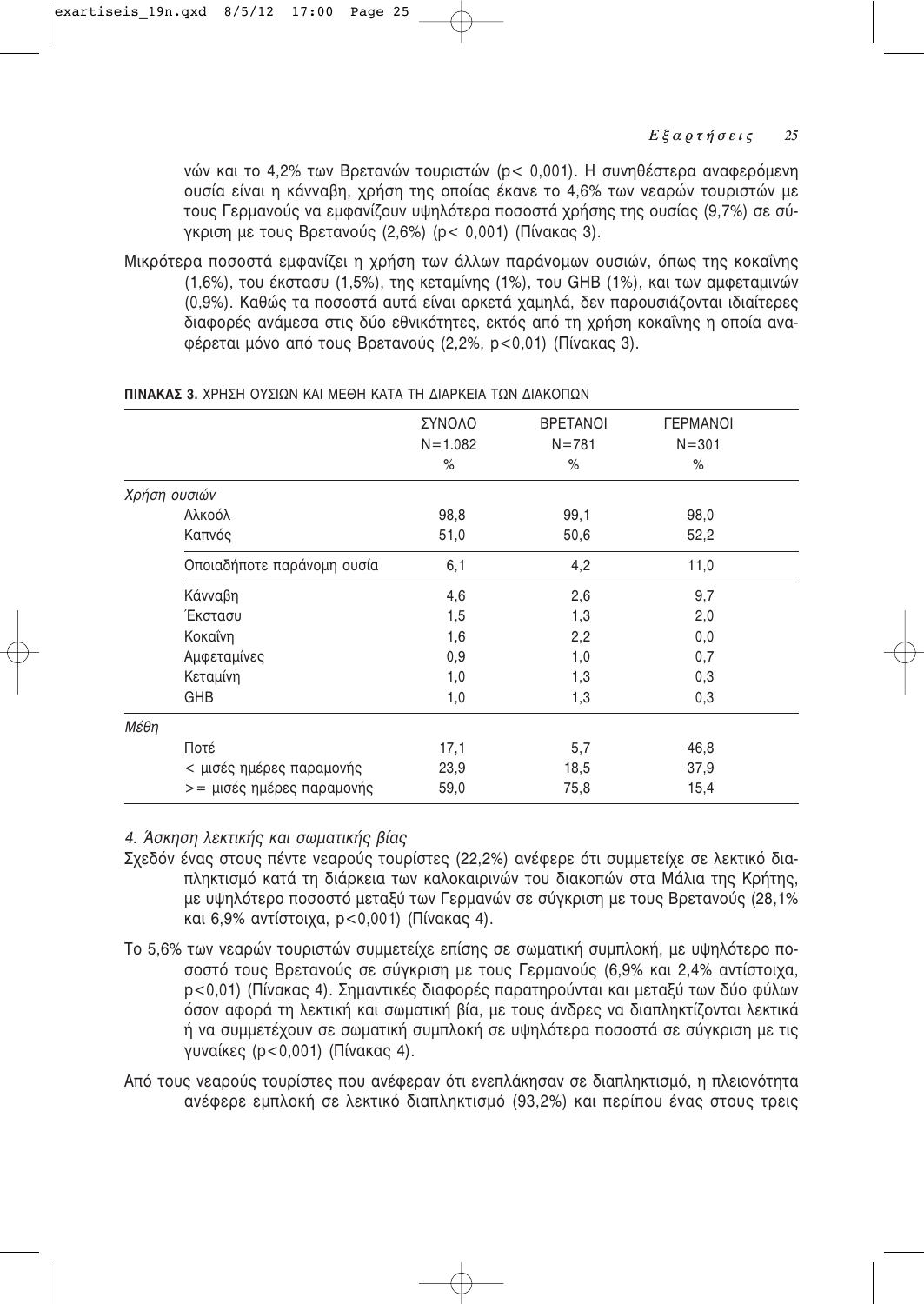νών και το 4,2% των Βρετανών τουριστών ($p < 0,001$). Η συνηθέστερα αναφερόμενη ουσία είναι η κάνναβη, χρήση της οποίας έκανε το 4,6% των νεαρών τουριστών με τους Γερμανούς να εμφανίζουν υψηλότερα ποσοστά χρήσης της ουσίας (9,7%) σε σύγκριση με τους Βρετανούς (2,6%) ($p < 0,001$) (Πίνακας 3).

Μικρότερα ποσοστά εμφανίζει η χρήση των άλλων παράνομων ουσιών, όπως της κοκαΐνης (1,6%), του έκστασυ (1,5%), της κεταμίνης (1%), του GHB (1%), και των αμφεταμινών (0,9%). Καθώς τα ποσοστά αυτά είναι αρκετά χαμηλά, δεν παρουσιάζονται ιδιαίτερες διαφορές ανάμεσα στις δύο εθνικότητες, εκτός από τη χρήση κοκαΐνης η οποία αναφέρεται μόνο από τους Βρετανούς (2,2%, $p<0,01$) (Πίνακας 3).

**ΠΙΝΑΚΑΣ 3.** ΧΡΗΣΗ ΟΥΣΙΩΝ ΚΑΙ ΜΕΘΗ ΚΑΤΑ ΤΗ ΔΙΑΡΚΕΙΑ ΤΩΝ ΔΙΑΚΟΠΩΝ

| | ΣΥΝΟΛΟ N=1.082 % | ΒΡΕΤΑΝΟΙ N=781 % | ΓΕΡΜΑΝΟΙ N=301 % |
|---|---|---|---|
| *Χρήση ουσιών* | | | |
| Αλκοόλ | 98,8 | 99,1 | 98,0 |
| Καπνός | 51,0 | 50,6 | 52,2 |
| Οποιαδήποτε παράνομη ουσία | 6,1 | 4,2 | 11,0 |
| Κάνναβη | 4,6 | 2,6 | 9,7 |
| Έκστασυ | 1,5 | 1,3 | 2,0 |
| Κοκαΐνη | 1,6 | 2,2 | 0,0 |
| Αμφεταμίνες | 0,9 | 1,0 | 0,7 |
| Κεταμίνη | 1,0 | 1,3 | 0,3 |
| GHB | 1,0 | 1,3 | 0,3 |
| *Μέθη* | | | |
| Ποτέ | 17,1 | 5,7 | 46,8 |
| < μισές ημέρες παραμονής | 23,9 | 18,5 | 37,9 |
| >= μισές ημέρες παραμονής | 59,0 | 75,8 | 15,4 |

*4. Άσκηση λεκτικής και σωματικής βίας*

Σχεδόν ένας στους πέντε νεαρούς τουρίστες (22,2%) ανέφερε ότι συμμετείχε σε λεκτικό διαπληκτισμό κατά τη διάρκεια των καλοκαιρινών του διακοπών στα Μάλια της Κρήτης, με υψηλότερο ποσοστό μεταξύ των Γερμανών σε σύγκριση με τους Βρετανούς (28,1% και 6,9% αντίστοιχα, $p<0,001$) (Πίνακας 4).

Το 5,6% των νεαρών τουριστών συμμετείχε επίσης σε σωματική συμπλοκή, με υψηλότερο ποσοστό τους Βρετανούς σε σύγκριση με τους Γερμανούς (6,9% και 2,4% αντίστοιχα, $p<0,01$) (Πίνακας 4). Σημαντικές διαφορές παρατηρούνται και μεταξύ των δύο φύλων όσον αφορά τη λεκτική και σωματική βία, με τους άνδρες να διαπληκτίζονται λεκτικά ή να συμμετέχουν σε σωματική συμπλοκή σε υψηλότερα ποσοστά σε σύγκριση με τις γυναίκες ($p<0,001$) (Πίνακας 4).

Από τους νεαρούς τουρίστες που ανέφεραν ότι ενεπλάκησαν σε διαπληκτισμό, η πλειονότητα ανέφερε εμπλοκή σε λεκτικό διαπληκτισμό (93,2%) και περίπου ένας στους τρεις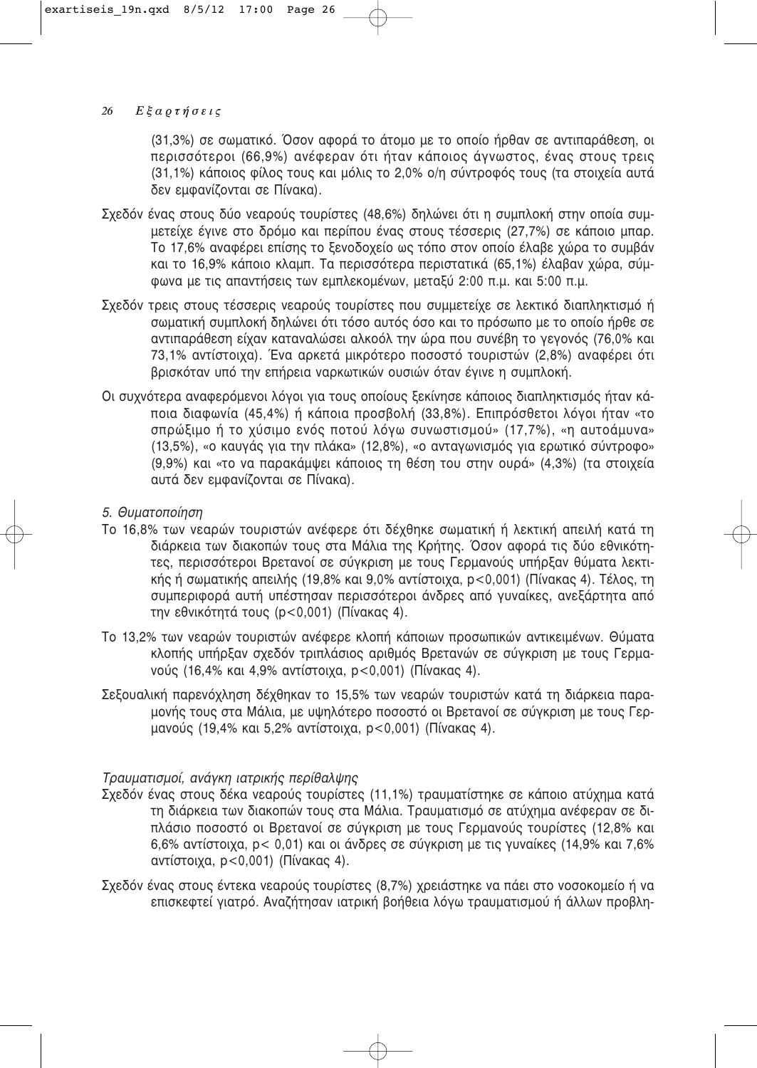(31,3%) σε σωματικό. Όσον αφορά το άτομο με το οποίο ήρθαν σε αντιπαράθεση, οι περισσότεροι (66,9%) ανέφεραν ότι ήταν κάποιος άγνωστος, ένας στους τρεις (31,1%) κάποιος φίλος τους και μόλις το 2,0% ο/η σύντροφός τους (τα στοιχεία αυτά δεν εμφανίζονται σε Πίνακα).

Σχεδόν ένας στους δύο νεαρούς τουρίστες (48,6%) δηλώνει ότι η συμπλοκή στην οποία συμμετείχε έγινε στο δρόμο και περίπου ένας στους τέσσερις (27,7%) σε κάποιο μπαρ. Το 17,6% αναφέρει επίσης το ξενοδοχείο ως τόπο στον οποίο έλαβε χώρα το συμβάν και το 16,9% κάποιο κλαμπ. Τα περισσότερα περιστατικά (65,1%) έλαβαν χώρα, σύμφωνα με τις απαντήσεις των εμπλεκομένων, μεταξύ 2:00 π.μ. και 5:00 π.μ.

Σχεδόν τρεις στους τέσσερις νεαρούς τουρίστες που συμμετείχε σε λεκτικό διαπληκτισμό ή σωματική συμπλοκή δηλώνει ότι τόσο αυτός όσο και το πρόσωπο με το οποίο ήρθε σε αντιπαράθεση είχαν καταναλώσει αλκοόλ την ώρα που συνέβη το γεγονός (76,0% και 73,1% αντίστοιχα). Ένα αρκετά μικρότερο ποσοστό τουριστών (2,8%) αναφέρει ότι βρισκόταν υπό την επήρεια ναρκωτικών ουσιών όταν έγινε η συμπλοκή.

Οι συχνότερα αναφερόμενοι λόγοι για τους οποίους ξεκίνησε κάποιος διαπληκτισμός ήταν κάποια διαφωνία (45,4%) ή κάποια προσβολή (33,8%). Επιπρόσθετοι λόγοι ήταν «το σπρώξιμο ή το χύσιμο ενός ποτού λόγω συνωστισμού» (17,7%), «η αυτοάμυνα» (13,5%), «ο καυγάς για την πλάκα» (12,8%), «ο ανταγωνισμός για ερωτικό σύντροφο» (9,9%) και «το να παρακάμψει κάποιος τη θέση του στην ουρά» (4,3%) (τα στοιχεία αυτά δεν εμφανίζονται σε Πίνακα).

*5. Θυματοποίηση*

Το 16,8% των νεαρών τουριστών ανέφερε ότι δέχθηκε σωματική ή λεκτική απειλή κατά τη διάρκεια των διακοπών τους στα Μάλια της Κρήτης. Όσον αφορά τις δύο εθνικότητες, περισσότεροι Βρετανοί σε σύγκριση με τους Γερμανούς υπήρξαν θύματα λεκτικής ή σωματικής απειλής (19,8% και 9,0% αντίστοιχα, $p<0{,}001$) (Πίνακας 4). Τέλος, τη συμπεριφορά αυτή υπέστησαν περισσότεροι άνδρες από γυναίκες, ανεξάρτητα από την εθνικότητά τους ($p<0{,}001$) (Πίνακας 4).

Το 13,2% των νεαρών τουριστών ανέφερε κλοπή κάποιων προσωπικών αντικειμένων. Θύματα κλοπής υπήρξαν σχεδόν τριπλάσιος αριθμός Βρετανών σε σύγκριση με τους Γερμανούς (16,4% και 4,9% αντίστοιχα, $p<0{,}001$) (Πίνακας 4).

Σεξουαλική παρενόχληση δέχθηκαν το 15,5% των νεαρών τουριστών κατά τη διάρκεια παραμονής τους στα Μάλια, με υψηλότερο ποσοστό οι Βρετανοί σε σύγκριση με τους Γερμανούς (19,4% και 5,2% αντίστοιχα, $p<0{,}001$) (Πίνακας 4).

*Τραυματισμοί, ανάγκη ιατρικής περίθαλψης*

Σχεδόν ένας στους δέκα νεαρούς τουρίστες (11,1%) τραυματίστηκε σε κάποιο ατύχημα κατά τη διάρκεια των διακοπών τους στα Μάλια. Τραυματισμό σε ατύχημα ανέφεραν σε διπλάσιο ποσοστό οι Βρετανοί σε σύγκριση με τους Γερμανούς τουρίστες (12,8% και 6,6% αντίστοιχα, $p< 0{,}01$) και οι άνδρες σε σύγκριση με τις γυναίκες (14,9% και 7,6% αντίστοιχα, $p<0{,}001$) (Πίνακας 4).

Σχεδόν ένας στους έντεκα νεαρούς τουρίστες (8,7%) χρειάστηκε να πάει στο νοσοκομείο ή να επισκεφτεί γιατρό. Αναζήτησαν ιατρική βοήθεια λόγω τραυματισμού ή άλλων προβλη-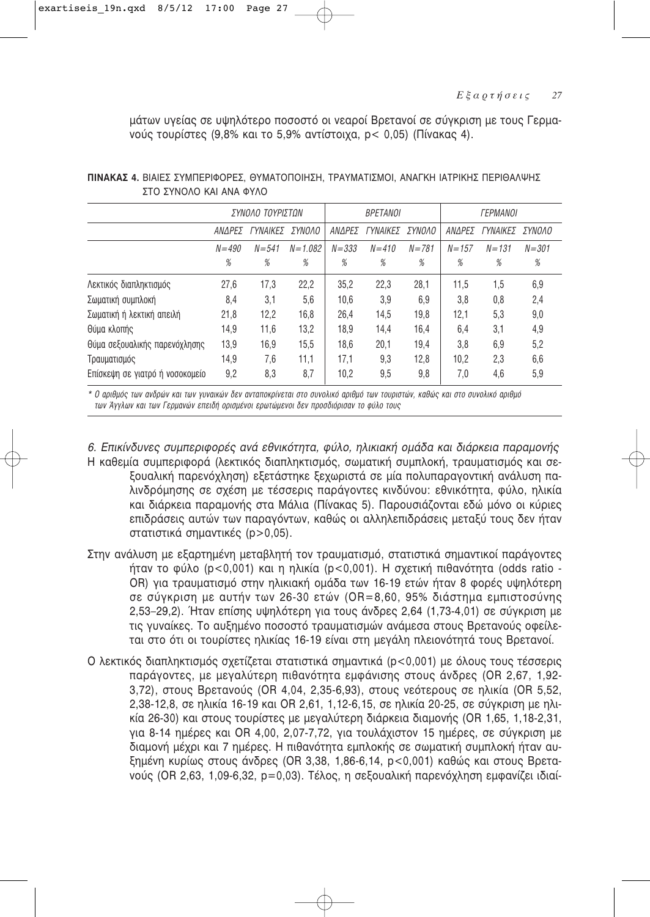μάτων υγείας σε υψηλότερο ποσοστό οι νεαροί Βρετανοί σε σύγκριση με τους Γερμανούς τουρίστες (9,8% και το 5,9% αντίστοιχα, $p < 0,05$) (Πίνακας 4).

**ΠΙΝΑΚΑΣ 4.** ΒΙΑΙΕΣ ΣΥΜΠΕΡΙΦΟΡΕΣ, ΘΥΜΑΤΟΠΟΙΗΣΗ, ΤΡΑΥΜΑΤΙΣΜΟΙ, ΑΝΑΓΚΗ ΙΑΤΡΙΚΗΣ ΠΕΡΙΘΑΛΨΗΣ ΣΤΟ ΣΥΝΟΛΟ ΚΑΙ ΑΝΑ ΦΥΛΟ

| | *ΣΥΝΟΛΟ ΤΟΥΡΙΣΤΩΝ* | | | *ΒΡΕΤΑΝΟΙ* | | | *ΓΕΡΜΑΝΟΙ* | | |
|---|---|---|---|---|---|---|---|---|---|
| | *ΑΝΔΡΕΣ* | *ΓΥΝΑΙΚΕΣ* | *ΣΥΝΟΛΟ* | *ΑΝΔΡΕΣ* | *ΓΥΝΑΙΚΕΣ* | *ΣΥΝΟΛΟ* | *ΑΝΔΡΕΣ* | *ΓΥΝΑΙΚΕΣ* | *ΣΥΝΟΛΟ* |
| | *N=490* % | *N=541* % | *N=1.082* % | *N=333* % | *N=410* % | *N=781* % | *N=157* % | *N=131* % | *N=301* % |
| Λεκτικός διαπληκτισμός | 27,6 | 17,3 | 22,2 | 35,2 | 22,3 | 28,1 | 11,5 | 1,5 | 6,9 |
| Σωματική συμπλοκή | 8,4 | 3,1 | 5,6 | 10,6 | 3,9 | 6,9 | 3,8 | 0,8 | 2,4 |
| Σωματική ή λεκτική απειλή | 21,8 | 12,2 | 16,8 | 26,4 | 14,5 | 19,8 | 12,1 | 5,3 | 9,0 |
| Θύμα κλοπής | 14,9 | 11,6 | 13,2 | 18,9 | 14,4 | 16,4 | 6,4 | 3,1 | 4,9 |
| Θύμα σεξουαλικής παρενόχλησης | 13,9 | 16,9 | 15,5 | 18,6 | 20,1 | 19,4 | 3,8 | 6,9 | 5,2 |
| Τραυματισμός | 14,9 | 7,6 | 11,1 | 17,1 | 9,3 | 12,8 | 10,2 | 2,3 | 6,6 |
| Επίσκεψη σε γιατρό ή νοσοκομείο | 9,2 | 8,3 | 8,7 | 10,2 | 9,5 | 9,8 | 7,0 | 4,6 | 5,9 |

*\* Ο αριθμός των ανδρών και των γυναικών δεν ανταποκρίνεται στο συνολικό αριθμό των τουριστών, καθώς και στο συνολικό αριθμό των Άγγλων και των Γερμανών επειδή ορισμένοι ερωτώμενοι δεν προσδιόρισαν το φύλο τους*

### *6. Επικίνδυνες συμπεριφορές ανά εθνικότητα, φύλο, ηλικιακή ομάδα και διάρκεια παραμονής*

Η καθεμία συμπεριφορά (λεκτικός διαπληκτισμός, σωματική συμπλοκή, τραυματισμός και σεξουαλική παρενόχληση) εξετάστηκε ξεχωριστά σε μία πολυπαραγοντική ανάλυση παλινδρόμησης σε σχέση με τέσσερις παράγοντες κινδύνου: εθνικότητα, φύλο, ηλικία και διάρκεια παραμονής στα Μάλια (Πίνακας 5). Παρουσιάζονται εδώ μόνο οι κύριες επιδράσεις αυτών των παραγόντων, καθώς οι αλληλεπιδράσεις μεταξύ τους δεν ήταν στατιστικά σημαντικές ($p>0,05$).

Στην ανάλυση με εξαρτημένη μεταβλητή τον τραυματισμό, στατιστικά σημαντικοί παράγοντες ήταν το φύλο ($p<0,001$) και η ηλικία ($p<0,001$). Η σχετική πιθανότητα (odds ratio - OR) για τραυματισμό στην ηλικιακή ομάδα των 16-19 ετών ήταν 8 φορές υψηλότερη σε σύγκριση με αυτήν των 26-30 ετών (OR=8,60, 95% διάστημα εμπιστοσύνης 2,53–29,2). Ήταν επίσης υψηλότερη για τους άνδρες 2,64 (1,73-4,01) σε σύγκριση με τις γυναίκες. Το αυξημένο ποσοστό τραυματισμών ανάμεσα στους Βρετανούς οφείλεται στο ότι οι τουρίστες ηλικίας 16-19 είναι στη μεγάλη πλειονότητά τους Βρετανοί.

Ο λεκτικός διαπληκτισμός σχετίζεται στατιστικά σημαντικά ($p<0,001$) με όλους τους τέσσερις παράγοντες, με μεγαλύτερη πιθανότητα εμφάνισης στους άνδρες (OR 2,67, 1,92-3,72), στους Βρετανούς (OR 4,04, 2,35-6,93), στους νεότερους σε ηλικία (OR 5,52, 2,38-12,8, σε ηλικία 16-19 και OR 2,61, 1,12-6,15, σε ηλικία 20-25, σε σύγκριση με ηλικία 26-30) και στους τουρίστες με μεγαλύτερη διάρκεια διαμονής (OR 1,65, 1,18-2,31, για 8-14 ημέρες και OR 4,00, 2,07-7,72, για τουλάχιστον 15 ημέρες, σε σύγκριση με διαμονή μέχρι και 7 ημέρες. Η πιθανότητα εμπλοκής σε σωματική συμπλοκή ήταν αυξημένη κυρίως στους άνδρες (OR 3,38, 1,86-6,14, $p<0,001$) καθώς και στους Βρετανούς (OR 2,63, 1,09-6,32, $p=0,03$). Τέλος, η σεξουαλική παρενόχληση εμφανίζει ιδιαί-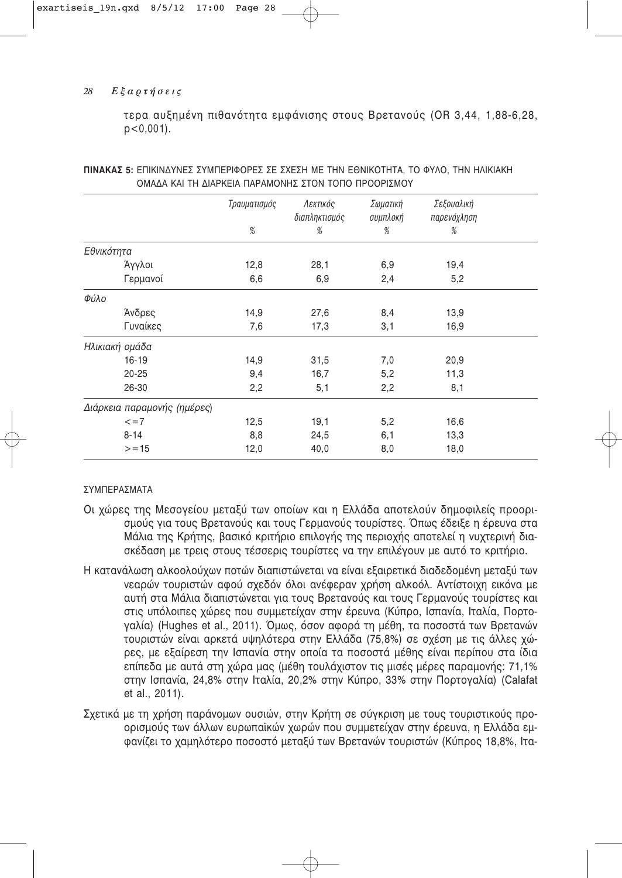τερα αυξημένη πιθανότητα εμφάνισης στους Βρετανούς (OR 3,44, 1,88-6,28, p<0,001).

**ΠΙΝΑΚΑΣ 5:** ΕΠΙΚΙΝΔΥΝΕΣ ΣΥΜΠΕΡΙΦΟΡΕΣ ΣΕ ΣΧΕΣΗ ΜΕ ΤΗΝ ΕΘΝΙΚΟΤΗΤΑ, ΤΟ ΦΥΛΟ, ΤΗΝ ΗΛΙΚΙΑΚΗ ΟΜΑΔΑ ΚΑΙ ΤΗ ΔΙΑΡΚΕΙΑ ΠΑΡΑΜΟΝΗΣ ΣΤΟΝ ΤΟΠΟ ΠΡΟΟΡΙΣΜΟΥ

| | *Τραυματισμός* | *Λεκτικός διαπληκτισμός* | *Σωματική συμπλοκή* | *Σεξουαλική παρενόχληση* |
|---|---|---|---|---|
| | *%* | *%* | *%* | *%* |
| *Εθνικότητα* | | | | |
| Άγγλοι | 12,8 | 28,1 | 6,9 | 19,4 |
| Γερμανοί | 6,6 | 6,9 | 2,4 | 5,2 |
| *Φύλο* | | | | |
| Άνδρες | 14,9 | 27,6 | 8,4 | 13,9 |
| Γυναίκες | 7,6 | 17,3 | 3,1 | 16,9 |
| *Ηλικιακή ομάδα* | | | | |
| 16-19 | 14,9 | 31,5 | 7,0 | 20,9 |
| 20-25 | 9,4 | 16,7 | 5,2 | 11,3 |
| 26-30 | 2,2 | 5,1 | 2,2 | 8,1 |
| *Διάρκεια παραμονής (ημέρες)* | | | | |
| <=7 | 12,5 | 19,1 | 5,2 | 16,6 |
| 8-14 | 8,8 | 24,5 | 6,1 | 13,3 |
| >=15 | 12,0 | 40,0 | 8,0 | 18,0 |

## ΣΥΜΠΕΡΑΣΜΑΤΑ

Οι χώρες της Μεσογείου μεταξύ των οποίων και η Ελλάδα αποτελούν δημοφιλείς προορισμούς για τους Βρετανούς και τους Γερμανούς τουρίστες. Όπως έδειξε η έρευνα στα Μάλια της Κρήτης, βασικό κριτήριο επιλογής της περιοχής αποτελεί η νυχτερινή διασκέδαση με τρεις στους τέσσερις τουρίστες να την επιλέγουν με αυτό το κριτήριο.

Η κατανάλωση αλκοολούχων ποτών διαπιστώνεται να είναι εξαιρετικά διαδεδομένη μεταξύ των νεαρών τουριστών αφού σχεδόν όλοι ανέφεραν χρήση αλκοόλ. Αντίστοιχη εικόνα με αυτή στα Μάλια διαπιστώνεται για τους Βρετανούς και τους Γερμανούς τουρίστες και στις υπόλοιπες χώρες που συμμετείχαν στην έρευνα (Κύπρο, Ισπανία, Ιταλία, Πορτογαλία) (Hughes et al., 2011). Όμως, όσον αφορά τη μέθη, τα ποσοστά των Βρετανών τουριστών είναι αρκετά υψηλότερα στην Ελλάδα (75,8%) σε σχέση με τις άλλες χώρες, με εξαίρεση την Ισπανία στην οποία τα ποσοστά μέθης είναι περίπου στα ίδια επίπεδα με αυτά στη χώρα μας (μέθη τουλάχιστον τις μισές μέρες παραμονής: 71,1% στην Ισπανία, 24,8% στην Ιταλία, 20,2% στην Κύπρο, 33% στην Πορτογαλία) (Calafat et al., 2011).

Σχετικά με τη χρήση παράνομων ουσιών, στην Κρήτη σε σύγκριση με τους τουριστικούς προορισμούς των άλλων ευρωπαϊκών χωρών που συμμετείχαν στην έρευνα, η Ελλάδα εμφανίζει το χαμηλότερο ποσοστό μεταξύ των Βρετανών τουριστών (Κύπρος 18,8%, Ιτα-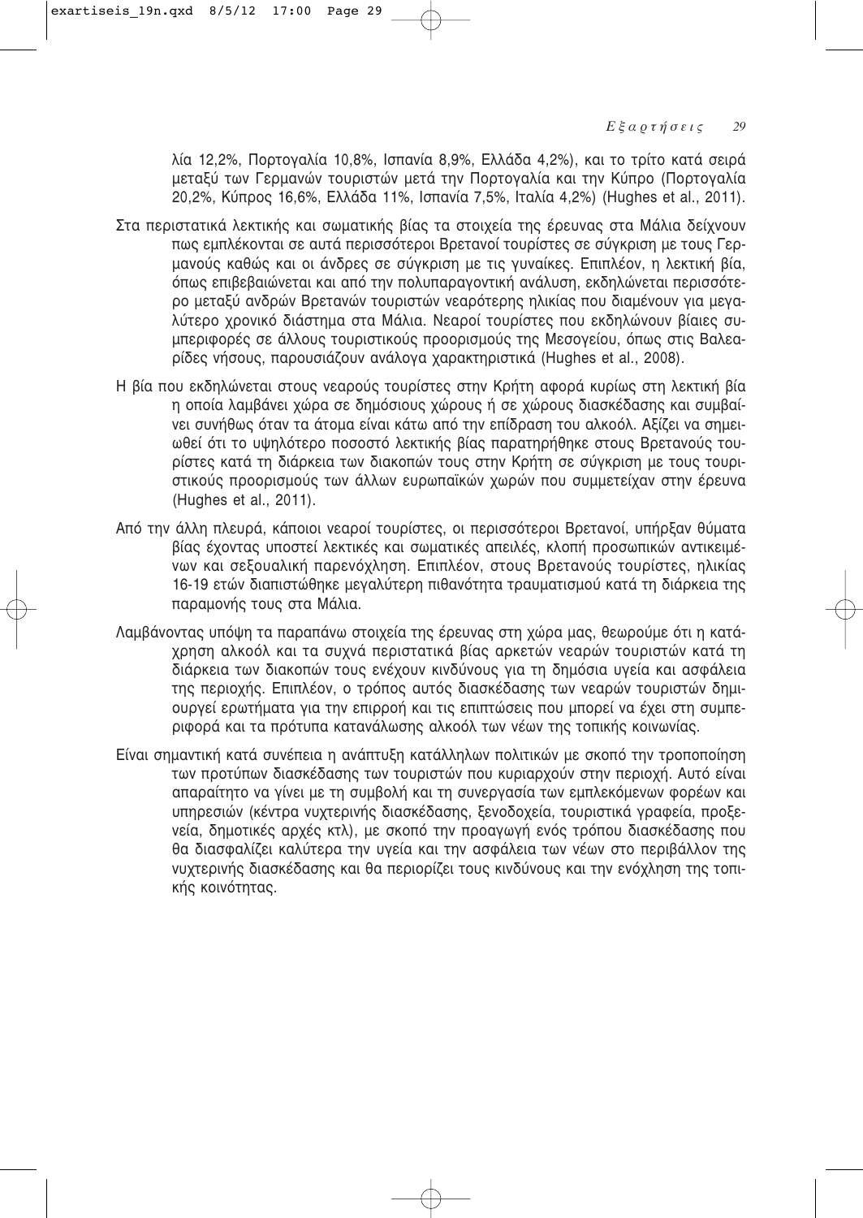λία 12,2%, Πορτογαλία 10,8%, Ισπανία 8,9%, Ελλάδα 4,2%), και το τρίτο κατά σειρά μεταξύ των Γερμανών τουριστών μετά την Πορτογαλία και την Κύπρο (Πορτογαλία 20,2%, Κύπρος 16,6%, Ελλάδα 11%, Ισπανία 7,5%, Ιταλία 4,2%) (Hughes et al., 2011).

Στα περιστατικά λεκτικής και σωματικής βίας τα στοιχεία της έρευνας στα Μάλια δείχνουν πως εμπλέκονται σε αυτά περισσότεροι Βρετανοί τουρίστες σε σύγκριση με τους Γερμανούς καθώς και οι άνδρες σε σύγκριση με τις γυναίκες. Επιπλέον, η λεκτική βία, όπως επιβεβαιώνεται και από την πολυπαραγοντική ανάλυση, εκδηλώνεται περισσότερο μεταξύ ανδρών Βρετανών τουριστών νεαρότερης ηλικίας που διαμένουν για μεγαλύτερο χρονικό διάστημα στα Μάλια. Νεαροί τουρίστες που εκδηλώνουν βίαιες συμπεριφορές σε άλλους τουριστικούς προορισμούς της Μεσογείου, όπως στις Βαλεαρίδες νήσους, παρουσιάζουν ανάλογα χαρακτηριστικά (Hughes et al., 2008).

Η βία που εκδηλώνεται στους νεαρούς τουρίστες στην Κρήτη αφορά κυρίως στη λεκτική βία η οποία λαμβάνει χώρα σε δημόσιους χώρους ή σε χώρους διασκέδασης και συμβαίνει συνήθως όταν τα άτομα είναι κάτω από την επίδραση του αλκοόλ. Αξίζει να σημειωθεί ότι το υψηλότερο ποσοστό λεκτικής βίας παρατηρήθηκε στους Βρετανούς τουρίστες κατά τη διάρκεια των διακοπών τους στην Κρήτη σε σύγκριση με τους τουριστικούς προορισμούς των άλλων ευρωπαϊκών χωρών που συμμετείχαν στην έρευνα (Hughes et al., 2011).

Από την άλλη πλευρά, κάποιοι νεαροί τουρίστες, οι περισσότεροι Βρετανοί, υπήρξαν θύματα βίας έχοντας υποστεί λεκτικές και σωματικές απειλές, κλοπή προσωπικών αντικειμένων και σεξουαλική παρενόχληση. Επιπλέον, στους Βρετανούς τουρίστες, ηλικίας 16-19 ετών διαπιστώθηκε μεγαλύτερη πιθανότητα τραυματισμού κατά τη διάρκεια της παραμονής τους στα Μάλια.

Λαμβάνοντας υπόψη τα παραπάνω στοιχεία της έρευνας στη χώρα μας, θεωρούμε ότι η κατάχρηση αλκοόλ και τα συχνά περιστατικά βίας αρκετών νεαρών τουριστών κατά τη διάρκεια των διακοπών τους ενέχουν κινδύνους για τη δημόσια υγεία και ασφάλεια της περιοχής. Επιπλέον, ο τρόπος αυτός διασκέδασης των νεαρών τουριστών δημιουργεί ερωτήματα για την επιρροή και τις επιπτώσεις που μπορεί να έχει στη συμπεριφορά και τα πρότυπα κατανάλωσης αλκοόλ των νέων της τοπικής κοινωνίας.

Είναι σημαντική κατά συνέπεια η ανάπτυξη κατάλληλων πολιτικών με σκοπό την τροποποίηση των προτύπων διασκέδασης των τουριστών που κυριαρχούν στην περιοχή. Αυτό είναι απαραίτητο να γίνει με τη συμβολή και τη συνεργασία των εμπλεκόμενων φορέων και υπηρεσιών (κέντρα νυχτερινής διασκέδασης, ξενοδοχεία, τουριστικά γραφεία, προξενεία, δημοτικές αρχές κτλ), με σκοπό την προαγωγή ενός τρόπου διασκέδασης που θα διασφαλίζει καλύτερα την υγεία και την ασφάλεια των νέων στο περιβάλλον της νυχτερινής διασκέδασης και θα περιορίζει τους κινδύνους και την ενόχληση της τοπικής κοινότητας.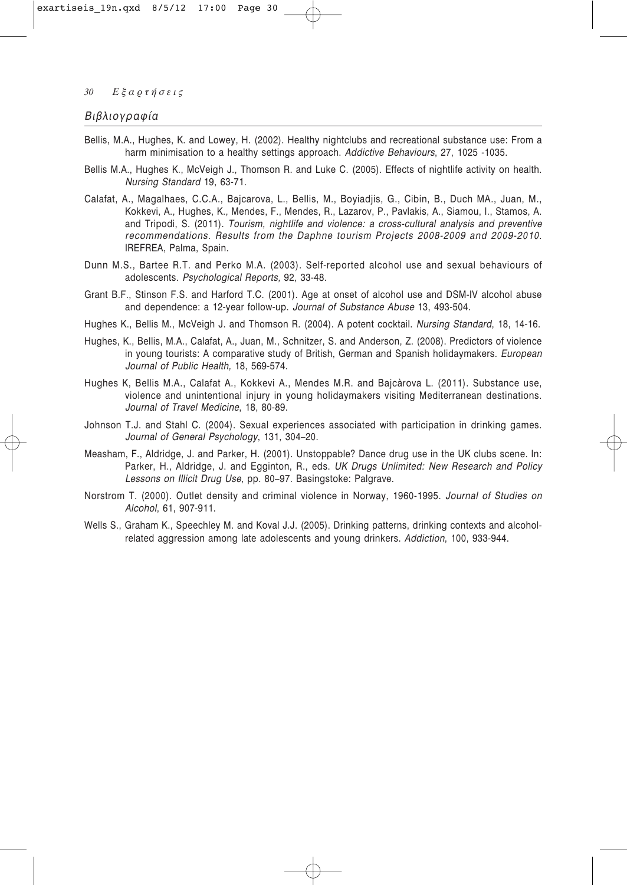## Βιβλιογραφία

Bellis, M.A., Hughes, K. and Lowey, H. (2002). Healthy nightclubs and recreational substance use: From a harm minimisation to a healthy settings approach. *Addictive Behaviours*, 27, 1025 -1035.

Bellis M.A., Hughes K., McVeigh J., Thomson R. and Luke C. (2005). Effects of nightlife activity on health. *Nursing Standard* 19, 63-71.

Calafat, A., Magalhaes, C.C.A., Bajcarova, L., Bellis, M., Boyiadjis, G., Cibin, B., Duch MA., Juan, M., Kokkevi, A., Hughes, K., Mendes, F., Mendes, R., Lazarov, P., Pavlakis, A., Siamou, I., Stamos, A. and Tripodi, S. (2011). *Tourism, nightlife and violence: a cross-cultural analysis and preventive recommendations. Results from the Daphne tourism Projects 2008-2009 and 2009-2010*. IREFREA, Palma, Spain.

Dunn M.S., Bartee R.T. and Perko M.A. (2003). Self-reported alcohol use and sexual behaviours of adolescents. *Psychological Reports,* 92, 33-48.

Grant B.F., Stinson F.S. and Harford T.C. (2001). Age at onset of alcohol use and DSM-IV alcohol abuse and dependence: a 12-year follow-up. *Journal of Substance Abuse* 13, 493-504.

Hughes K., Bellis M., McVeigh J. and Thomson R. (2004). A potent cocktail. *Nursing Standard*, 18, 14-16.

Hughes, K., Bellis, M.A., Calafat, A., Juan, M., Schnitzer, S. and Anderson, Z. (2008). Predictors of violence in young tourists: A comparative study of British, German and Spanish holidaymakers. *European Journal of Public Health,* 18, 569-574.

Hughes K, Bellis M.A., Calafat A., Kokkevi A., Mendes M.R. and Bajcàrova L. (2011). Substance use, violence and unintentional injury in young holidaymakers visiting Mediterranean destinations. *Journal of Travel Medicine*, 18, 80-89.

Johnson T.J. and Stahl C. (2004). Sexual experiences associated with participation in drinking games. *Journal of General Psychology*, 131, 304–20.

Measham, F., Aldridge, J. and Parker, H. (2001). Unstoppable? Dance drug use in the UK clubs scene. In: Parker, H., Aldridge, J. and Egginton, R., eds. *UK Drugs Unlimited: New Research and Policy Lessons on Illicit Drug Use*, pp. 80–97. Basingstoke: Palgrave.

Norstrom T. (2000). Outlet density and criminal violence in Norway, 1960-1995. *Journal of Studies on Alcohol*, 61, 907-911.

Wells S., Graham K., Speechley M. and Koval J.J. (2005). Drinking patterns, drinking contexts and alcohol-related aggression among late adolescents and young drinkers. *Addiction*, 100, 933-944.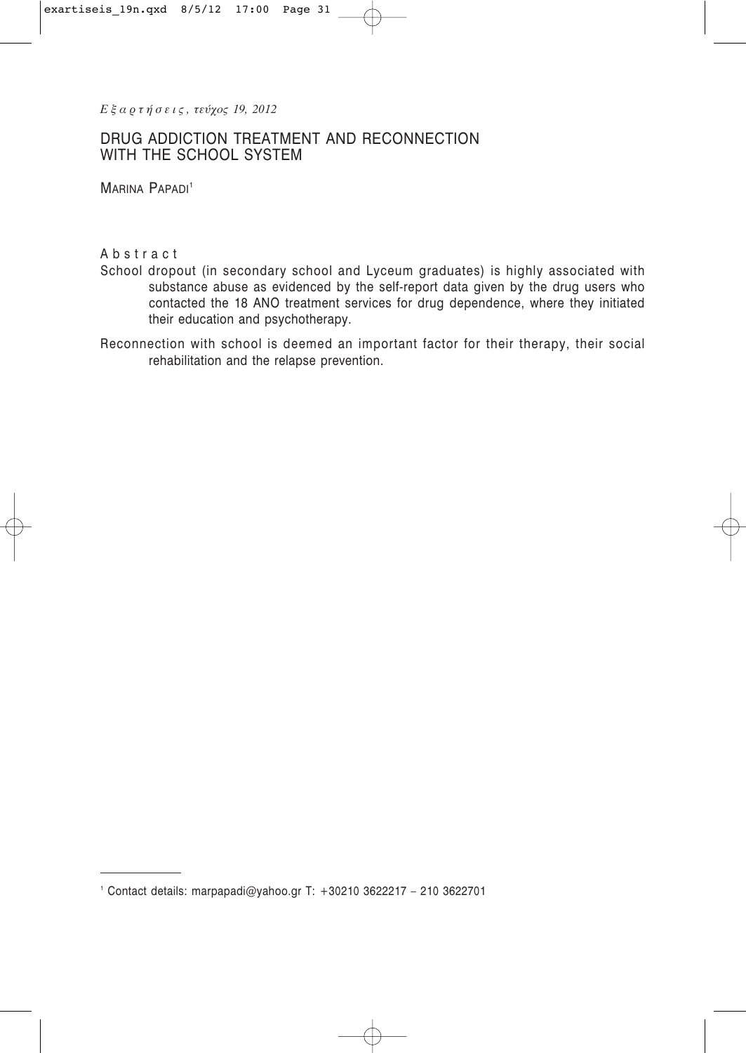# DRUG ADDICTION TREATMENT AND RECONNECTION WITH THE SCHOOL SYSTEM

Marina Papadi[1]

## Abstract

School dropout (in secondary school and Lyceum graduates) is highly associated with substance abuse as evidenced by the self-report data given by the drug users who contacted the 18 ANO treatment services for drug dependence, where they initiated their education and psychotherapy.

Reconnection with school is deemed an important factor for their therapy, their social rehabilitation and the relapse prevention.

---

[1] Contact details: marpapadi@yahoo.gr T: +30210 3622217 – 210 3622701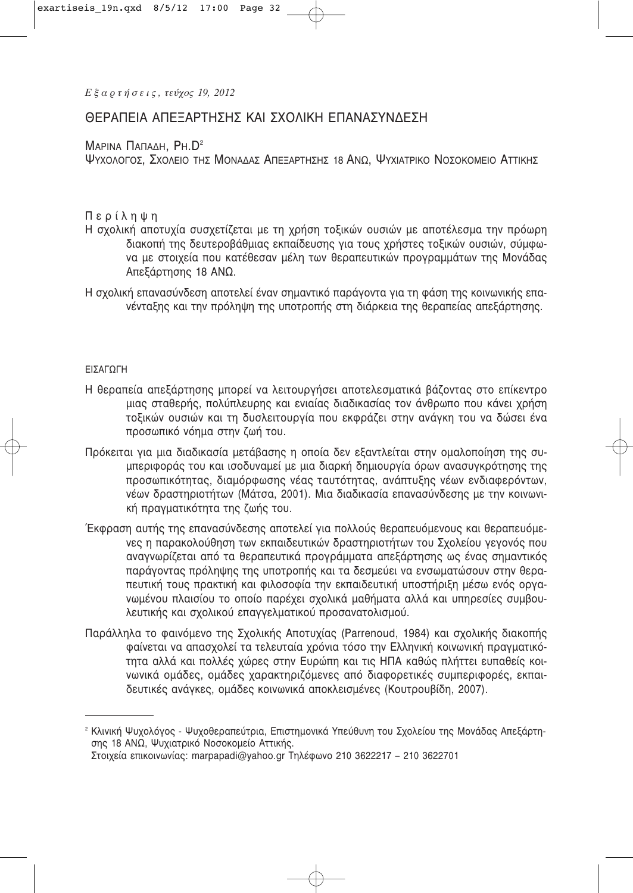# ΘΕΡΑΠΕΙΑ ΑΠΕΞΑΡΤΗΣΗΣ ΚΑΙ ΣΧΟΛΙΚΗ ΕΠΑΝΑΣΥΝΔΕΣΗ

ΜΑΡΙΝΑ ΠΑΠΑΔΗ, PH.D[2]

ΨΥΧΟΛΟΓΟΣ, ΣΧΟΛΕΙΟ ΤΗΣ ΜΟΝΑΔΑΣ ΑΠΕΞΑΡΤΗΣΗΣ 18 ΑΝΩ, ΨΥΧΙΑΤΡΙΚΟ ΝΟΣΟΚΟΜΕΙΟ ΑΤΤΙΚΗΣ

## Περίληψη

Η σχολική αποτυχία συσχετίζεται με τη χρήση τοξικών ουσιών με αποτέλεσμα την πρόωρη διακοπή της δευτεροβάθμιας εκπαίδευσης για τους χρήστες τοξικών ουσιών, σύμφωνα με στοιχεία που κατέθεσαν μέλη των θεραπευτικών προγραμμάτων της Μονάδας Απεξάρτησης 18 ΑΝΩ.

Η σχολική επανασύνδεση αποτελεί έναν σημαντικό παράγοντα για τη φάση της κοινωνικής επανένταξης και την πρόληψη της υποτροπής στη διάρκεια της θεραπείας απεξάρτησης.

## ΕΙΣΑΓΩΓΗ

Η θεραπεία απεξάρτησης μπορεί να λειτουργήσει αποτελεσματικά βάζοντας στο επίκεντρο μιας σταθερής, πολύπλευρης και ενιαίας διαδικασίας τον άνθρωπο που κάνει χρήση τοξικών ουσιών και τη δυσλειτουργία που εκφράζει στην ανάγκη του να δώσει ένα προσωπικό νόημα στην ζωή του.

Πρόκειται για μια διαδικασία μετάβασης η οποία δεν εξαντλείται στην ομαλοποίηση της συμπεριφοράς του και ισοδυναμεί με μια διαρκή δημιουργία όρων ανασυγκρότησης της προσωπικότητας, διαμόρφωσης νέας ταυτότητας, ανάπτυξης νέων ενδιαφερόντων, νέων δραστηριοτήτων (Μάτσα, 2001). Μια διαδικασία επανασύνδεσης με την κοινωνική πραγματικότητα της ζωής του.

Έκφραση αυτής της επανασύνδεσης αποτελεί για πολλούς θεραπευόμενους και θεραπευόμενες η παρακολούθηση των εκπαιδευτικών δραστηριοτήτων του Σχολείου γεγονός που αναγνωρίζεται από τα θεραπευτικά προγράμματα απεξάρτησης ως ένας σημαντικός παράγοντας πρόληψης της υποτροπής και τα δεσμεύει να ενσωματώσουν στην θεραπευτική τους πρακτική και φιλοσοφία την εκπαιδευτική υποστήριξη μέσω ενός οργανωμένου πλαισίου το οποίο παρέχει σχολικά μαθήματα αλλά και υπηρεσίες συμβουλευτικής και σχολικού επαγγελματικού προσανατολισμού.

Παράλληλα το φαινόμενο της Σχολικής Αποτυχίας (Parrenoud, 1984) και σχολικής διακοπής φαίνεται να απασχολεί τα τελευταία χρόνια τόσο την Ελληνική κοινωνική πραγματικότητα αλλά και πολλές χώρες στην Ευρώπη και τις ΗΠΑ καθώς πλήττει ευπαθείς κοινωνικά ομάδες, ομάδες χαρακτηριζόμενες από διαφορετικές συμπεριφορές, εκπαιδευτικές ανάγκες, ομάδες κοινωνικά αποκλεισμένες (Κουτρουβίδη, 2007).

---

[2] Κλινική Ψυχολόγος - Ψυχοθεραπεύτρια, Επιστημονικά Υπεύθυνη του Σχολείου της Μονάδας Απεξάρτησης 18 ΑΝΩ, Ψυχιατρικό Νοσοκομείο Αττικής.
Στοιχεία επικοινωνίας: marpapadi@yahoo.gr Τηλέφωνο 210 3622217 – 210 3622701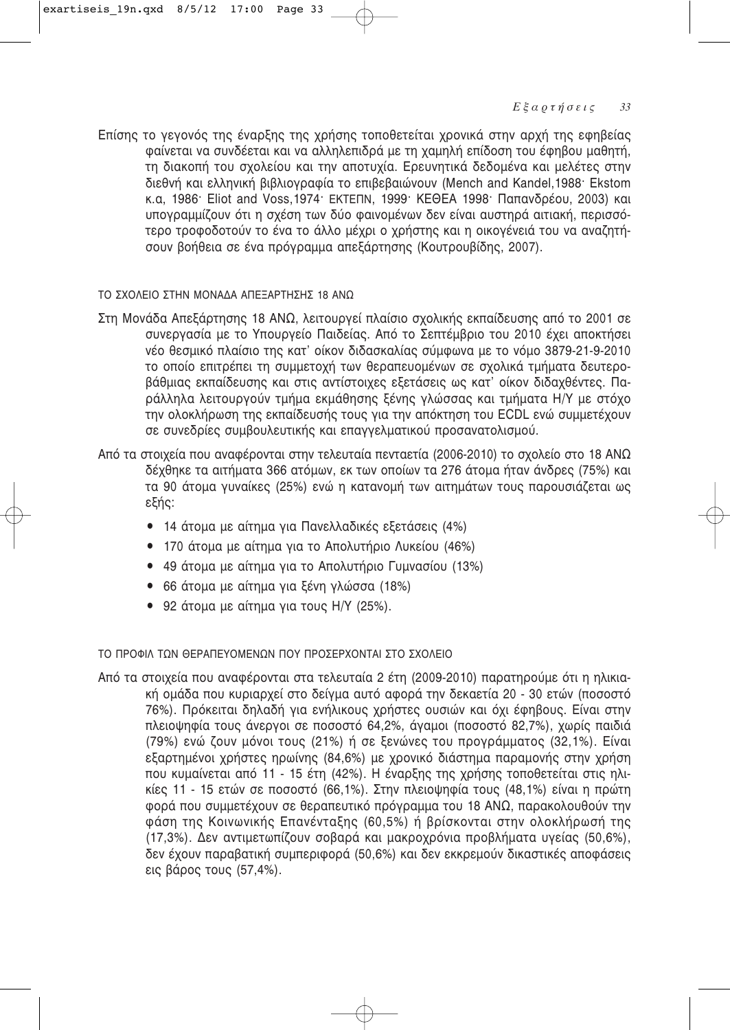Επίσης το γεγονός της έναρξης της χρήσης τοποθετείται χρονικά στην αρχή της εφηβείας φαίνεται να συνδέεται και να αλληλεπιδρά με τη χαμηλή επίδοση του έφηβου μαθητή, τη διακοπή του σχολείου και την αποτυχία. Ερευνητικά δεδομένα και μελέτες στην διεθνή και ελληνική βιβλιογραφία το επιβεβαιώνουν (Mench and Kandel,1988· Ekstom κ.α, 1986· Eliot and Voss,1974· ΕΚΤΕΠΝ, 1999· ΚΕΘΕΑ 1998· Παπανδρέου, 2003) και υπογραμμίζουν ότι η σχέση των δύο φαινομένων δεν είναι αυστηρά αιτιακή, περισσότερο τροφοδοτούν το ένα το άλλο μέχρι ο χρήστης και η οικογένειά του να αναζητήσουν βοήθεια σε ένα πρόγραμμα απεξάρτησης (Κουτρουβίδης, 2007).

## ΤΟ ΣΧΟΛΕΙΟ ΣΤΗΝ ΜΟΝΑΔΑ ΑΠΕΞΑΡΤΗΣΗΣ 18 ΑΝΩ

Στη Μονάδα Απεξάρτησης 18 ΑΝΩ, λειτουργεί πλαίσιο σχολικής εκπαίδευσης από το 2001 σε συνεργασία με το Υπουργείο Παιδείας. Από το Σεπτέμβριο του 2010 έχει αποκτήσει νέο θεσμικό πλαίσιο της κατ' οίκον διδασκαλίας σύμφωνα με το νόμο 3879-21-9-2010 το οποίο επιτρέπει τη συμμετοχή των θεραπευομένων σε σχολικά τμήματα δευτεροβάθμιας εκπαίδευσης και στις αντίστοιχες εξετάσεις ως κατ' οίκον διδαχθέντες. Παράλληλα λειτουργούν τμήμα εκμάθησης ξένης γλώσσας και τμήματα Η/Υ με στόχο την ολοκλήρωση της εκπαίδευσής τους για την απόκτηση του ECDL ενώ συμμετέχουν σε συνεδρίες συμβουλευτικής και επαγγελματικού προσανατολισμού.

Από τα στοιχεία που αναφέρονται στην τελευταία πενταετία (2006-2010) το σχολείο στο 18 ΑΝΩ δέχθηκε τα αιτήματα 366 ατόμων, εκ των οποίων τα 276 άτομα ήταν άνδρες (75%) και τα 90 άτομα γυναίκες (25%) ενώ η κατανομή των αιτημάτων τους παρουσιάζεται ως εξής:

- 14 άτομα με αίτημα για Πανελλαδικές εξετάσεις (4%)
- 170 άτομα με αίτημα για το Απολυτήριο Λυκείου (46%)
- 49 άτομα με αίτημα για το Απολυτήριο Γυμνασίου (13%)
- 66 άτομα με αίτημα για ξένη γλώσσα (18%)
- 92 άτομα με αίτημα για τους Η/Υ (25%).

## ΤΟ ΠΡΟΦΙΛ ΤΩΝ ΘΕΡΑΠΕΥΟΜΕΝΩΝ ΠΟΥ ΠΡΟΣΕΡΧΟΝΤΑΙ ΣΤΟ ΣΧΟΛΕΙΟ

Από τα στοιχεία που αναφέρονται στα τελευταία 2 έτη (2009-2010) παρατηρούμε ότι η ηλικιακή ομάδα που κυριαρχεί στο δείγμα αυτό αφορά την δεκαετία 20 - 30 ετών (ποσοστό 76%). Πρόκειται δηλαδή για ενήλικους χρήστες ουσιών και όχι έφηβους. Είναι στην πλειοψηφία τους άνεργοι σε ποσοστό 64,2%, άγαμοι (ποσοστό 82,7%), χωρίς παιδιά (79%) ενώ ζουν μόνοι τους (21%) ή σε ξενώνες του προγράμματος (32,1%). Είναι εξαρτημένοι χρήστες ηρωίνης (84,6%) με χρονικό διάστημα παραμονής στην χρήση που κυμαίνεται από 11 - 15 έτη (42%). Η έναρξης της χρήσης τοποθετείται στις ηλικίες 11 - 15 ετών σε ποσοστό (66,1%). Στην πλειοψηφία τους (48,1%) είναι η πρώτη φορά που συμμετέχουν σε θεραπευτικό πρόγραμμα του 18 ΑΝΩ, παρακολουθούν την φάση της Κοινωνικής Επανένταξης (60,5%) ή βρίσκονται στην ολοκλήρωσή της (17,3%). Δεν αντιμετωπίζουν σοβαρά και μακροχρόνια προβλήματα υγείας (50,6%), δεν έχουν παραβατική συμπεριφορά (50,6%) και δεν εκκρεμούν δικαστικές αποφάσεις εις βάρος τους (57,4%).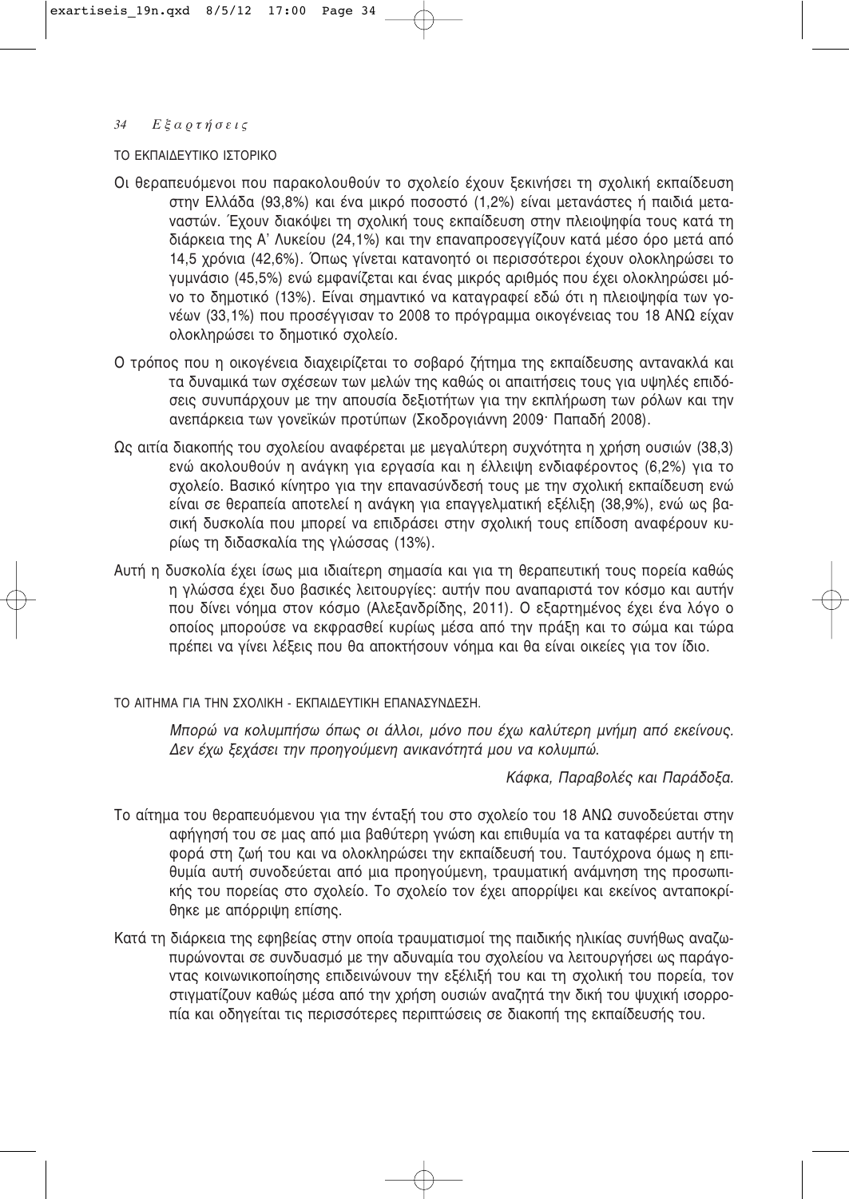### ΤΟ ΕΚΠΑΙΔΕΥΤΙΚΟ ΙΣΤΟΡΙΚΟ

Οι θεραπευόμενοι που παρακολουθούν το σχολείο έχουν ξεκινήσει τη σχολική εκπαίδευση στην Ελλάδα (93,8%) και ένα μικρό ποσοστό (1,2%) είναι μετανάστες ή παιδιά μεταναστών. Έχουν διακόψει τη σχολική τους εκπαίδευση στην πλειοψηφία τους κατά τη διάρκεια της Α' Λυκείου (24,1%) και την επαναπροσεγγίζουν κατά μέσο όρο μετά από 14,5 χρόνια (42,6%). Όπως γίνεται κατανοητό οι περισσότεροι έχουν ολοκληρώσει το γυμνάσιο (45,5%) ενώ εμφανίζεται και ένας μικρός αριθμός που έχει ολοκληρώσει μόνο το δημοτικό (13%). Είναι σημαντικό να καταγραφεί εδώ ότι η πλειοψηφία των γονέων (33,1%) που προσέγγισαν το 2008 το πρόγραμμα οικογένειας του 18 ΑΝΩ είχαν ολοκληρώσει το δημοτικό σχολείο.

Ο τρόπος που η οικογένεια διαχειρίζεται το σοβαρό ζήτημα της εκπαίδευσης αντανακλά και τα δυναμικά των σχέσεων των μελών της καθώς οι απαιτήσεις τους για υψηλές επιδόσεις συνυπάρχουν με την απουσία δεξιοτήτων για την εκπλήρωση των ρόλων και την ανεπάρκεια των γονεϊκών προτύπων (Σκοδρογιάννη 2009· Παπαδή 2008).

Ως αιτία διακοπής του σχολείου αναφέρεται με μεγαλύτερη συχνότητα η χρήση ουσιών (38,3) ενώ ακολουθούν η ανάγκη για εργασία και η έλλειψη ενδιαφέροντος (6,2%) για το σχολείο. Βασικό κίνητρο για την επανασύνδεσή τους με την σχολική εκπαίδευση ενώ είναι σε θεραπεία αποτελεί η ανάγκη για επαγγελματική εξέλιξη (38,9%), ενώ ως βασική δυσκολία που μπορεί να επιδράσει στην σχολική τους επίδοση αναφέρουν κυρίως τη διδασκαλία της γλώσσας (13%).

Αυτή η δυσκολία έχει ίσως μια ιδιαίτερη σημασία και για τη θεραπευτική τους πορεία καθώς η γλώσσα έχει δυο βασικές λειτουργίες: αυτήν που αναπαριστά τον κόσμο και αυτήν που δίνει νόημα στον κόσμο (Αλεξανδρίδης, 2011). Ο εξαρτημένος έχει ένα λόγο ο οποίος μπορούσε να εκφρασθεί κυρίως μέσα από την πράξη και το σώμα και τώρα πρέπει να γίνει λέξεις που θα αποκτήσουν νόημα και θα είναι οικείες για τον ίδιο.

### ΤΟ ΑΙΤΗΜΑ ΓΙΑ ΤΗΝ ΣΧΟΛΙΚΗ - ΕΚΠΑΙΔΕΥΤΙΚΗ ΕΠΑΝΑΣΥΝΔΕΣΗ.

*Μπορώ να κολυμπήσω όπως οι άλλοι, μόνο που έχω καλύτερη μνήμη από εκείνους. Δεν έχω ξεχάσει την προηγούμενη ανικανότητά μου να κολυμπώ.*

*Κάφκα, Παραβολές και Παράδοξα.*

Το αίτημα του θεραπευόμενου για την ένταξή του στο σχολείο του 18 ΑΝΩ συνοδεύεται στην αφήγησή του σε μας από μια βαθύτερη γνώση και επιθυμία να τα καταφέρει αυτήν τη φορά στη ζωή του και να ολοκληρώσει την εκπαίδευσή του. Ταυτόχρονα όμως η επιθυμία αυτή συνοδεύεται από μια προηγούμενη, τραυματική ανάμνηση της προσωπικής του πορείας στο σχολείο. Το σχολείο τον έχει απορρίψει και εκείνος ανταποκρίθηκε με απόρριψη επίσης.

Κατά τη διάρκεια της εφηβείας στην οποία τραυματισμοί της παιδικής ηλικίας συνήθως αναζωπυρώνονται σε συνδυασμό με την αδυναμία του σχολείου να λειτουργήσει ως παράγοντας κοινωνικοποίησης επιδεινώνουν την εξέλιξή του και τη σχολική του πορεία, τον στιγματίζουν καθώς μέσα από την χρήση ουσιών αναζητά την δική του ψυχική ισορροπία και οδηγείται τις περισσότερες περιπτώσεις σε διακοπή της εκπαίδευσής του.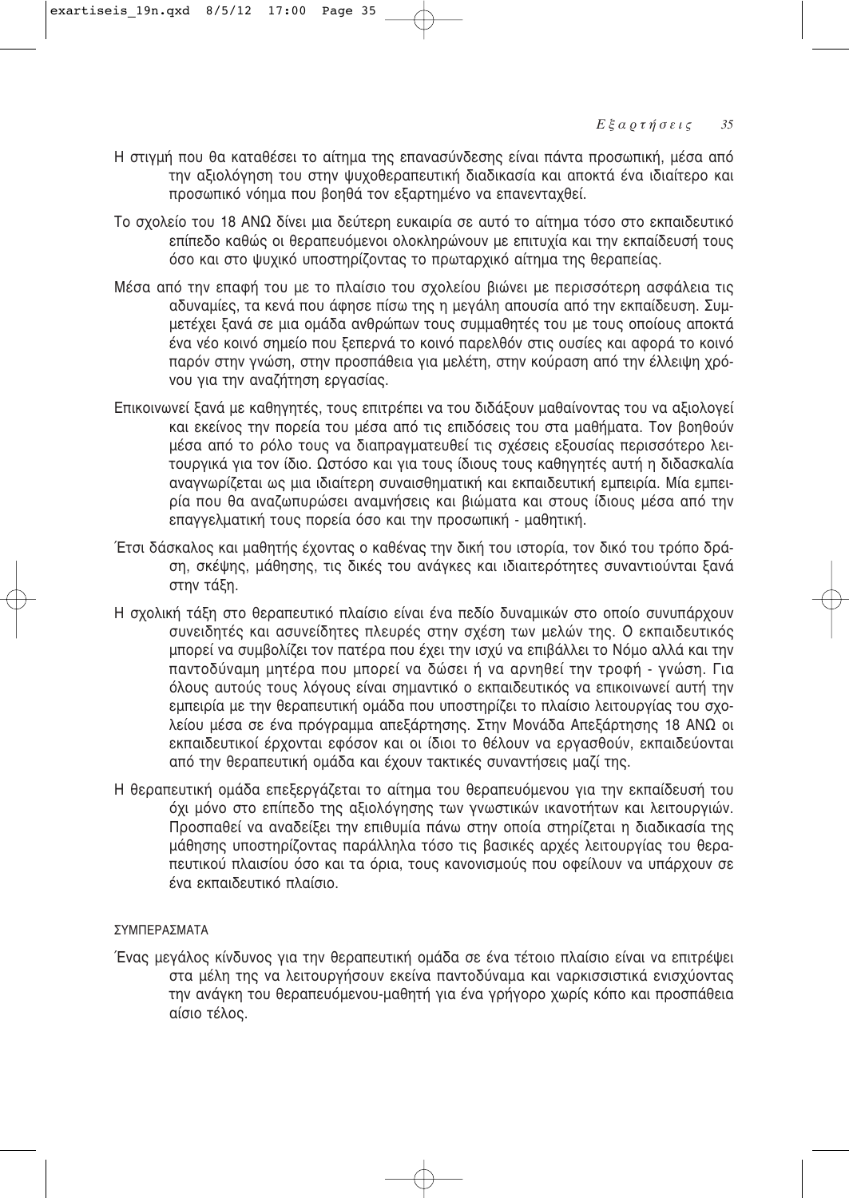Η στιγμή που θα καταθέσει το αίτημα της επανασύνδεσης είναι πάντα προσωπική, μέσα από την αξιολόγηση του στην ψυχοθεραπευτική διαδικασία και αποκτά ένα ιδιαίτερο και προσωπικό νόημα που βοηθά τον εξαρτημένο να επανενταχθεί.

Το σχολείο του 18 ΑΝΩ δίνει μια δεύτερη ευκαιρία σε αυτό το αίτημα τόσο στο εκπαιδευτικό επίπεδο καθώς οι θεραπευόμενοι ολοκληρώνουν με επιτυχία και την εκπαίδευσή τους όσο και στο ψυχικό υποστηρίζοντας το πρωταρχικό αίτημα της θεραπείας.

Μέσα από την επαφή του με το πλαίσιο του σχολείου βιώνει με περισσότερη ασφάλεια τις αδυναμίες, τα κενά που άφησε πίσω της η μεγάλη απουσία από την εκπαίδευση. Συμμετέχει ξανά σε μια ομάδα ανθρώπων τους συμμαθητές του με τους οποίους αποκτά ένα νέο κοινό σημείο που ξεπερνά το κοινό παρελθόν στις ουσίες και αφορά το κοινό παρόν στην γνώση, στην προσπάθεια για μελέτη, στην κούραση από την έλλειψη χρόνου για την αναζήτηση εργασίας.

Επικοινωνεί ξανά με καθηγητές, τους επιτρέπει να του διδάξουν μαθαίνοντας του να αξιολογεί και εκείνος την πορεία του μέσα από τις επιδόσεις του στα μαθήματα. Τον βοηθούν μέσα από το ρόλο τους να διαπραγματευθεί τις σχέσεις εξουσίας περισσότερο λειτουργικά για τον ίδιο. Ωστόσο και για τους ίδιους τους καθηγητές αυτή η διδασκαλία αναγνωρίζεται ως μια ιδιαίτερη συναισθηματική και εκπαιδευτική εμπειρία. Μία εμπειρία που θα αναζωπυρώσει αναμνήσεις και βιώματα και στους ίδιους μέσα από την επαγγελματική τους πορεία όσο και την προσωπική - μαθητική.

Έτσι δάσκαλος και μαθητής έχοντας ο καθένας την δική του ιστορία, τον δικό του τρόπο δράση, σκέψης, μάθησης, τις δικές του ανάγκες και ιδιαιτερότητες συναντιούνται ξανά στην τάξη.

Η σχολική τάξη στο θεραπευτικό πλαίσιο είναι ένα πεδίο δυναμικών στο οποίο συνυπάρχουν συνειδητές και ασυνείδητες πλευρές στην σχέση των μελών της. Ο εκπαιδευτικός μπορεί να συμβολίζει τον πατέρα που έχει την ισχύ να επιβάλλει το Νόμο αλλά και την παντοδύναμη μητέρα που μπορεί να δώσει ή να αρνηθεί την τροφή - γνώση. Για όλους αυτούς τους λόγους είναι σημαντικό ο εκπαιδευτικός να επικοινωνεί αυτή την εμπειρία με την θεραπευτική ομάδα που υποστηρίζει το πλαίσιο λειτουργίας του σχολείου μέσα σε ένα πρόγραμμα απεξάρτησης. Στην Μονάδα Απεξάρτησης 18 ΑΝΩ οι εκπαιδευτικοί έρχονται εφόσον και οι ίδιοι το θέλουν να εργασθούν, εκπαιδεύονται από την θεραπευτική ομάδα και έχουν τακτικές συναντήσεις μαζί της.

Η θεραπευτική ομάδα επεξεργάζεται το αίτημα του θεραπευόμενου για την εκπαίδευσή του όχι μόνο στο επίπεδο της αξιολόγησης των γνωστικών ικανοτήτων και λειτουργιών. Προσπαθεί να αναδείξει την επιθυμία πάνω στην οποία στηρίζεται η διαδικασία της μάθησης υποστηρίζοντας παράλληλα τόσο τις βασικές αρχές λειτουργίας του θεραπευτικού πλαισίου όσο και τα όρια, τους κανονισμούς που οφείλουν να υπάρχουν σε ένα εκπαιδευτικό πλαίσιο.

## ΣΥΜΠΕΡΑΣΜΑΤΑ

Ένας μεγάλος κίνδυνος για την θεραπευτική ομάδα σε ένα τέτοιο πλαίσιο είναι να επιτρέψει στα μέλη της να λειτουργήσουν εκείνα παντοδύναμα και ναρκισσιστικά ενισχύοντας την ανάγκη του θεραπευόμενου-μαθητή για ένα γρήγορο χωρίς κόπο και προσπάθεια αίσιο τέλος.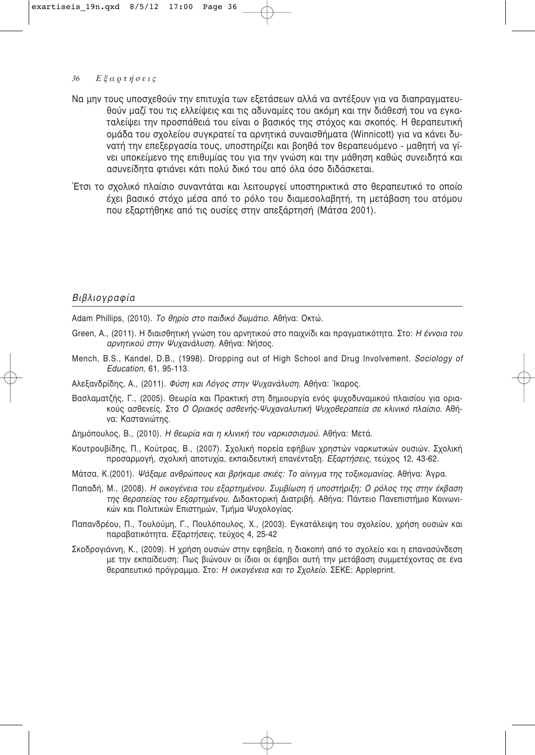Να μην τους υποσχεθούν την επιτυχία των εξετάσεων αλλά να αντέξουν για να διαπραγματευθούν μαζί του τις ελλείψεις και τις αδυναμίες του ακόμη και την διάθεσή του να εγκαταλείψει την προσπάθειά του είναι ο βασικός της στόχος και σκοπός. Η θεραπευτική ομάδα του σχολείου συγκρατεί τα αρνητικά συναισθήματα (Winnicott) για να κάνει δυνατή την επεξεργασία τους, υποστηρίζει και βοηθά τον θεραπευόμενο - μαθητή να γίνει υποκείμενο της επιθυμίας του για την γνώση και την μάθηση καθώς συνειδητά και ασυνείδητα φτιάνει κάτι πολύ δικό του από όλα όσο διδάσκεται.

Έτσι το σχολικό πλαίσιο συναντάται και λειτουργεί υποστηρικτικά στο θεραπευτικό το οποίο έχει βασικό στόχο μέσα από το ρόλο του διαμεσολαβητή, τη μετάβαση του ατόμου που εξαρτήθηκε από τις ουσίες στην απεξάρτησή (Μάτσα 2001).

## *Βιβλιογραφία*

Adam Phillips, (2010). *Το θηρίο στο παιδικό δωμάτιο*. Αθήνα: Οκτώ.

Green, A., (2011). Η διαισθητική γνώση του αρνητικού στο παιχνίδι και πραγματικότητα. Στο: *Η έννοια του αρνητικού στην Ψυχανάλυση*. Αθήνα: Νήσος.

Mench, B.S., Kandel, D.B., (1998). Dropping out of High School and Drug Involvement. *Sociology of Education*, 61, 95-113.

Αλεξανδρίδης, Α., (2011). *Φύση και Λόγος στην Ψυχανάλυση*. Αθήνα: Ίκαρος.

Βασλαματζής, Γ., (2005). Θεωρία και Πρακτική στη δημιουργία ενός ψυχοδυναμικού πλαισίου για οριακούς ασθενείς. Στο *Ο Οριακός ασθενής-Ψυχαναλυτική Ψυχοθεραπεία σε κλινικό πλαίσιο*. Αθήνα: Καστανιώτης.

Δημόπουλος, Β., (2010). *Η θεωρία και η κλινική του ναρκισσισμού*. Αθήνα: Μετά.

Κουτρουβίδης, Π., Κούτρας, Β., (2007). Σχολική πορεία εφήβων χρηστών ναρκωτικών ουσιών. Σχολική προσαρμογή, σχολική αποτυχία, εκπαιδευτική επανένταξη. *Εξαρτήσεις*, τεύχος 12, 43-62.

Μάτσα, Κ.(2001). *Ψάξαμε ανθρώπους και βρήκαμε σκιές: Το αίνιγμα της τοξικομανίας*. Αθήνα: Άγρα.

Παπαδή, Μ., (2008). *Η οικογένεια του εξαρτημένου. Συμβίωση ή υποστήριξη; Ο ρόλος της στην έκβαση της θεραπείας του εξαρτημένου*. Διδακτορική Διατριβή. Αθήνα: Πάντειο Πανεπιστήμιο Κοινωνικών και Πολιτικών Επιστημών, Τμήμα Ψυχολογίας.

Παπανδρέου, Π., Τουλούμη, Γ., Πουλόπουλος, Χ., (2003). Εγκατάλειψη του σχολείου, χρήση ουσιών και παραβατικότητα. *Εξαρτήσεις*, τεύχος 4, 25-42

Σκοδρογιάννη, Κ., (2009). Η χρήση ουσιών στην εφηβεία, η διακοπή από το σχολείο και η επανασύνδεση με την εκπαίδευση: Πως βιώνουν οι ίδιοι οι έφηβοι αυτή την μετάβαση συμμετέχοντας σε ένα θεραπευτικό πρόγραμμα. Στο: *Η οικογένεια και το Σχολείο*. ΣΕΚΕ: Appleprint.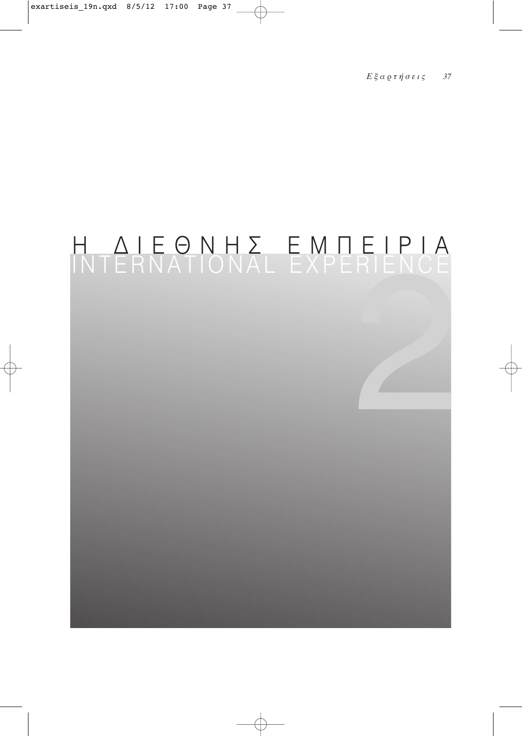# Η ΔΙΕΘΝΗΣ ΕΜΠΕΙΡΙΑ
# INTERNATIONAL EXPERIENCE

2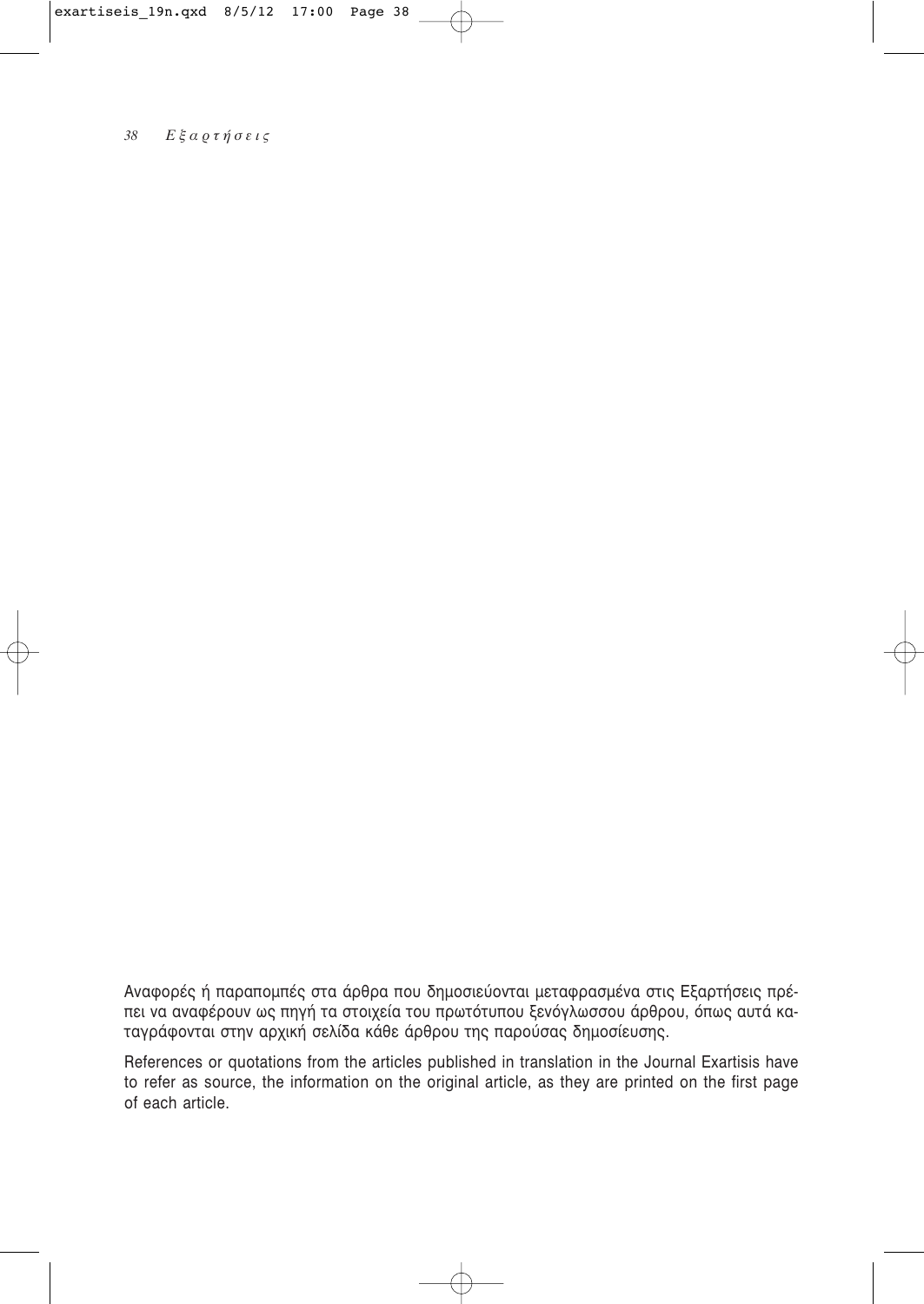Αναφορές ή παραπομπές στα άρθρα που δημοσιεύονται μεταφρασμένα στις Εξαρτήσεις πρέπει να αναφέρουν ως πηγή τα στοιχεία του πρωτότυπου ξενόγλωσσου άρθρου, όπως αυτά καταγράφονται στην αρχική σελίδα κάθε άρθρου της παρούσας δημοσίευσης.

References or quotations from the articles published in translation in the Journal Exartisis have to refer as source, the information on the original article, as they are printed on the first page of each article.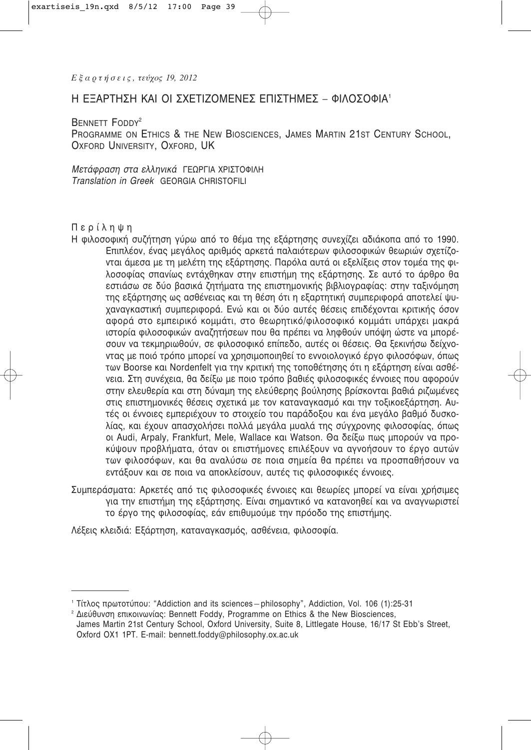*Εξαρτήσεις, τεύχος 19, 2012*

# Η ΕΞΑΡΤΗΣΗ ΚΑΙ ΟΙ ΣΧΕΤΙΖΟΜΕΝΕΣ ΕΠΙΣΤΗΜΕΣ – ΦΙΛΟΣΟΦΙΑ[1]

BENNETT FODDY[2]
PROGRAMME ON ETHICS & THE NEW BIOSCIENCES, JAMES MARTIN 21ST CENTURY SCHOOL, OXFORD UNIVERSITY, OXFORD, UK

*Μετάφραση στα ελληνικά* ΓΕΩΡΓΙΑ ΧΡΙΣΤΟΦΙΛΗ
*Translation in Greek* GEORGIA CHRISTOFILI

## Περίληψη

Η φιλοσοφική συζήτηση γύρω από το θέμα της εξάρτησης συνεχίζει αδιάκοπα από το 1990. Επιπλέον, ένας μεγάλος αριθμός αρκετά παλαιότερων φιλοσοφικών θεωριών σχετίζονται άμεσα με τη μελέτη της εξάρτησης. Παρόλα αυτά οι εξελίξεις στον τομέα της φιλοσοφίας σπανίως εντάχθηκαν στην επιστήμη της εξάρτησης. Σε αυτό το άρθρο θα εστιάσω σε δύο βασικά ζητήματα της επιστημονικής βιβλιογραφίας: στην ταξινόμηση της εξάρτησης ως ασθένειας και τη θέση ότι η εξαρτητική συμπεριφορά αποτελεί ψυχαναγκαστική συμπεριφορά. Ενώ και οι δύο αυτές θέσεις επιδέχονται κριτικής όσον αφορά στο εμπειρικό κομμάτι, στο θεωρητικό/φιλοσοφικό κομμάτι υπάρχει μακρά ιστορία φιλοσοφικών αναζητήσεων που θα πρέπει να ληφθούν υπόψη ώστε να μπορέσουν να τεκμηριωθούν, σε φιλοσοφικό επίπεδο, αυτές οι θέσεις. Θα ξεκινήσω δείχνοντας με ποιό τρόπο μπορεί να χρησιμοποιηθεί το εννοιολογικό έργο φιλοσόφων, όπως των Boorse και Nordenfelt για την κριτική της τοποθέτησης ότι η εξάρτηση είναι ασθένεια. Στη συνέχεια, θα δείξω με ποιο τρόπο βαθιές φιλοσοφικές έννοιες που αφορούν στην ελευθερία και στη δύναμη της ελεύθερης βούλησης βρίσκονται βαθιά ριζωμένες στις επιστημονικές θέσεις σχετικά με τον καταναγκασμό και την τοξικοεξάρτηση. Αυτές οι έννοιες εμπεριέχουν το στοιχείο του παράδοξου και ένα μεγάλο βαθμό δυσκολίας, και έχουν απασχολήσει πολλά μεγάλα μυαλά της σύγχρονης φιλοσοφίας, όπως οι Audi, Arpaly, Frankfurt, Mele, Wallace και Watson. Θα δείξω πως μπορούν να προκύψουν προβλήματα, όταν οι επιστήμονες επιλέξουν να αγνοήσουν το έργο αυτών των φιλοσόφων, και θα αναλύσω σε ποια σημεία θα πρέπει να προσπαθήσουν να εντάξουν και σε ποια να αποκλείσουν, αυτές τις φιλοσοφικές έννοιες.

Συμπεράσματα: Αρκετές από τις φιλοσοφικές έννοιες και θεωρίες μπορεί να είναι χρήσιμες για την επιστήμη της εξάρτησης. Είναι σημαντικό να κατανοηθεί και να αναγνωριστεί το έργο της φιλοσοφίας, εάν επιθυμούμε την πρόοδο της επιστήμης.

Λέξεις κλειδιά: Εξάρτηση, καταναγκασμός, ασθένεια, φιλοσοφία.

---

[1] Τίτλος πρωτοτύπου: "Addiction and its sciences – philosophy", Addiction, Vol. 106 (1):25-31

[2] Διεύθυνση επικοινωνίας: Bennett Foddy, Programme on Ethics & the New Biosciences, James Martin 21st Century School, Oxford University, Suite 8, Littlegate House, 16/17 St Ebb's Street, Oxford OX1 1PT. E-mail: bennett.foddy@philosophy.ox.ac.uk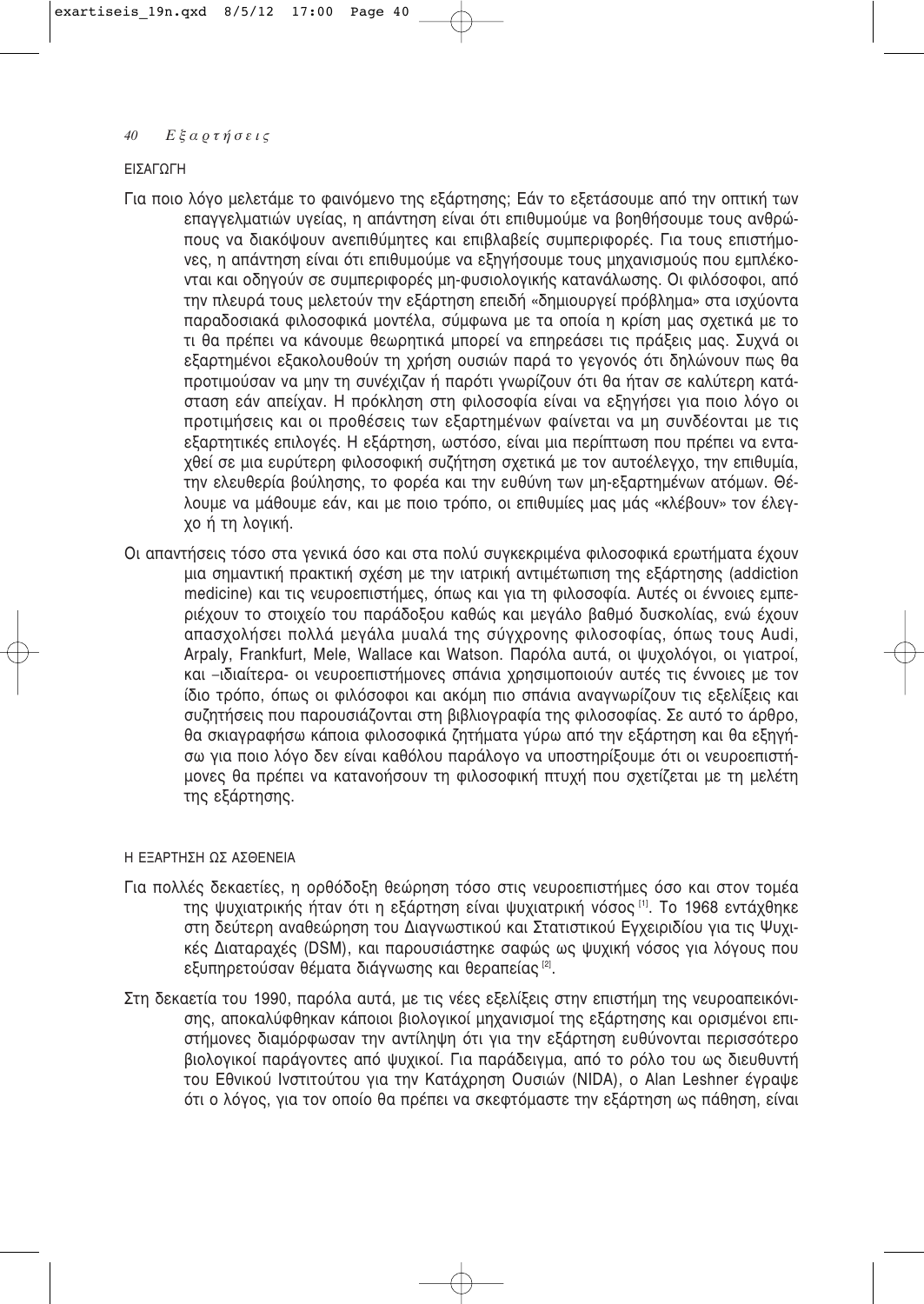## ΕΙΣΑΓΩΓΗ

Για ποιο λόγο μελετάμε το φαινόμενο της εξάρτησης; Εάν το εξετάσουμε από την οπτική των επαγγελματιών υγείας, η απάντηση είναι ότι επιθυμούμε να βοηθήσουμε τους ανθρώπους να διακόψουν ανεπιθύμητες και επιβλαβείς συμπεριφορές. Για τους επιστήμονες, η απάντηση είναι ότι επιθυμούμε να εξηγήσουμε τους μηχανισμούς που εμπλέκονται και οδηγούν σε συμπεριφορές μη-φυσιολογικής κατανάλωσης. Οι φιλόσοφοι, από την πλευρά τους μελετούν την εξάρτηση επειδή «δημιουργεί πρόβλημα» στα ισχύοντα παραδοσιακά φιλοσοφικά μοντέλα, σύμφωνα με τα οποία η κρίση μας σχετικά με το τι θα πρέπει να κάνουμε θεωρητικά μπορεί να επηρεάσει τις πράξεις μας. Συχνά οι εξαρτημένοι εξακολουθούν τη χρήση ουσιών παρά το γεγονός ότι δηλώνουν πως θα προτιμούσαν να μην τη συνέχιζαν ή παρότι γνωρίζουν ότι θα ήταν σε καλύτερη κατάσταση εάν απείχαν. Η πρόκληση στη φιλοσοφία είναι να εξηγήσει για ποιο λόγο οι προτιμήσεις και οι προθέσεις των εξαρτημένων φαίνεται να μη συνδέονται με τις εξαρτητικές επιλογές. Η εξάρτηση, ωστόσο, είναι μια περίπτωση που πρέπει να ενταχθεί σε μια ευρύτερη φιλοσοφική συζήτηση σχετικά με τον αυτοέλεγχο, την επιθυμία, την ελευθερία βούλησης, το φορέα και την ευθύνη των μη-εξαρτημένων ατόμων. Θέλουμε να μάθουμε εάν, και με ποιο τρόπο, οι επιθυμίες μας μάς «κλέβουν» τον έλεγχο ή τη λογική.

Οι απαντήσεις τόσο στα γενικά όσο και στα πολύ συγκεκριμένα φιλοσοφικά ερωτήματα έχουν μια σημαντική πρακτική σχέση με την ιατρική αντιμετώπιση της εξάρτησης (addiction medicine) και τις νευροεπιστήμες, όπως και για τη φιλοσοφία. Αυτές οι έννοιες εμπεριέχουν το στοιχείο του παράδοξου καθώς και μεγάλο βαθμό δυσκολίας, ενώ έχουν απασχολήσει πολλά μεγάλα μυαλά της σύγχρονης φιλοσοφίας, όπως τους Audi, Arpaly, Frankfurt, Mele, Wallace και Watson. Παρόλα αυτά, οι ψυχολόγοι, οι γιατροί, και –ιδιαίτερα- οι νευροεπιστήμονες σπάνια χρησιμοποιούν αυτές τις έννοιες με τον ίδιο τρόπο, όπως οι φιλόσοφοι και ακόμη πιο σπάνια αναγνωρίζουν τις εξελίξεις και συζητήσεις που παρουσιάζονται στη βιβλιογραφία της φιλοσοφίας. Σε αυτό το άρθρο, θα σκιαγραφήσω κάποια φιλοσοφικά ζητήματα γύρω από την εξάρτηση και θα εξηγήσω για ποιο λόγο δεν είναι καθόλου παράλογο να υποστηρίξουμε ότι οι νευροεπιστήμονες θα πρέπει να κατανοήσουν τη φιλοσοφική πτυχή που σχετίζεται με τη μελέτη της εξάρτησης.

## Η ΕΞΑΡΤΗΣΗ ΩΣ ΑΣΘΕΝΕΙΑ

Για πολλές δεκαετίες, η ορθόδοξη θεώρηση τόσο στις νευροεπιστήμες όσο και στον τομέα της ψυχιατρικής ήταν ότι η εξάρτηση είναι ψυχιατρική νόσος [1]. Το 1968 εντάχθηκε στη δεύτερη αναθεώρηση του Διαγνωστικού και Στατιστικού Εγχειριδίου για τις Ψυχικές Διαταραχές (DSM), και παρουσιάστηκε σαφώς ως ψυχική νόσος για λόγους που εξυπηρετούσαν θέματα διάγνωσης και θεραπείας [2].

Στη δεκαετία του 1990, παρόλα αυτά, με τις νέες εξελίξεις στην επιστήμη της νευροαπεικόνισης, αποκαλύφθηκαν κάποιοι βιολογικοί μηχανισμοί της εξάρτησης και ορισμένοι επιστήμονες διαμόρφωσαν την αντίληψη ότι για την εξάρτηση ευθύνονται περισσότερο βιολογικοί παράγοντες από ψυχικοί. Για παράδειγμα, από το ρόλο του ως διευθυντή του Εθνικού Ινστιτούτου για την Κατάχρηση Ουσιών (NIDA), ο Alan Leshner έγραψε ότι ο λόγος, για τον οποίο θα πρέπει να σκεφτόμαστε την εξάρτηση ως πάθηση, είναι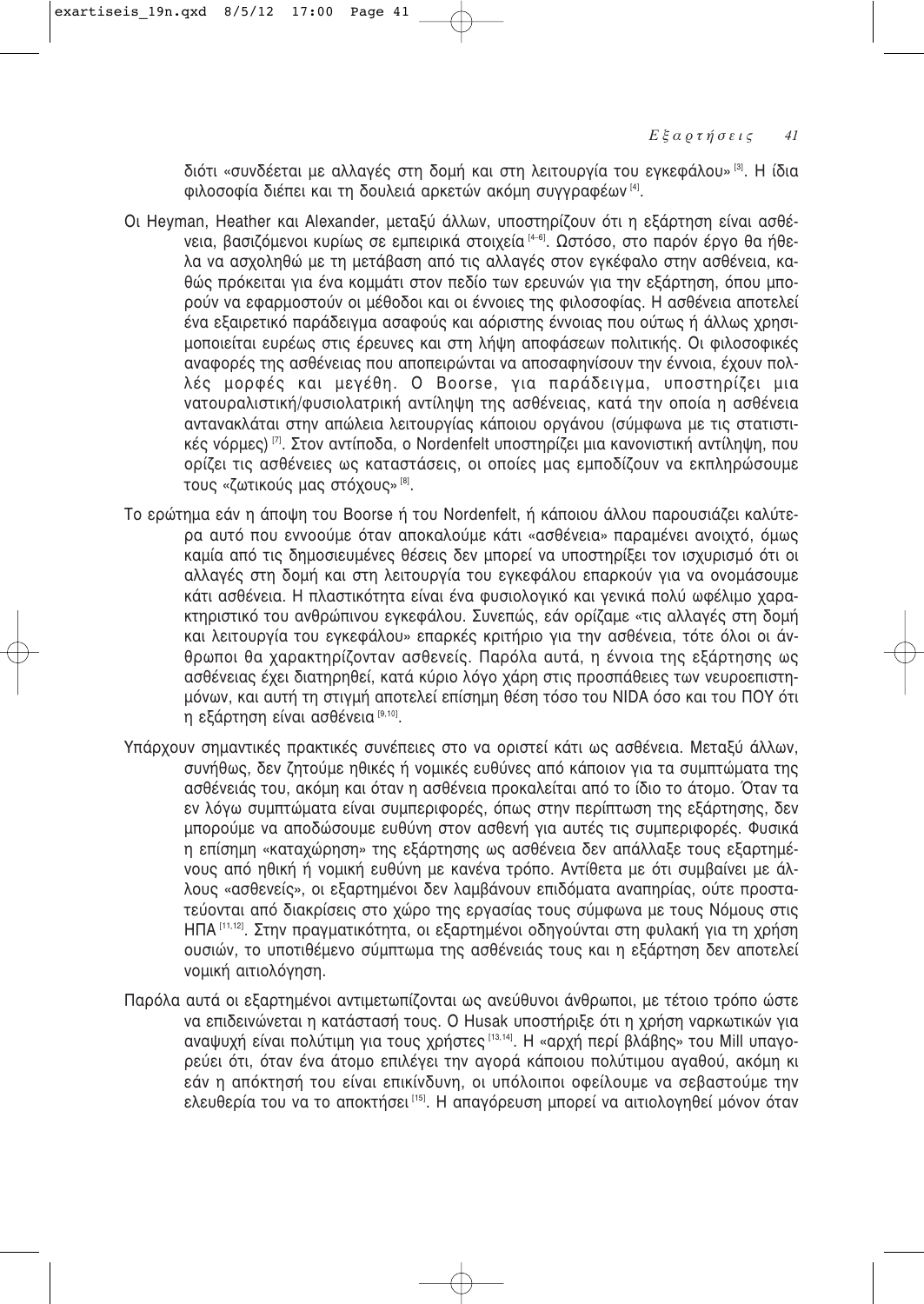διότι «συνδέεται με αλλαγές στη δομή και στη λειτουργία του εγκεφάλου» [3]. Η ίδια φιλοσοφία διέπει και τη δουλειά αρκετών ακόμη συγγραφέων [4].

Οι Heyman, Heather και Alexander, μεταξύ άλλων, υποστηρίζουν ότι η εξάρτηση είναι ασθένεια, βασιζόμενοι κυρίως σε εμπειρικά στοιχεία [4-6]. Ωστόσο, στο παρόν έργο θα ήθελα να ασχοληθώ με τη μετάβαση από τις αλλαγές στον εγκέφαλο στην ασθένεια, καθώς πρόκειται για ένα κομμάτι στον πεδίο των ερευνών για την εξάρτηση, όπου μπορούν να εφαρμοστούν οι μέθοδοι και οι έννοιες της φιλοσοφίας. Η ασθένεια αποτελεί ένα εξαιρετικό παράδειγμα ασαφούς και αόριστης έννοιας που ούτως ή άλλως χρησιμοποιείται ευρέως στις έρευνες και στη λήψη αποφάσεων πολιτικής. Οι φιλοσοφικές αναφορές της ασθένειας που αποπειρώνται να αποσαφηνίσουν την έννοια, έχουν πολλές μορφές και μεγέθη. Ο Boorse, για παράδειγμα, υποστηρίζει μια νατουραλιστική/φυσιολατρική αντίληψη της ασθένειας, κατά την οποία η ασθένεια αντανακλάται στην απώλεια λειτουργίας κάποιου οργάνου (σύμφωνα με τις στατιστικές νόρμες) [7]. Στον αντίποδα, ο Nordenfelt υποστηρίζει μια κανονιστική αντίληψη, που ορίζει τις ασθένειες ως καταστάσεις, οι οποίες μας εμποδίζουν να εκπληρώσουμε τους «ζωτικούς μας στόχους» [8].

Το ερώτημα εάν η άποψη του Boorse ή του Nordenfelt, ή κάποιου άλλου παρουσιάζει καλύτερα αυτό που εννοούμε όταν αποκαλούμε κάτι «ασθένεια» παραμένει ανοιχτό, όμως καμία από τις δημοσιευμένες θέσεις δεν μπορεί να υποστηρίξει τον ισχυρισμό ότι οι αλλαγές στη δομή και στη λειτουργία του εγκεφάλου επαρκούν για να ονομάσουμε κάτι ασθένεια. Η πλαστικότητα είναι ένα φυσιολογικό και γενικά πολύ ωφέλιμο χαρακτηριστικό του ανθρώπινου εγκεφάλου. Συνεπώς, εάν ορίζαμε «τις αλλαγές στη δομή και λειτουργία του εγκεφάλου» επαρκές κριτήριο για την ασθένεια, τότε όλοι οι άνθρωποι θα χαρακτηρίζονταν ασθενείς. Παρόλα αυτά, η έννοια της εξάρτησης ως ασθένειας έχει διατηρηθεί, κατά κύριο λόγο χάρη στις προσπάθειες των νευροεπιστημόνων, και αυτή τη στιγμή αποτελεί επίσημη θέση τόσο του NIDA όσο και του ΠΟΥ ότι η εξάρτηση είναι ασθένεια [9,10].

Υπάρχουν σημαντικές πρακτικές συνέπειες στο να οριστεί κάτι ως ασθένεια. Μεταξύ άλλων, συνήθως, δεν ζητούμε ηθικές ή νομικές ευθύνες από κάποιον για τα συμπτώματα της ασθένειάς του, ακόμη και όταν η ασθένεια προκαλείται από το ίδιο το άτομο. Όταν τα εν λόγω συμπτώματα είναι συμπεριφορές, όπως στην περίπτωση της εξάρτησης, δεν μπορούμε να αποδώσουμε ευθύνη στον ασθενή για αυτές τις συμπεριφορές. Φυσικά η επίσημη «καταχώρηση» της εξάρτησης ως ασθένεια δεν απάλλαξε τους εξαρτημένους από ηθική ή νομική ευθύνη με κανένα τρόπο. Αντίθετα με ότι συμβαίνει με άλλους «ασθενείς», οι εξαρτημένοι δεν λαμβάνουν επιδόματα αναπηρίας, ούτε προστατεύονται από διακρίσεις στο χώρο της εργασίας τους σύμφωνα με τους Νόμους στις ΗΠΑ [11,12]. Στην πραγματικότητα, οι εξαρτημένοι οδηγούνται στη φυλακή για τη χρήση ουσιών, το υποτιθέμενο σύμπτωμα της ασθένειάς τους και η εξάρτηση δεν αποτελεί νομική αιτιολόγηση.

Παρόλα αυτά οι εξαρτημένοι αντιμετωπίζονται ως ανεύθυνοι άνθρωποι, με τέτοιο τρόπο ώστε να επιδεινώνεται η κατάστασή τους. Ο Husak υποστήριξε ότι η χρήση ναρκωτικών για αναψυχή είναι πολύτιμη για τους χρήστες [13,14]. Η «αρχή περί βλάβης» του Mill υπαγορεύει ότι, όταν ένα άτομο επιλέγει την αγορά κάποιου πολύτιμου αγαθού, ακόμη κι εάν η απόκτησή του είναι επικίνδυνη, οι υπόλοιποι οφείλουμε να σεβαστούμε την ελευθερία του να το αποκτήσει [15]. Η απαγόρευση μπορεί να αιτιολογηθεί μόνον όταν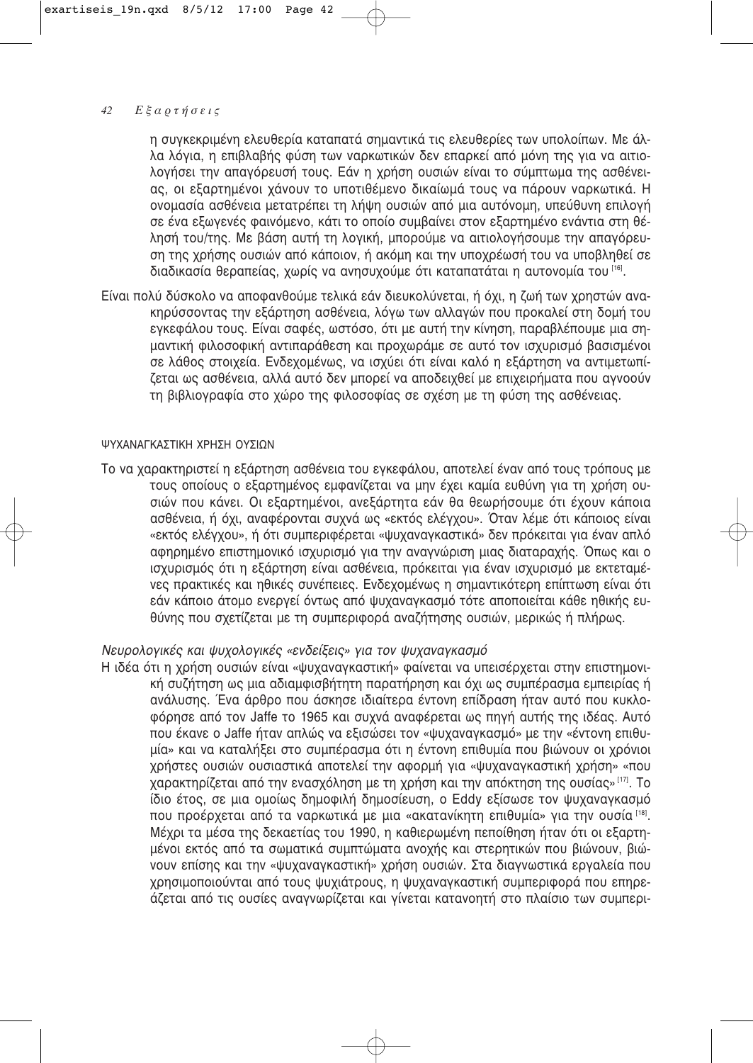η συγκεκριμένη ελευθερία καταπατά σημαντικά τις ελευθερίες των υπολοίπων. Με άλλα λόγια, η επιβλαβής φύση των ναρκωτικών δεν επαρκεί από μόνη της για να αιτιολογήσει την απαγόρευσή τους. Εάν η χρήση ουσιών είναι το σύμπτωμα της ασθένειας, οι εξαρτημένοι χάνουν το υποτιθέμενο δικαίωμά τους να πάρουν ναρκωτικά. Η ονομασία ασθένεια μετατρέπει τη λήψη ουσιών από μια αυτόνομη, υπεύθυνη επιλογή σε ένα εξωγενές φαινόμενο, κάτι το οποίο συμβαίνει στον εξαρτημένο ενάντια στη θέλησή του/της. Με βάση αυτή τη λογική, μπορούμε να αιτιολογήσουμε την απαγόρευση της χρήσης ουσιών από κάποιον, ή ακόμη και την υποχρέωσή του να υποβληθεί σε διαδικασία θεραπείας, χωρίς να ανησυχούμε ότι καταπατάται η αυτονομία του [16].

Είναι πολύ δύσκολο να αποφανθούμε τελικά εάν διευκολύνεται, ή όχι, η ζωή των χρηστών ανακηρύσσοντας την εξάρτηση ασθένεια, λόγω των αλλαγών που προκαλεί στη δομή του εγκεφάλου τους. Είναι σαφές, ωστόσο, ότι με αυτή την κίνηση, παραβλέπουμε μια σημαντική φιλοσοφική αντιπαράθεση και προχωράμε σε αυτό τον ισχυρισμό βασισμένοι σε λάθος στοιχεία. Ενδεχομένως, να ισχύει ότι είναι καλό η εξάρτηση να αντιμετωπίζεται ως ασθένεια, αλλά αυτό δεν μπορεί να αποδειχθεί με επιχειρήματα που αγνοούν τη βιβλιογραφία στο χώρο της φιλοσοφίας σε σχέση με τη φύση της ασθένειας.

## ΨΥΧΑΝΑΓΚΑΣΤΙΚΗ ΧΡΗΣΗ ΟΥΣΙΩΝ

Το να χαρακτηριστεί η εξάρτηση ασθένεια του εγκεφάλου, αποτελεί έναν από τους τρόπους με τους οποίους ο εξαρτημένος εμφανίζεται να μην έχει καμία ευθύνη για τη χρήση ουσιών που κάνει. Οι εξαρτημένοι, ανεξάρτητα εάν θα θεωρήσουμε ότι έχουν κάποια ασθένεια, ή όχι, αναφέρονται συχνά ως «εκτός ελέγχου». Όταν λέμε ότι κάποιος είναι «εκτός ελέγχου», ή ότι συμπεριφέρεται «ψυχαναγκαστικά» δεν πρόκειται για έναν απλό αφηρημένο επιστημονικό ισχυρισμό για την αναγνώριση μιας διαταραχής. Όπως και ο ισχυρισμός ότι η εξάρτηση είναι ασθένεια, πρόκειται για έναν ισχυρισμό με εκτεταμένες πρακτικές και ηθικές συνέπειες. Ενδεχομένως η σημαντικότερη επίπτωση είναι ότι εάν κάποιο άτομο ενεργεί όντως από ψυχαναγκασμό τότε αποποιείται κάθε ηθικής ευθύνης που σχετίζεται με τη συμπεριφορά αναζήτησης ουσιών, μερικώς ή πλήρως.

### *Νευρολογικές και ψυχολογικές «ενδείξεις» για τον ψυχαναγκασμό*

Η ιδέα ότι η χρήση ουσιών είναι «ψυχαναγκαστική» φαίνεται να υπεισέρχεται στην επιστημονική συζήτηση ως μια αδιαμφισβήτητη παρατήρηση και όχι ως συμπέρασμα εμπειρίας ή ανάλυσης. Ένα άρθρο που άσκησε ιδιαίτερα έντονη επίδραση ήταν αυτό που κυκλοφόρησε από τον Jaffe το 1965 και συχνά αναφέρεται ως πηγή αυτής της ιδέας. Αυτό που έκανε ο Jaffe ήταν απλώς να εξισώσει τον «ψυχαναγκασμό» με την «έντονη επιθυμία» και να καταλήξει στο συμπέρασμα ότι η έντονη επιθυμία που βιώνουν οι χρόνιοι χρήστες ουσιών ουσιαστικά αποτελεί την αφορμή για «ψυχαναγκαστική χρήση» «που χαρακτηρίζεται από την ενασχόληση με τη χρήση και την απόκτηση της ουσίας» [17]. Το ίδιο έτος, σε μια ομοίως δημοφιλή δημοσίευση, ο Eddy εξίσωσε τον ψυχαναγκασμό που προέρχεται από τα ναρκωτικά με μια «ακατανίκητη επιθυμία» για την ουσία [18]. Μέχρι τα μέσα της δεκαετίας του 1990, η καθιερωμένη πεποίθηση ήταν ότι οι εξαρτημένοι εκτός από τα σωματικά συμπτώματα ανοχής και στερητικών που βιώνουν, βιώνουν επίσης και την «ψυχαναγκαστική» χρήση ουσιών. Στα διαγνωστικά εργαλεία που χρησιμοποιούνται από τους ψυχιάτρους, η ψυχαναγκαστική συμπεριφορά που επηρεάζεται από τις ουσίες αναγνωρίζεται και γίνεται κατανοητή στο πλαίσιο των συμπερι-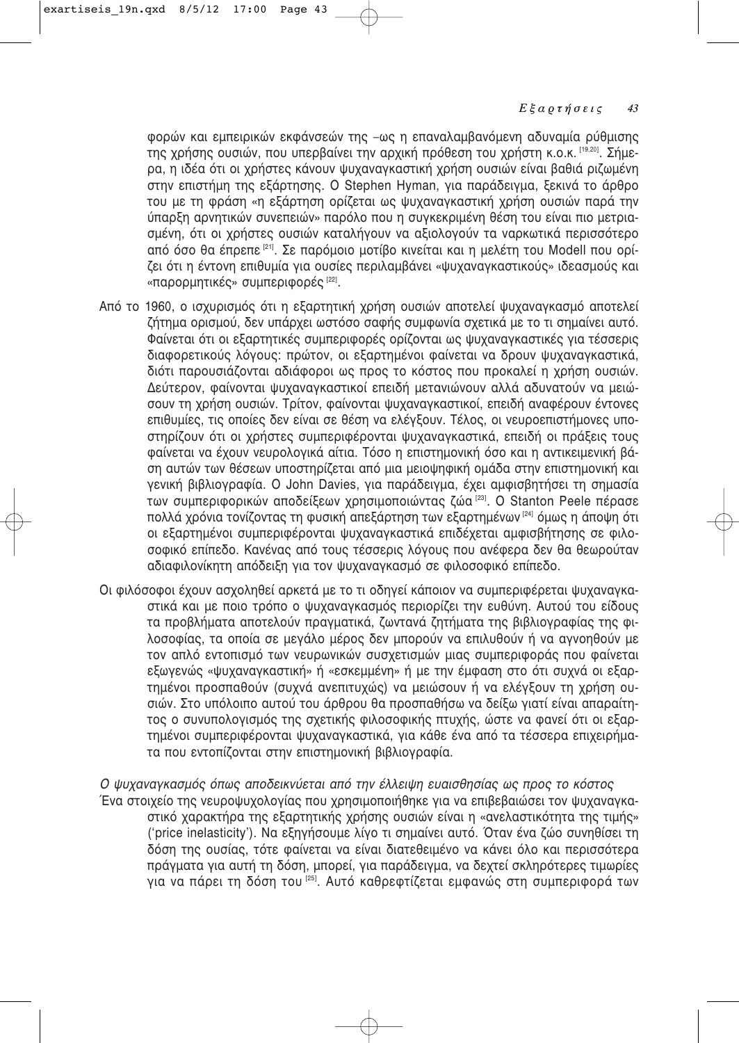φορών και εμπειρικών εκφάνσεών της –ως η επαναλαμβανόμενη αδυναμία ρύθμισης της χρήσης ουσιών, που υπερβαίνει την αρχική πρόθεση του χρήστη κ.ο.κ. [19,20]. Σήμερα, η ιδέα ότι οι χρήστες κάνουν ψυχαναγκαστική χρήση ουσιών είναι βαθιά ριζωμένη στην επιστήμη της εξάρτησης. Ο Stephen Hyman, για παράδειγμα, ξεκινά το άρθρο του με τη φράση «η εξάρτηση ορίζεται ως ψυχαναγκαστική χρήση ουσιών παρά την ύπαρξη αρνητικών συνεπειών» παρόλο που η συγκεκριμένη θέση του είναι πιο μετριασμένη, ότι οι χρήστες ουσιών καταλήγουν να αξιολογούν τα ναρκωτικά περισσότερο από όσο θα έπρεπε [21]. Σε παρόμοιο μοτίβο κινείται και η μελέτη του Modell που ορίζει ότι η έντονη επιθυμία για ουσίες περιλαμβάνει «ψυχαναγκαστικούς» ιδεασμούς και «παρορμητικές» συμπεριφορές [22].

Από το 1960, ο ισχυρισμός ότι η εξαρτητική χρήση ουσιών αποτελεί ψυχαναγκασμό αποτελεί ζήτημα ορισμού, δεν υπάρχει ωστόσο σαφής συμφωνία σχετικά με το τι σημαίνει αυτό. Φαίνεται ότι οι εξαρτητικές συμπεριφορές ορίζονται ως ψυχαναγκαστικές για τέσσερις διαφορετικούς λόγους: πρώτον, οι εξαρτημένοι φαίνεται να δρουν ψυχαναγκαστικά, διότι παρουσιάζονται αδιάφοροι ως προς το κόστος που προκαλεί η χρήση ουσιών. Δεύτερον, φαίνονται ψυχαναγκαστικοί επειδή μετανιώνουν αλλά αδυνατούν να μειώσουν τη χρήση ουσιών. Τρίτον, φαίνονται ψυχαναγκαστικοί, επειδή αναφέρουν έντονες επιθυμίες, τις οποίες δεν είναι σε θέση να ελέγξουν. Τέλος, οι νευροεπιστήμονες υποστηρίζουν ότι οι χρήστες συμπεριφέρονται ψυχαναγκαστικά, επειδή οι πράξεις τους φαίνεται να έχουν νευρολογικά αίτια. Τόσο η επιστημονική όσο και η αντικειμενική βάση αυτών των θέσεων υποστηρίζεται από μια μειοψηφική ομάδα στην επιστημονική και γενική βιβλιογραφία. Ο John Davies, για παράδειγμα, έχει αμφισβητήσει τη σημασία των συμπεριφορικών αποδείξεων χρησιμοποιώντας ζώα [23]. Ο Stanton Peele πέρασε πολλά χρόνια τονίζοντας τη φυσική απεξάρτηση των εξαρτημένων [24] όμως η άποψη ότι οι εξαρτημένοι συμπεριφέρονται ψυχαναγκαστικά επιδέχεται αμφισβήτησης σε φιλοσοφικό επίπεδο. Κανένας από τους τέσσερις λόγους που ανέφερα δεν θα θεωρούταν αδιαφιλονίκητη απόδειξη για τον ψυχαναγκασμό σε φιλοσοφικό επίπεδο.

Οι φιλόσοφοι έχουν ασχοληθεί αρκετά με το τι οδηγεί κάποιον να συμπεριφέρεται ψυχαναγκαστικά και με ποιο τρόπο ο ψυχαναγκασμός περιορίζει την ευθύνη. Αυτού του είδους τα προβλήματα αποτελούν πραγματικά, ζωντανά ζητήματα της βιβλιογραφίας της φιλοσοφίας, τα οποία σε μεγάλο μέρος δεν μπορούν να επιλυθούν ή να αγνοηθούν με τον απλό εντοπισμό των νευρωνικών συσχετισμών μιας συμπεριφοράς που φαίνεται εξωγενώς «ψυχαναγκαστική» ή «εσκεμμένη» ή με την έμφαση στο ότι συχνά οι εξαρτημένοι προσπαθούν (συχνά ανεπιτυχώς) να μειώσουν ή να ελέγξουν τη χρήση ουσιών. Στο υπόλοιπο αυτού του άρθρου θα προσπαθήσω να δείξω γιατί είναι απαραίτητος ο συνυπολογισμός της σχετικής φιλοσοφικής πτυχής, ώστε να φανεί ότι οι εξαρτημένοι συμπεριφέρονται ψυχαναγκαστικά, για κάθε ένα από τα τέσσερα επιχειρήματα που εντοπίζονται στην επιστημονική βιβλιογραφία.

*Ο ψυχαναγκασμός όπως αποδεικνύεται από την έλλειψη ευαισθησίας ως προς το κόστος*

Ένα στοιχείο της νευροψυχολογίας που χρησιμοποιήθηκε για να επιβεβαιώσει τον ψυχαναγκαστικό χαρακτήρα της εξαρτητικής χρήσης ουσιών είναι η «ανελαστικότητα της τιμής» ('price inelasticity'). Να εξηγήσουμε λίγο τι σημαίνει αυτό. Όταν ένα ζώο συνηθίσει τη δόση της ουσίας, τότε φαίνεται να είναι διατεθειμένο να κάνει όλο και περισσότερα πράγματα για αυτή τη δόση, μπορεί, για παράδειγμα, να δεχτεί σκληρότερες τιμωρίες για να πάρει τη δόση του [25]. Αυτό καθρεφτίζεται εμφανώς στη συμπεριφορά των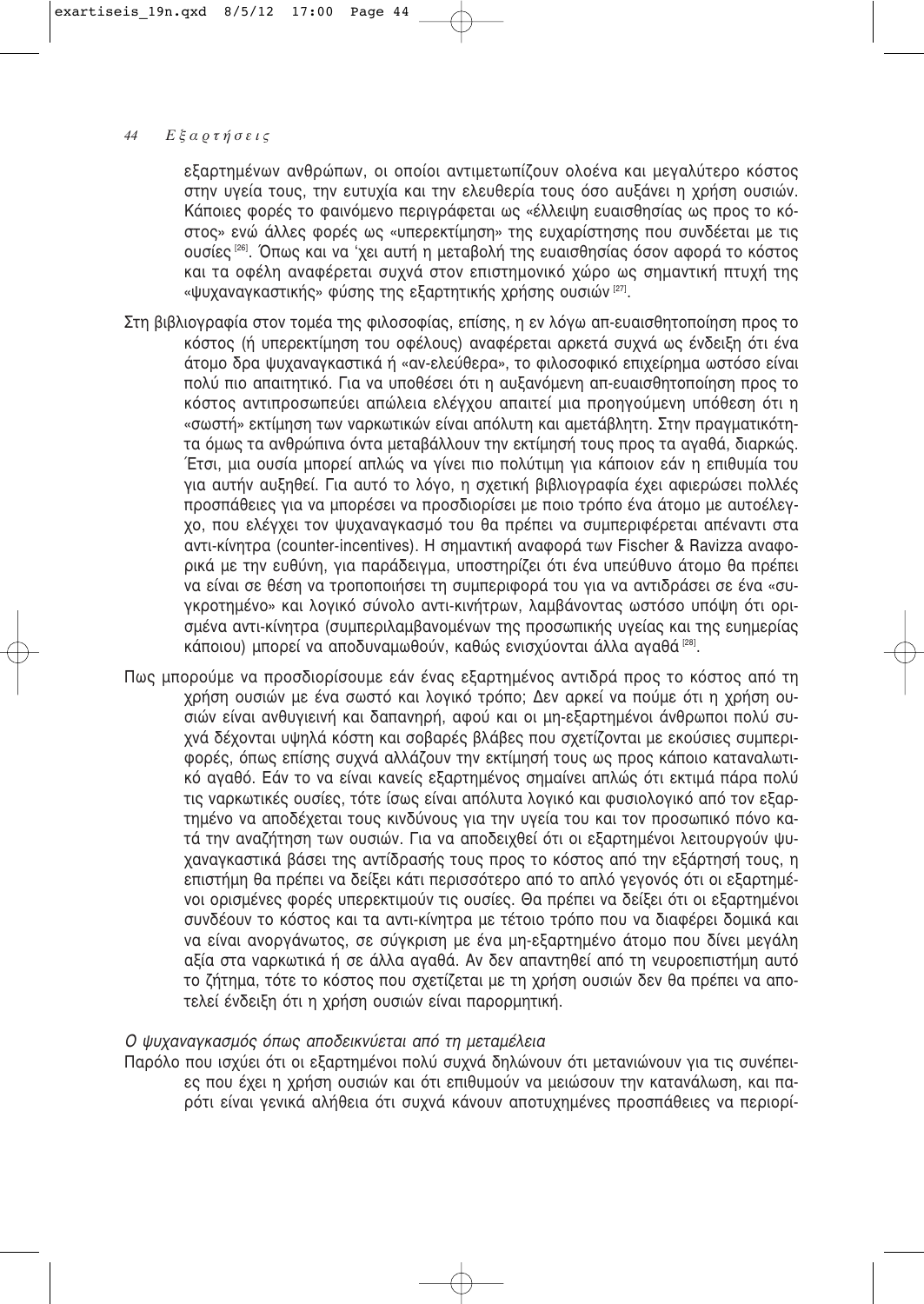εξαρτημένων ανθρώπων, οι οποίοι αντιμετωπίζουν ολοένα και μεγαλύτερο κόστος στην υγεία τους, την ευτυχία και την ελευθερία τους όσο αυξάνει η χρήση ουσιών. Κάποιες φορές το φαινόμενο περιγράφεται ως «έλλειψη ευαισθησίας ως προς το κόστος» ενώ άλλες φορές ως «υπερεκτίμηση» της ευχαρίστησης που συνδέεται με τις ουσίες [26]. Όπως και να 'χει αυτή η μεταβολή της ευαισθησίας όσον αφορά το κόστος και τα οφέλη αναφέρεται συχνά στον επιστημονικό χώρο ως σημαντική πτυχή της «ψυχαναγκαστικής» φύσης της εξαρτητικής χρήσης ουσιών [27].

Στη βιβλιογραφία στον τομέα της φιλοσοφίας, επίσης, η εν λόγω απ-ευαισθητοποίηση προς το κόστος (ή υπερεκτίμηση του οφέλους) αναφέρεται αρκετά συχνά ως ένδειξη ότι ένα άτομο δρα ψυχαναγκαστικά ή «αν-ελεύθερα», το φιλοσοφικό επιχείρημα ωστόσο είναι πολύ πιο απαιτητικό. Για να υποθέσει ότι η αυξανόμενη απ-ευαισθητοποίηση προς το κόστος αντιπροσωπεύει απώλεια ελέγχου απαιτεί μια προηγούμενη υπόθεση ότι η «σωστή» εκτίμηση των ναρκωτικών είναι απόλυτη και αμετάβλητη. Στην πραγματικότητα όμως τα ανθρώπινα όντα μεταβάλλουν την εκτίμησή τους προς τα αγαθά, διαρκώς. Έτσι, μια ουσία μπορεί απλώς να γίνει πιο πολύτιμη για κάποιον εάν η επιθυμία του για αυτήν αυξηθεί. Για αυτό το λόγο, η σχετική βιβλιογραφία έχει αφιερώσει πολλές προσπάθειες για να μπορέσει να προσδιορίσει με ποιο τρόπο ένα άτομο με αυτοέλεγχο, που ελέγχει τον ψυχαναγκασμό του θα πρέπει να συμπεριφέρεται απέναντι στα αντι-κίνητρα (counter-incentives). Η σημαντική αναφορά των Fischer & Ravizza αναφορικά με την ευθύνη, για παράδειγμα, υποστηρίζει ότι ένα υπεύθυνο άτομο θα πρέπει να είναι σε θέση να τροποποιήσει τη συμπεριφορά του για να αντιδράσει σε ένα «συγκροτημένο» και λογικό σύνολο αντι-κινήτρων, λαμβάνοντας ωστόσο υπόψη ότι ορισμένα αντι-κίνητρα (συμπεριλαμβανομένων της προσωπικής υγείας και της ευημερίας κάποιου) μπορεί να αποδυναμωθούν, καθώς ενισχύονται άλλα αγαθά [28].

Πως μπορούμε να προσδιορίσουμε εάν ένας εξαρτημένος αντιδρά προς το κόστος από τη χρήση ουσιών με ένα σωστό και λογικό τρόπο; Δεν αρκεί να πούμε ότι η χρήση ουσιών είναι ανθυγιεινή και δαπανηρή, αφού και οι μη-εξαρτημένοι άνθρωποι πολύ συχνά δέχονται υψηλά κόστη και σοβαρές βλάβες που σχετίζονται με εκούσιες συμπεριφορές, όπως επίσης συχνά αλλάζουν την εκτίμησή τους ως προς κάποιο καταναλωτικό αγαθό. Εάν το να είναι κανείς εξαρτημένος σημαίνει απλώς ότι εκτιμά πάρα πολύ τις ναρκωτικές ουσίες, τότε ίσως είναι απόλυτα λογικό και φυσιολογικό από τον εξαρτημένο να αποδέχεται τους κινδύνους για την υγεία του και τον προσωπικό πόνο κατά την αναζήτηση των ουσιών. Για να αποδειχθεί ότι οι εξαρτημένοι λειτουργούν ψυχαναγκαστικά βάσει της αντίδρασής τους προς το κόστος από την εξάρτησή τους, η επιστήμη θα πρέπει να δείξει κάτι περισσότερο από το απλό γεγονός ότι οι εξαρτημένοι ορισμένες φορές υπερεκτιμούν τις ουσίες. Θα πρέπει να δείξει ότι οι εξαρτημένοι συνδέουν το κόστος και τα αντι-κίνητρα με τέτοιο τρόπο που να διαφέρει δομικά και να είναι ανοργάνωτος, σε σύγκριση με ένα μη-εξαρτημένο άτομο που δίνει μεγάλη αξία στα ναρκωτικά ή σε άλλα αγαθά. Αν δεν απαντηθεί από τη νευροεπιστήμη αυτό το ζήτημα, τότε το κόστος που σχετίζεται με τη χρήση ουσιών δεν θα πρέπει να αποτελεί ένδειξη ότι η χρήση ουσιών είναι παρορμητική.

*Ο ψυχαναγκασμός όπως αποδεικνύεται από τη μεταμέλεια*

Παρόλο που ισχύει ότι οι εξαρτημένοι πολύ συχνά δηλώνουν ότι μετανιώνουν για τις συνέπειες που έχει η χρήση ουσιών και ότι επιθυμούν να μειώσουν την κατανάλωση, και παρότι είναι γενικά αλήθεια ότι συχνά κάνουν αποτυχημένες προσπάθειες να περιορί-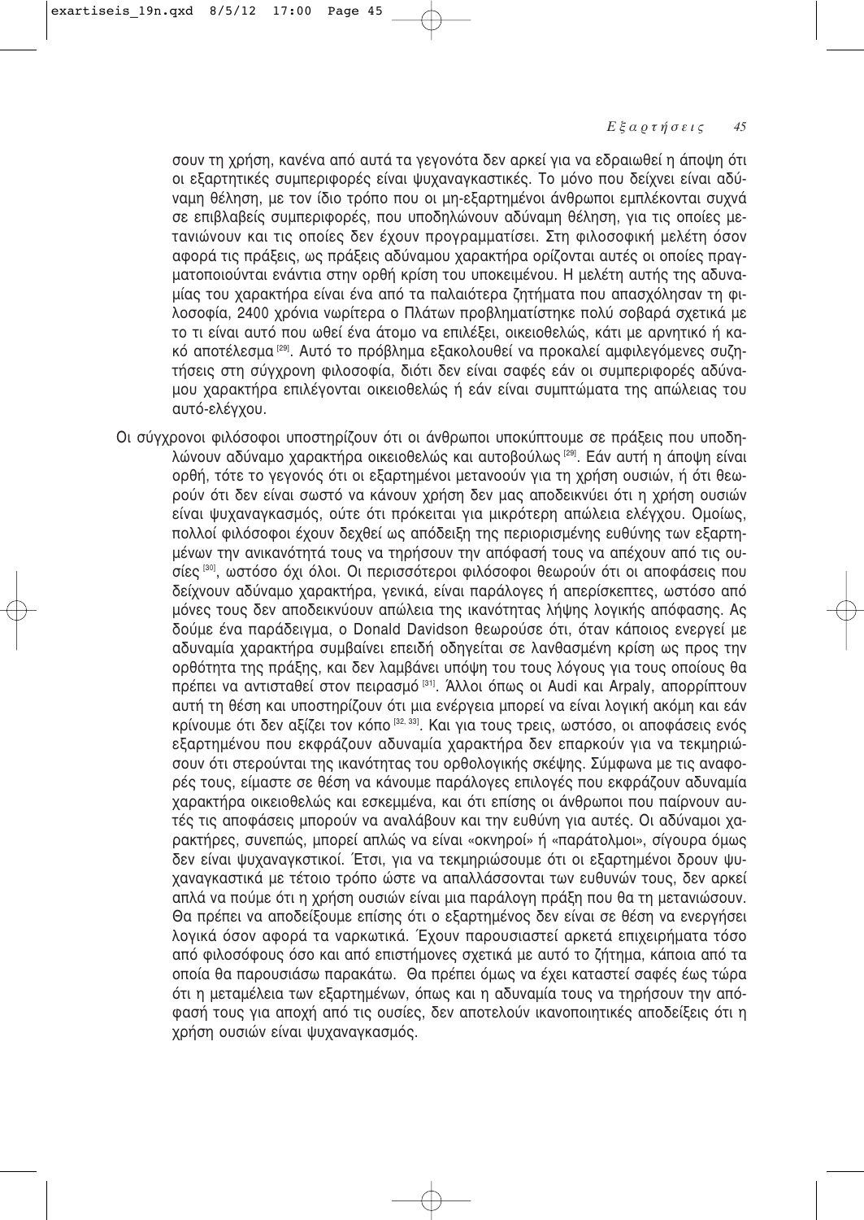σουν τη χρήση, κανένα από αυτά τα γεγονότα δεν αρκεί για να εδραιωθεί η άποψη ότι οι εξαρτητικές συμπεριφορές είναι ψυχαναγκαστικές. Το μόνο που δείχνει είναι αδύναμη θέληση, με τον ίδιο τρόπο που οι μη-εξαρτημένοι άνθρωποι εμπλέκονται συχνά σε επιβλαβείς συμπεριφορές, που υποδηλώνουν αδύναμη θέληση, για τις οποίες μετανιώνουν και τις οποίες δεν έχουν προγραμματίσει. Στη φιλοσοφική μελέτη όσον αφορά τις πράξεις, ως πράξεις αδύναμου χαρακτήρα ορίζονται αυτές οι οποίες πραγματοποιούνται ενάντια στην ορθή κρίση του υποκειμένου. Η μελέτη αυτής της αδυναμίας του χαρακτήρα είναι ένα από τα παλαιότερα ζητήματα που απασχόλησαν τη φιλοσοφία, 2400 χρόνια νωρίτερα ο Πλάτων προβληματίστηκε πολύ σοβαρά σχετικά με το τι είναι αυτό που ωθεί ένα άτομο να επιλέξει, οικειοθελώς, κάτι με αρνητικό ή κακό αποτέλεσμα [29]. Αυτό το πρόβλημα εξακολουθεί να προκαλεί αμφιλεγόμενες συζητήσεις στη σύγχρονη φιλοσοφία, διότι δεν είναι σαφές εάν οι συμπεριφορές αδύναμου χαρακτήρα επιλέγονται οικειοθελώς ή εάν είναι συμπτώματα της απώλειας του αυτό-ελέγχου.

Οι σύγχρονοι φιλόσοφοι υποστηρίζουν ότι οι άνθρωποι υποκύπτουμε σε πράξεις που υποδηλώνουν αδύναμο χαρακτήρα οικειοθελώς και αυτοβούλως [29]. Εάν αυτή η άποψη είναι ορθή, τότε το γεγονός ότι οι εξαρτημένοι μετανοούν για τη χρήση ουσιών, ή ότι θεωρούν ότι δεν είναι σωστό να κάνουν χρήση δεν μας αποδεικνύει ότι η χρήση ουσιών είναι ψυχαναγκασμός, ούτε ότι πρόκειται για μικρότερη απώλεια ελέγχου. Ομοίως, πολλοί φιλόσοφοι έχουν δεχθεί ως απόδειξη της περιορισμένης ευθύνης των εξαρτημένων την ανικανότητά τους να τηρήσουν την απόφασή τους να απέχουν από τις ουσίες [30], ωστόσο όχι όλοι. Οι περισσότεροι φιλόσοφοι θεωρούν ότι οι αποφάσεις που δείχνουν αδύναμο χαρακτήρα, γενικά, είναι παράλογες ή απερίσκεπτες, ωστόσο από μόνες τους δεν αποδεικνύουν απώλεια της ικανότητας λήψης λογικής απόφασης. Ας δούμε ένα παράδειγμα, ο Donald Davidson θεωρούσε ότι, όταν κάποιος ενεργεί με αδυναμία χαρακτήρα συμβαίνει επειδή οδηγείται σε λανθασμένη κρίση ως προς την ορθότητα της πράξης, και δεν λαμβάνει υπόψη του τους λόγους για τους οποίους θα πρέπει να αντισταθεί στον πειρασμό [31]. Άλλοι όπως οι Audi και Arpaly, απορρίπτουν αυτή τη θέση και υποστηρίζουν ότι μια ενέργεια μπορεί να είναι λογική ακόμη και εάν κρίνουμε ότι δεν αξίζει τον κόπο [32, 33]. Και για τους τρεις, ωστόσο, οι αποφάσεις ενός εξαρτημένου που εκφράζουν αδυναμία χαρακτήρα δεν επαρκούν για να τεκμηριώσουν ότι στερούνται της ικανότητας του ορθολογικής σκέψης. Σύμφωνα με τις αναφορές τους, είμαστε σε θέση να κάνουμε παράλογες επιλογές που εκφράζουν αδυναμία χαρακτήρα οικειοθελώς και εσκεμμένα, και ότι επίσης οι άνθρωποι που παίρνουν αυτές τις αποφάσεις μπορούν να αναλάβουν και την ευθύνη για αυτές. Οι αδύναμοι χαρακτήρες, συνεπώς, μπορεί απλώς να είναι «οκνηροί» ή «παράτολμοι», σίγουρα όμως δεν είναι ψυχαναγκαστικοί. Έτσι, για να τεκμηριώσουμε ότι οι εξαρτημένοι δρουν ψυχαναγκαστικά με τέτοιο τρόπο ώστε να απαλλάσσονται των ευθυνών τους, δεν αρκεί απλά να πούμε ότι η χρήση ουσιών είναι μια παράλογη πράξη που θα τη μετανιώσουν. Θα πρέπει να αποδείξουμε επίσης ότι ο εξαρτημένος δεν είναι σε θέση να ενεργήσει λογικά όσον αφορά τα ναρκωτικά. Έχουν παρουσιαστεί αρκετά επιχειρήματα τόσο από φιλοσόφους όσο και από επιστήμονες σχετικά με αυτό το ζήτημα, κάποια από τα οποία θα παρουσιάσω παρακάτω. Θα πρέπει όμως να έχει καταστεί σαφές έως τώρα ότι η μεταμέλεια των εξαρτημένων, όπως και η αδυναμία τους να τηρήσουν την απόφασή τους για αποχή από τις ουσίες, δεν αποτελούν ικανοποιητικές αποδείξεις ότι η χρήση ουσιών είναι ψυχαναγκασμός.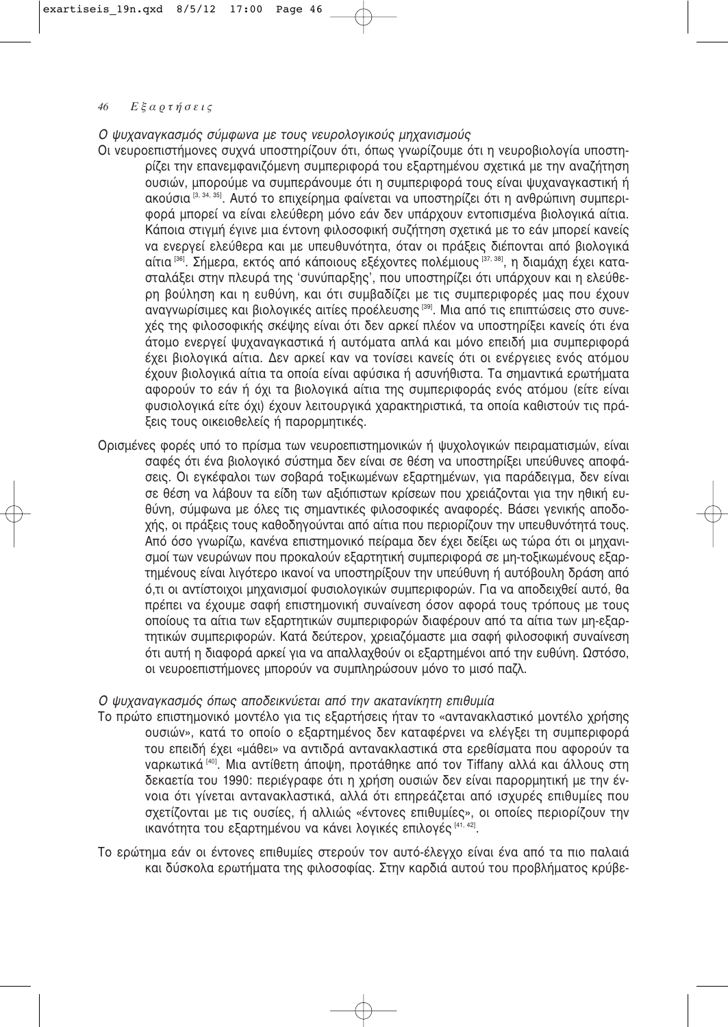*Ο ψυχαναγκασμός σύμφωνα με τους νευρολογικούς μηχανισμούς*

Οι νευροεπιστήμονες συχνά υποστηρίζουν ότι, όπως γνωρίζουμε ότι η νευροβιολογία υποστηρίζει την επανεμφανιζόμενη συμπεριφορά του εξαρτημένου σχετικά με την αναζήτηση ουσιών, μπορούμε να συμπεράνουμε ότι η συμπεριφορά τους είναι ψυχαναγκαστική ή ακούσια [3, 34, 35]. Αυτό το επιχείρημα φαίνεται να υποστηρίζει ότι η ανθρώπινη συμπεριφορά μπορεί να είναι ελεύθερη μόνο εάν δεν υπάρχουν εντοπισμένα βιολογικά αίτια. Κάποια στιγμή έγινε μια έντονη φιλοσοφική συζήτηση σχετικά με το εάν μπορεί κανείς να ενεργεί ελεύθερα και με υπευθυνότητα, όταν οι πράξεις διέπονται από βιολογικά αίτια [36]. Σήμερα, εκτός από κάποιους εξέχοντες πολέμιους [37, 38], η διαμάχη έχει καταλήξει στην πλευρά της 'συνύπαρξης', που υποστηρίζει ότι υπάρχουν και η ελεύθερη βούληση και η ευθύνη, και ότι συμβαδίζει με τις συμπεριφορές μας που έχουν αναγνωρίσιμες και βιολογικές αιτίες προέλευσης [39]. Μια από τις επιπτώσεις στο συνεχές της φιλοσοφικής σκέψης είναι ότι δεν αρκεί πλέον να υποστηρίξει κανείς ότι ένα άτομο ενεργεί ψυχαναγκαστικά ή αυτόματα απλά και μόνο επειδή μια συμπεριφορά έχει βιολογικά αίτια. Δεν αρκεί καν να τονίσει κανείς ότι οι ενέργειες ενός ατόμου έχουν βιολογικά αίτια τα οποία είναι αφύσικα ή ασυνήθιστα. Τα σημαντικά ερωτήματα αφορούν το εάν ή όχι τα βιολογικά αίτια της συμπεριφοράς ενός ατόμου (είτε είναι φυσιολογικά είτε όχι) έχουν λειτουργικά χαρακτηριστικά, τα οποία καθιστούν τις πράξεις τους οικειοθελείς ή παρορμητικές.

Ορισμένες φορές υπό το πρίσμα των νευροεπιστημονικών ή ψυχολογικών πειραματισμών, είναι σαφές ότι ένα βιολογικό σύστημα δεν είναι σε θέση να υποστηρίξει υπεύθυνες αποφάσεις. Οι εγκέφαλοι των σοβαρά τοξικωμένων εξαρτημένων, για παράδειγμα, δεν είναι σε θέση να λάβουν τα είδη των αξιόπιστων κρίσεων που χρειάζονται για την ηθική ευθύνη, σύμφωνα με όλες τις σημαντικές φιλοσοφικές αναφορές. Βάσει γενικής αποδοχής, οι πράξεις τους καθοδηγούνται από αίτια που περιορίζουν την υπευθυνότητά τους. Από όσο γνωρίζω, κανένα επιστημονικό πείραμα δεν έχει δείξει ως τώρα ότι οι μηχανισμοί των νευρώνων που προκαλούν εξαρτητική συμπεριφορά σε μη-τοξικωμένους εξαρτημένους είναι λιγότερο ικανοί να υποστηρίξουν την υπεύθυνη ή αυτόβουλη δράση από ό,τι οι αντίστοιχοι μηχανισμοί φυσιολογικών συμπεριφορών. Για να αποδειχθεί αυτό, θα πρέπει να έχουμε σαφή επιστημονική συναίνεση όσον αφορά τους τρόπους με τους οποίους τα αίτια των εξαρτητικών συμπεριφορών διαφέρουν από τα αίτια των μη-εξαρτητικών συμπεριφορών. Κατά δεύτερον, χρειαζόμαστε μια σαφή φιλοσοφική συναίνεση ότι αυτή η διαφορά αρκεί για να απαλλαχθούν οι εξαρτημένοι από την ευθύνη. Ωστόσο, οι νευροεπιστήμονες μπορούν να συμπληρώσουν μόνο το μισό παζλ.

*Ο ψυχαναγκασμός όπως αποδεικνύεται από την ακατανίκητη επιθυμία*

Το πρώτο επιστημονικό μοντέλο για τις εξαρτήσεις ήταν το «αντανακλαστικό μοντέλο χρήσης ουσιών», κατά το οποίο ο εξαρτημένος δεν καταφέρνει να ελέγξει τη συμπεριφορά του επειδή έχει «μάθει» να αντιδρά αντανακλαστικά στα ερεθίσματα που αφορούν τα ναρκωτικά [40]. Μια αντίθετη άποψη, προτάθηκε από τον Tiffany αλλά και άλλους στη δεκαετία του 1990: περιέγραφε ότι η χρήση ουσιών δεν είναι παρορμητική με την έννοια ότι γίνεται αντανακλαστικά, αλλά ότι επηρεάζεται από ισχυρές επιθυμίες που σχετίζονται με τις ουσίες, ή αλλιώς «έντονες επιθυμίες», οι οποίες περιορίζουν την ικανότητα του εξαρτημένου να κάνει λογικές επιλογές [41, 42].

Το ερώτημα εάν οι έντονες επιθυμίες στερούν τον αυτό-έλεγχο είναι ένα από τα πιο παλαιά και δύσκολα ερωτήματα της φιλοσοφίας. Στην καρδιά αυτού του προβλήματος κρύβε-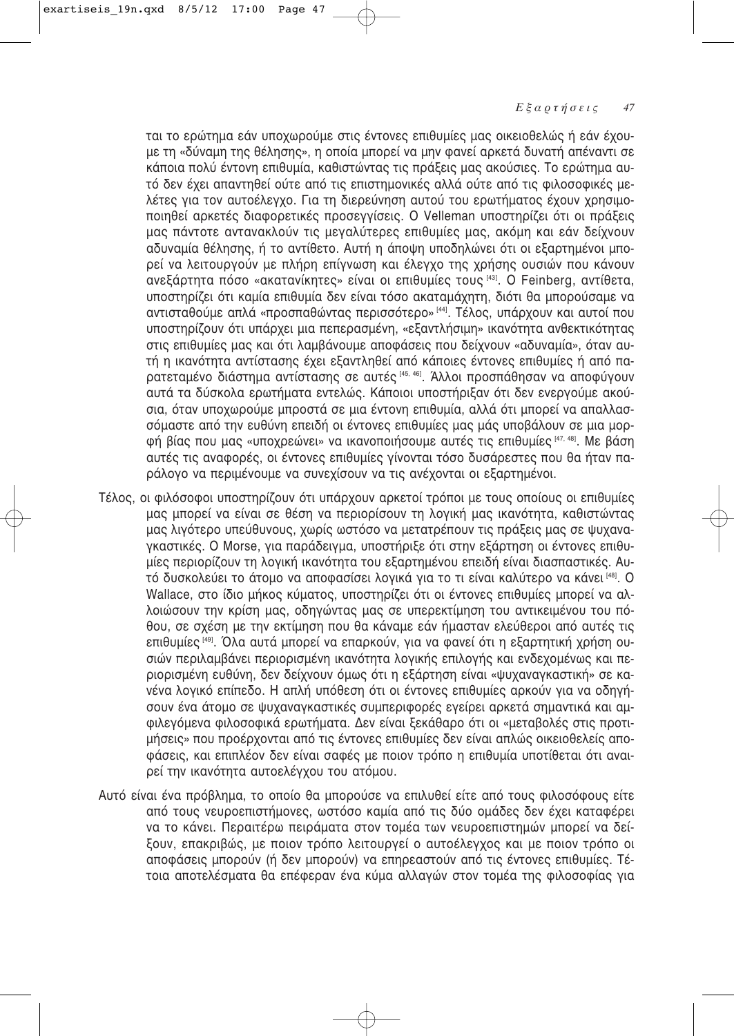ται το ερώτημα εάν υποχωρούμε στις έντονες επιθυμίες μας οικειοθελώς ή εάν έχουμε τη «δύναμη της θέλησης», η οποία μπορεί να μην φανεί αρκετά δυνατή απέναντι σε κάποια πολύ έντονη επιθυμία, καθιστώντας τις πράξεις μας ακούσιες. Το ερώτημα αυτό δεν έχει απαντηθεί ούτε από τις επιστημονικές αλλά ούτε από τις φιλοσοφικές μελέτες για τον αυτοέλεγχο. Για τη διερεύνηση αυτού του ερωτήματος έχουν χρησιμοποιηθεί αρκετές διαφορετικές προσεγγίσεις. Ο Velleman υποστηρίζει ότι οι πράξεις μας πάντοτε αντανακλούν τις μεγαλύτερες επιθυμίες μας, ακόμη και εάν δείχνουν αδυναμία θέλησης, ή το αντίθετο. Αυτή η άποψη υποδηλώνει ότι οι εξαρτημένοι μπορεί να λειτουργούν με πλήρη επίγνωση και έλεγχο της χρήσης ουσιών που κάνουν ανεξάρτητα πόσο «ακατανίκητες» είναι οι επιθυμίες τους [43]. Ο Feinberg, αντίθετα, υποστηρίζει ότι καμία επιθυμία δεν είναι τόσο ακαταμάχητη, διότι θα μπορούσαμε να αντισταθούμε απλά «προσπαθώντας περισσότερο» [44]. Τέλος, υπάρχουν και αυτοί που υποστηρίζουν ότι υπάρχει μια πεπερασμένη, «εξαντλήσιμη» ικανότητα ανθεκτικότητας στις επιθυμίες μας και ότι λαμβάνουμε αποφάσεις που δείχνουν «αδυναμία», όταν αυτή η ικανότητα αντίστασης έχει εξαντληθεί από κάποιες έντονες επιθυμίες ή από παρατεταμένο διάστημα αντίστασης σε αυτές [45, 46]. Άλλοι προσπάθησαν να αποφύγουν αυτά τα δύσκολα ερωτήματα εντελώς. Κάποιοι υποστήριξαν ότι δεν ενεργούμε ακούσια, όταν υποχωρούμε μπροστά σε μια έντονη επιθυμία, αλλά ότι μπορεί να απαλλασσόμαστε από την ευθύνη επειδή οι έντονες επιθυμίες μας μάς υποβάλουν σε μια μορφή βίας που μας «υποχρεώνει» να ικανοποιήσουμε αυτές τις επιθυμίες [47, 48]. Με βάση αυτές τις αναφορές, οι έντονες επιθυμίες γίνονται τόσο δυσάρεστες που θα ήταν παράλογο να περιμένουμε να συνεχίσουν να τις ανέχονται οι εξαρτημένοι.

Τέλος, οι φιλόσοφοι υποστηρίζουν ότι υπάρχουν αρκετοί τρόποι με τους οποίους οι επιθυμίες μας μπορεί να είναι σε θέση να περιορίσουν τη λογική μας ικανότητα, καθιστώντας μας λιγότερο υπεύθυνους, χωρίς ωστόσο να μετατρέπουν τις πράξεις μας σε ψυχαναγκαστικές. Ο Morse, για παράδειγμα, υποστήριξε ότι στην εξάρτηση οι έντονες επιθυμίες περιορίζουν τη λογική ικανότητα του εξαρτημένου επειδή είναι διασπαστικές. Αυτό δυσκολεύει το άτομο να αποφασίσει λογικά για το τι είναι καλύτερο να κάνει [48]. Ο Wallace, στο ίδιο μήκος κύματος, υποστηρίζει ότι οι έντονες επιθυμίες μπορεί να αλλοιώσουν την κρίση μας, οδηγώντας μας σε υπερεκτίμηση του αντικειμένου του πόθου, σε σχέση με την εκτίμηση που θα κάναμε εάν ήμασταν ελεύθεροι από αυτές τις επιθυμίες [49]. Όλα αυτά μπορεί να επαρκούν, για να φανεί ότι η εξαρτητική χρήση ουσιών περιλαμβάνει περιορισμένη ικανότητα λογικής επιλογής και ενδεχομένως και περιορισμένη ευθύνη, δεν δείχνουν όμως ότι η εξάρτηση είναι «ψυχαναγκαστική» σε κανένα λογικό επίπεδο. Η απλή υπόθεση ότι οι έντονες επιθυμίες αρκούν για να οδηγήσουν ένα άτομο σε ψυχαναγκαστικές συμπεριφορές εγείρει αρκετά σημαντικά και αμφιλεγόμενα φιλοσοφικά ερωτήματα. Δεν είναι ξεκάθαρο ότι οι «μεταβολές στις προτιμήσεις» που προέρχονται από τις έντονες επιθυμίες δεν είναι απλώς οικειοθελείς αποφάσεις, και επιπλέον δεν είναι σαφές με ποιον τρόπο η επιθυμία υποτίθεται ότι αναιρεί την ικανότητα αυτοελέγχου του ατόμου.

Αυτό είναι ένα πρόβλημα, το οποίο θα μπορούσε να επιλυθεί είτε από τους φιλοσόφους είτε από τους νευροεπιστήμονες, ωστόσο καμία από τις δύο ομάδες δεν έχει καταφέρει να το κάνει. Περαιτέρω πειράματα στον τομέα των νευροεπιστημών μπορεί να δείξουν, επακριβώς, με ποιον τρόπο λειτουργεί ο αυτοέλεγχος και με ποιον τρόπο οι αποφάσεις μπορούν (ή δεν μπορούν) να επηρεαστούν από τις έντονες επιθυμίες. Τέτοια αποτελέσματα θα επέφεραν ένα κύμα αλλαγών στον τομέα της φιλοσοφίας για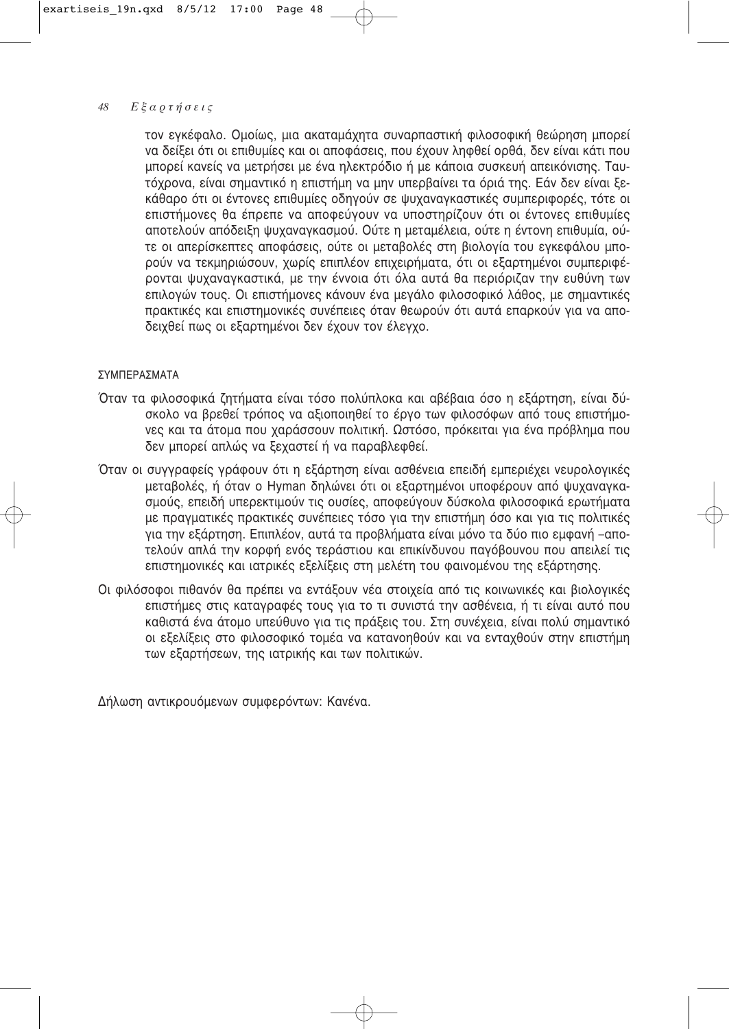τον εγκέφαλο. Ομοίως, μια ακαταμάχητα συναρπαστική φιλοσοφική θεώρηση μπορεί να δείξει ότι οι επιθυμίες και οι αποφάσεις, που έχουν ληφθεί ορθά, δεν είναι κάτι που μπορεί κανείς να μετρήσει με ένα ηλεκτρόδιο ή με κάποια συσκευή απεικόνισης. Ταυτόχρονα, είναι σημαντικό η επιστήμη να μην υπερβαίνει τα όριά της. Εάν δεν είναι ξεκάθαρο ότι οι έντονες επιθυμίες οδηγούν σε ψυχαναγκαστικές συμπεριφορές, τότε οι επιστήμονες θα έπρεπε να αποφεύγουν να υποστηρίζουν ότι οι έντονες επιθυμίες αποτελούν απόδειξη ψυχαναγκασμού. Ούτε η μεταμέλεια, ούτε η έντονη επιθυμία, ούτε οι απερίσκεπτες αποφάσεις, ούτε οι μεταβολές στη βιολογία του εγκεφάλου μπορούν να τεκμηριώσουν, χωρίς επιπλέον επιχειρήματα, ότι οι εξαρτημένοι συμπεριφέρονται ψυχαναγκαστικά, με την έννοια ότι όλα αυτά θα περιόριζαν την ευθύνη των επιλογών τους. Οι επιστήμονες κάνουν ένα μεγάλο φιλοσοφικό λάθος, με σημαντικές πρακτικές και επιστημονικές συνέπειες όταν θεωρούν ότι αυτά επαρκούν για να αποδειχθεί πως οι εξαρτημένοι δεν έχουν τον έλεγχο.

## ΣΥΜΠΕΡΑΣΜΑΤΑ

Όταν τα φιλοσοφικά ζητήματα είναι τόσο πολύπλοκα και αβέβαια όσο η εξάρτηση, είναι δύσκολο να βρεθεί τρόπος να αξιοποιηθεί το έργο των φιλοσόφων από τους επιστήμονες και τα άτομα που χαράσσουν πολιτική. Ωστόσο, πρόκειται για ένα πρόβλημα που δεν μπορεί απλώς να ξεχαστεί ή να παραβλεφθεί.

Όταν οι συγγραφείς γράφουν ότι η εξάρτηση είναι ασθένεια επειδή εμπεριέχει νευρολογικές μεταβολές, ή όταν ο Hyman δηλώνει ότι οι εξαρτημένοι υποφέρουν από ψυχαναγκασμούς, επειδή υπερεκτιμούν τις ουσίες, αποφεύγουν δύσκολα φιλοσοφικά ερωτήματα με πραγματικές πρακτικές συνέπειες τόσο για την επιστήμη όσο και για τις πολιτικές για την εξάρτηση. Επιπλέον, αυτά τα προβλήματα είναι μόνο τα δύο πιο εμφανή –αποτελούν απλά την κορφή ενός τεράστιου και επικίνδυνου παγόβουνου που απειλεί τις επιστημονικές και ιατρικές εξελίξεις στη μελέτη του φαινομένου της εξάρτησης.

Οι φιλόσοφοι πιθανόν θα πρέπει να εντάξουν νέα στοιχεία από τις κοινωνικές και βιολογικές επιστήμες στις καταγραφές τους για το τι συνιστά την ασθένεια, ή τι είναι αυτό που καθιστά ένα άτομο υπεύθυνο για τις πράξεις του. Στη συνέχεια, είναι πολύ σημαντικό οι εξελίξεις στο φιλοσοφικό τομέα να κατανοηθούν και να ενταχθούν στην επιστήμη των εξαρτήσεων, της ιατρικής και των πολιτικών.

Δήλωση αντικρουόμενων συμφερόντων: Κανένα.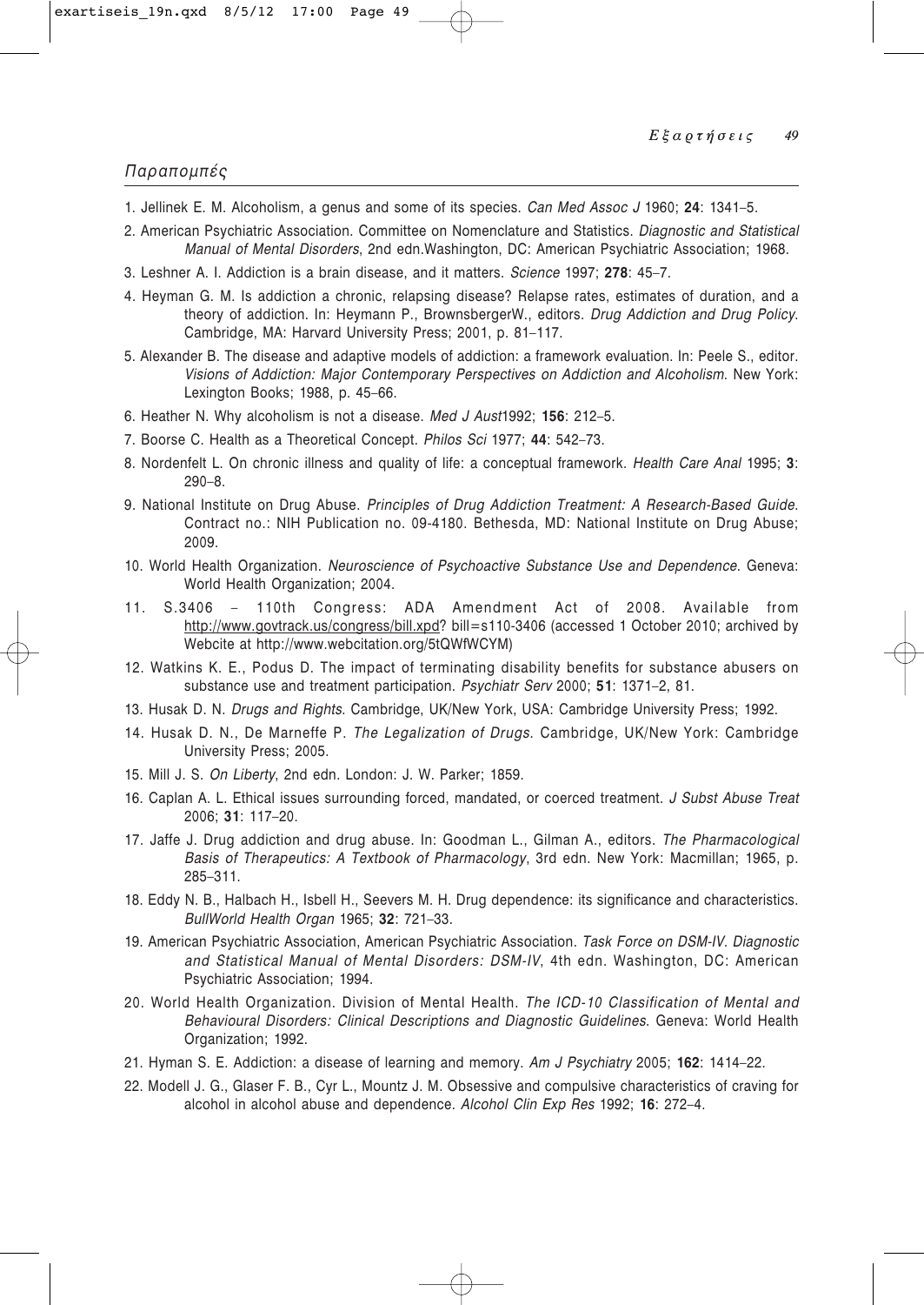## Παραπομπές

1. Jellinek E. M. Alcoholism, a genus and some of its species. *Can Med Assoc J* 1960; **24**: 1341–5.
2. American Psychiatric Association. Committee on Nomenclature and Statistics. *Diagnostic and Statistical Manual of Mental Disorders*, 2nd edn.Washington, DC: American Psychiatric Association; 1968.
3. Leshner A. I. Addiction is a brain disease, and it matters. *Science* 1997; **278**: 45–7.
4. Heyman G. M. Is addiction a chronic, relapsing disease? Relapse rates, estimates of duration, and a theory of addiction. In: Heymann P., BrownsbergerW., editors. *Drug Addiction and Drug Policy*. Cambridge, MA: Harvard University Press; 2001, p. 81–117.
5. Alexander B. The disease and adaptive models of addiction: a framework evaluation. In: Peele S., editor. *Visions of Addiction: Major Contemporary Perspectives on Addiction and Alcoholism*. New York: Lexington Books; 1988, p. 45–66.
6. Heather N. Why alcoholism is not a disease. *Med J Aust*1992; **156**: 212–5.
7. Boorse C. Health as a Theoretical Concept. *Philos Sci* 1977; **44**: 542–73.
8. Nordenfelt L. On chronic illness and quality of life: a conceptual framework. *Health Care Anal* 1995; **3**: 290–8.
9. National Institute on Drug Abuse. *Principles of Drug Addiction Treatment: A Research-Based Guide*. Contract no.: NIH Publication no. 09-4180. Bethesda, MD: National Institute on Drug Abuse; 2009.
10. World Health Organization. *Neuroscience of Psychoactive Substance Use and Dependence*. Geneva: World Health Organization; 2004.
11. S.3406 – 110th Congress: ADA Amendment Act of 2008. Available from http://www.govtrack.us/congress/bill.xpd? bill=s110-3406 (accessed 1 October 2010; archived by Webcite at http://www.webcitation.org/5tQWfWCYM)
12. Watkins K. E., Podus D. The impact of terminating disability benefits for substance abusers on substance use and treatment participation. *Psychiatr Serv* 2000; **51**: 1371–2, 81.
13. Husak D. N. *Drugs and Rights*. Cambridge, UK/New York, USA: Cambridge University Press; 1992.
14. Husak D. N., De Marneffe P. *The Legalization of Drugs*. Cambridge, UK/New York: Cambridge University Press; 2005.
15. Mill J. S. *On Liberty*, 2nd edn. London: J. W. Parker; 1859.
16. Caplan A. L. Ethical issues surrounding forced, mandated, or coerced treatment. *J Subst Abuse Treat* 2006; **31**: 117–20.
17. Jaffe J. Drug addiction and drug abuse. In: Goodman L., Gilman A., editors. *The Pharmacological Basis of Therapeutics: A Textbook of Pharmacology*, 3rd edn. New York: Macmillan; 1965, p. 285–311.
18. Eddy N. B., Halbach H., Isbell H., Seevers M. H. Drug dependence: its significance and characteristics. *BullWorld Health Organ* 1965; **32**: 721–33.
19. American Psychiatric Association, American Psychiatric Association. *Task Force on DSM-IV. Diagnostic and Statistical Manual of Mental Disorders: DSM-IV*, 4th edn. Washington, DC: American Psychiatric Association; 1994.
20. World Health Organization. Division of Mental Health. *The ICD-10 Classification of Mental and Behavioural Disorders: Clinical Descriptions and Diagnostic Guidelines*. Geneva: World Health Organization; 1992.
21. Hyman S. E. Addiction: a disease of learning and memory. *Am J Psychiatry* 2005; **162**: 1414–22.
22. Modell J. G., Glaser F. B., Cyr L., Mountz J. M. Obsessive and compulsive characteristics of craving for alcohol in alcohol abuse and dependence. *Alcohol Clin Exp Res* 1992; **16**: 272–4.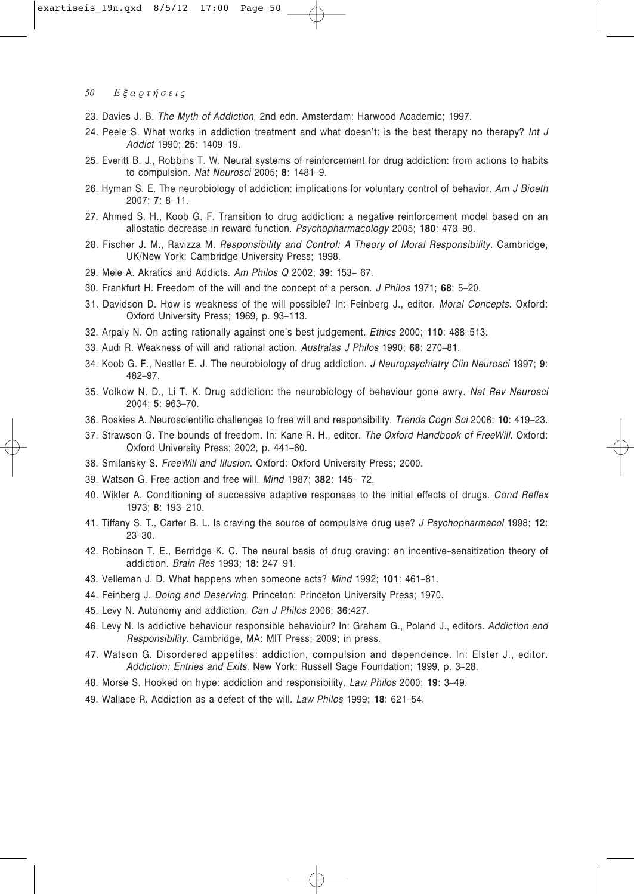23. Davies J. B. *The Myth of Addiction*, 2nd edn. Amsterdam: Harwood Academic; 1997.
24. Peele S. What works in addiction treatment and what doesn't: is the best therapy no therapy? *Int J Addict* 1990; **25**: 1409–19.
25. Everitt B. J., Robbins T. W. Neural systems of reinforcement for drug addiction: from actions to habits to compulsion. *Nat Neurosci* 2005; **8**: 1481–9.
26. Hyman S. E. The neurobiology of addiction: implications for voluntary control of behavior. *Am J Bioeth* 2007; **7**: 8–11.
27. Ahmed S. H., Koob G. F. Transition to drug addiction: a negative reinforcement model based on an allostatic decrease in reward function. *Psychopharmacology* 2005; **180**: 473–90.
28. Fischer J. M., Ravizza M. *Responsibility and Control: A Theory of Moral Responsibility*. Cambridge, UK/New York: Cambridge University Press; 1998.
29. Mele A. Akratics and Addicts. *Am Philos Q* 2002; **39**: 153– 67.
30. Frankfurt H. Freedom of the will and the concept of a person. *J Philos* 1971; **68**: 5–20.
31. Davidson D. How is weakness of the will possible? In: Feinberg J., editor. *Moral Concepts*. Oxford: Oxford University Press; 1969, p. 93–113.
32. Arpaly N. On acting rationally against one's best judgement. *Ethics* 2000; **110**: 488–513.
33. Audi R. Weakness of will and rational action. *Australas J Philos* 1990; **68**: 270–81.
34. Koob G. F., Nestler E. J. The neurobiology of drug addiction. *J Neuropsychiatry Clin Neurosci* 1997; **9**: 482–97.
35. Volkow N. D., Li T. K. Drug addiction: the neurobiology of behaviour gone awry. *Nat Rev Neurosci* 2004; **5**: 963–70.
36. Roskies A. Neuroscientific challenges to free will and responsibility. *Trends Cogn Sci* 2006; **10**: 419–23.
37. Strawson G. The bounds of freedom. In: Kane R. H., editor. *The Oxford Handbook of FreeWill*. Oxford: Oxford University Press; 2002, p. 441–60.
38. Smilansky S. *FreeWill and Illusion*. Oxford: Oxford University Press; 2000.
39. Watson G. Free action and free will. *Mind* 1987; **382**: 145– 72.
40. Wikler A. Conditioning of successive adaptive responses to the initial effects of drugs. *Cond Reflex* 1973; **8**: 193–210.
41. Tiffany S. T., Carter B. L. Is craving the source of compulsive drug use? *J Psychopharmacol* 1998; **12**: 23–30.
42. Robinson T. E., Berridge K. C. The neural basis of drug craving: an incentive–sensitization theory of addiction. *Brain Res* 1993; **18**: 247–91.
43. Velleman J. D. What happens when someone acts? *Mind* 1992; **101**: 461–81.
44. Feinberg J. *Doing and Deserving*. Princeton: Princeton University Press; 1970.
45. Levy N. Autonomy and addiction. *Can J Philos* 2006; **36**:427.
46. Levy N. Is addictive behaviour responsible behaviour? In: Graham G., Poland J., editors. *Addiction and Responsibility*. Cambridge, MA: MIT Press; 2009; in press.
47. Watson G. Disordered appetites: addiction, compulsion and dependence. In: Elster J., editor. *Addiction: Entries and Exits*. New York: Russell Sage Foundation; 1999, p. 3–28.
48. Morse S. Hooked on hype: addiction and responsibility. *Law Philos* 2000; **19**: 3–49.
49. Wallace R. Addiction as a defect of the will. *Law Philos* 1999; **18**: 621–54.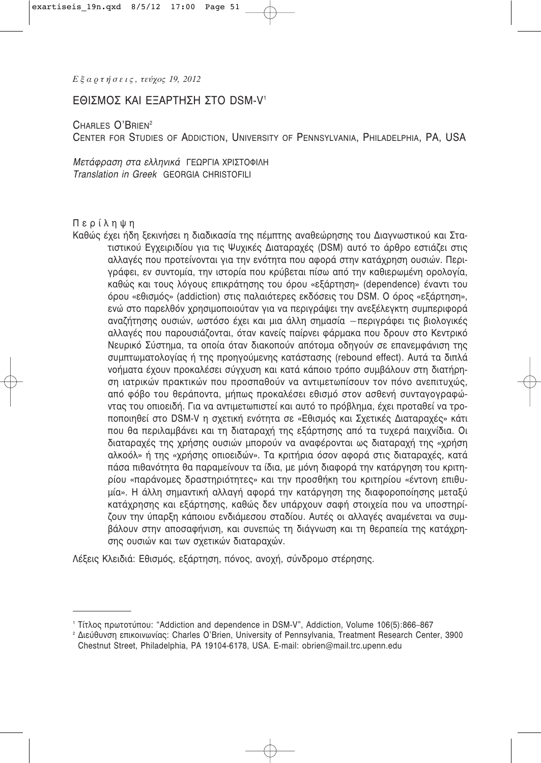*Εξαρτήσεις, τεύχος 19, 2012*

# ΕΘΙΣΜΟΣ ΚΑΙ ΕΞΑΡΤΗΣΗ ΣΤΟ DSM-V[1]

CHARLES O'BRIEN[2]
CENTER FOR STUDIES OF ADDICTION, UNIVERSITY OF PENNSYLVANIA, PHILADELPHIA, PA, USA

*Μετάφραση στα ελληνικά* ΓΕΩΡΓΙΑ ΧΡΙΣΤΟΦΙΛΗ
*Translation in Greek* GEORGIA CHRISTOFILI

## Περίληψη

Καθώς έχει ήδη ξεκινήσει η διαδικασία της πέμπτης αναθεώρησης του Διαγνωστικού και Στατιστικού Εγχειριδίου για τις Ψυχικές Διαταραχές (DSM) αυτό το άρθρο εστιάζει στις αλλαγές που προτείνονται για την ενότητα που αφορά στην κατάχρηση ουσιών. Περιγράφει, εν συντομία, την ιστορία που κρύβεται πίσω από την καθιερωμένη ορολογία, καθώς και τους λόγους επικράτησης του όρου «εξάρτηση» (dependence) έναντι του όρου «εθισμός» (addiction) στις παλαιότερες εκδόσεις του DSM. Ο όρος «εξάρτηση», ενώ στο παρελθόν χρησιμοποιούταν για να περιγράψει την ανεξέλεγκτη συμπεριφορά αναζήτησης ουσιών, ωστόσο έχει και μια άλλη σημασία – περιγράφει τις βιολογικές αλλαγές που παρουσιάζονται, όταν κανείς παίρνει φάρμακα που δρουν στο Κεντρικό Νευρικό Σύστημα, τα οποία όταν διακοπούν απότομα οδηγούν σε επανεμφάνιση της συμπτωματολογίας ή της προηγούμενης κατάστασης (rebound effect). Αυτά τα διπλά νοήματα έχουν προκαλέσει σύγχυση και κατά κάποιο τρόπο συμβάλουν στη διατήρηση ιατρικών πρακτικών που προσπαθούν να αντιμετωπίσουν τον πόνο ανεπιτυχώς, από φόβο του θεράποντα, μήπως προκαλέσει εθισμό στον ασθενή συνταγογραφώντας του οπιοειδή. Για να αντιμετωπιστεί και αυτό το πρόβλημα, έχει προταθεί να τροποποιηθεί στο DSM-V η σχετική ενότητα σε «Εθισμός και Σχετικές Διαταραχές» κάτι που θα περιλαμβάνει και τη διαταραχή της εξάρτησης από τα τυχερά παιχνίδια. Οι διαταραχές της χρήσης ουσιών μπορούν να αναφέρονται ως διαταραχή της «χρήση αλκοόλ» ή της «χρήσης οπιοειδών». Τα κριτήρια όσον αφορά στις διαταραχές, κατά πάσα πιθανότητα θα παραμείνουν τα ίδια, με μόνη διαφορά την κατάργηση του κριτηρίου «παράνομες δραστηριότητες» και την προσθήκη του κριτηρίου «έντονη επιθυμία». Η άλλη σημαντική αλλαγή αφορά την κατάργηση της διαφοροποίησης μεταξύ κατάχρησης και εξάρτησης, καθώς δεν υπάρχουν σαφή στοιχεία που να υποστηρίζουν την ύπαρξη κάποιου ενδιάμεσου σταδίου. Αυτές οι αλλαγές αναμένεται να συμβάλουν στην αποσαφήνιση, και συνεπώς τη διάγνωση και τη θεραπεία της κατάχρησης ουσιών και των σχετικών διαταραχών.

Λέξεις Κλειδιά: Εθισμός, εξάρτηση, πόνος, ανοχή, σύνδρομο στέρησης.

---

[1] Τίτλος πρωτοτύπου: "Addiction and dependence in DSM-V", Addiction, Volume 106(5):866–867

[2] Διεύθυνση επικοινωνίας: Charles O'Brien, University of Pennsylvania, Treatment Research Center, 3900 Chestnut Street, Philadelphia, PA 19104-6178, USA. E-mail: obrien@mail.trc.upenn.edu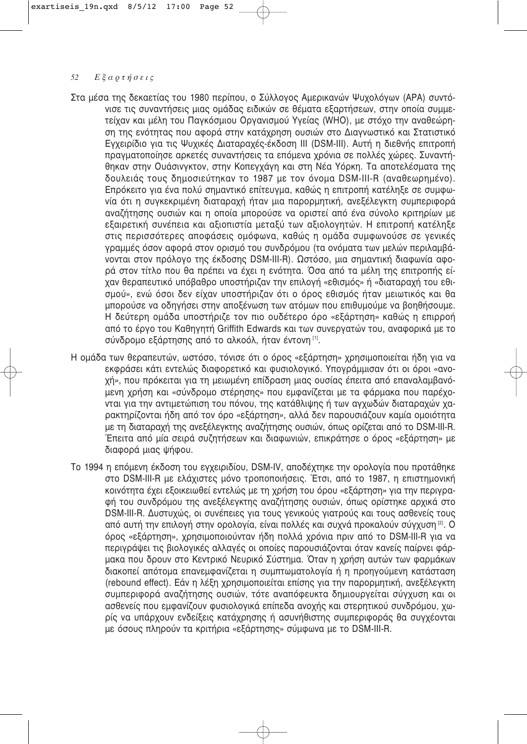Στα μέσα της δεκαετίας του 1980 περίπου, ο Σύλλογος Αμερικανών Ψυχολόγων (APA) συντόνισε τις συναντήσεις μιας ομάδας ειδικών σε θέματα εξαρτήσεων, στην οποία συμμετείχαν και μέλη του Παγκόσμιου Οργανισμού Υγείας (WHO), με στόχο την αναθεώρηση της ενότητας που αφορά στην κατάχρηση ουσιών στο Διαγνωστικό και Στατιστικό Εγχειρίδιο για τις Ψυχικές Διαταραχές-έκδοση III (DSM-III). Αυτή η διεθνής επιτροπή πραγματοποίησε αρκετές συναντήσεις τα επόμενα χρόνια σε πολλές χώρες. Συναντήθηκαν στην Ουάσινγκτον, στην Κοπεγχάγη και στη Νέα Υόρκη. Τα αποτελέσματα της δουλειάς τους δημοσιεύτηκαν το 1987 με τον όνομα DSM-III-R (αναθεωρημένο). Επρόκειτο για ένα πολύ σημαντικό επίτευγμα, καθώς η επιτροπή κατέληξε σε συμφωνία ότι η συγκεκριμένη διαταραχή ήταν μια παρορμητική, ανεξέλεγκτη συμπεριφορά αναζήτησης ουσιών και η οποία μπορούσε να οριστεί από ένα σύνολο κριτηρίων με εξαιρετική συνέπεια και αξιοπιστία μεταξύ των αξιολογητών. Η επιτροπή κατέληξε στις περισσότερες αποφάσεις ομόφωνα, καθώς η ομάδα συμφωνούσε σε γενικές γραμμές όσον αφορά στον ορισμό του συνδρόμου (τα ονόματα των μελών περιλαμβάνονται στον πρόλογο της έκδοσης DSM-III-R). Ωστόσο, μια σημαντική διαφωνία αφορά στον τίτλο που θα πρέπει να έχει η ενότητα. Όσα από τα μέλη της επιτροπής είχαν θεραπευτικό υπόβαθρο υποστήριζαν την επιλογή «εθισμός» ή «διαταραχή του εθισμού», ενώ όσοι δεν είχαν υποστήριζαν ότι ο όρος εθισμός ήταν μειωτικός και θα μπορούσε να οδηγήσει στην αποξένωση των ατόμων που επιθυμούμε να βοηθήσουμε. Η δεύτερη ομάδα υποστήριζε τον πιο ουδέτερο όρο «εξάρτηση» καθώς η επιρροή από το έργο του Καθηγητή Griffith Edwards και των συνεργατών του, αναφορικά με το σύνδρομο εξάρτησης από το αλκοόλ, ήταν έντονη [1].

Η ομάδα των θεραπευτών, ωστόσο, τόνισε ότι ο όρος «εξάρτηση» χρησιμοποιείται ήδη για να εκφράσει κάτι εντελώς διαφορετικό και φυσιολογικό. Υπογράμμισαν ότι οι όροι «ανοχή», που πρόκειται για τη μειωμένη επίδραση μιας ουσίας έπειτα από επαναλαμβανόμενη χρήση και «σύνδρομο στέρησης» που εμφανίζεται με τα φάρμακα που παρέχονται για την αντιμετώπιση του πόνου, της κατάθλιψης ή των αγχωδών διαταραχών χαρακτηρίζονται ήδη από τον όρο «εξάρτηση», αλλά δεν παρουσιάζουν καμία ομοιότητα με τη διαταραχή της ανεξέλεγκτης αναζήτησης ουσιών, όπως ορίζεται από το DSM-III-R. Έπειτα από μία σειρά συζητήσεων και διαφωνιών, επικράτησε ο όρος «εξάρτηση» με διαφορά μιας ψήφου.

Το 1994 η επόμενη έκδοση του εγχειριδίου, DSM-IV, αποδέχτηκε την ορολογία που προτάθηκε στο DSM-III-R με ελάχιστες μόνο τροποποιήσεις. Έτσι, από το 1987, η επιστημονική κοινότητα έχει εξοικειωθεί εντελώς με τη χρήση του όρου «εξάρτηση» για την περιγραφή του συνδρόμου της ανεξέλεγκτης αναζήτησης ουσιών, όπως ορίστηκε αρχικά στο DSM-III-R. Δυστυχώς, οι συνέπειες για τους γενικούς γιατρούς και τους ασθενείς τους από αυτή την επιλογή στην ορολογία, είναι πολλές και συχνά προκαλούν σύγχυση [2]. Ο όρος «εξάρτηση», χρησιμοποιούνταν ήδη πολλά χρόνια πριν από το DSM-III-R για να περιγράψει τις βιολογικές αλλαγές οι οποίες παρουσιάζονται όταν κανείς παίρνει φάρμακα που δρουν στο Κεντρικό Νευρικό Σύστημα. Όταν η χρήση αυτών των φαρμάκων διακοπεί απότομα επανεμφανίζεται η συμπτωματολογία ή η προηγούμενη κατάσταση (rebound effect). Εάν η λέξη χρησιμοποιείται επίσης για την παρορμητική, ανεξέλεγκτη συμπεριφορά αναζήτησης ουσιών, τότε αναπόφευκτα δημιουργείται σύγχυση και οι ασθενείς που εμφανίζουν φυσιολογικά επίπεδα ανοχής και στερητικού συνδρόμου, χωρίς να υπάρχουν ενδείξεις κατάχρησης ή ασυνήθιστης συμπεριφοράς θα συγχέονται με όσους πληρούν τα κριτήρια «εξάρτησης» σύμφωνα με το DSM-III-R.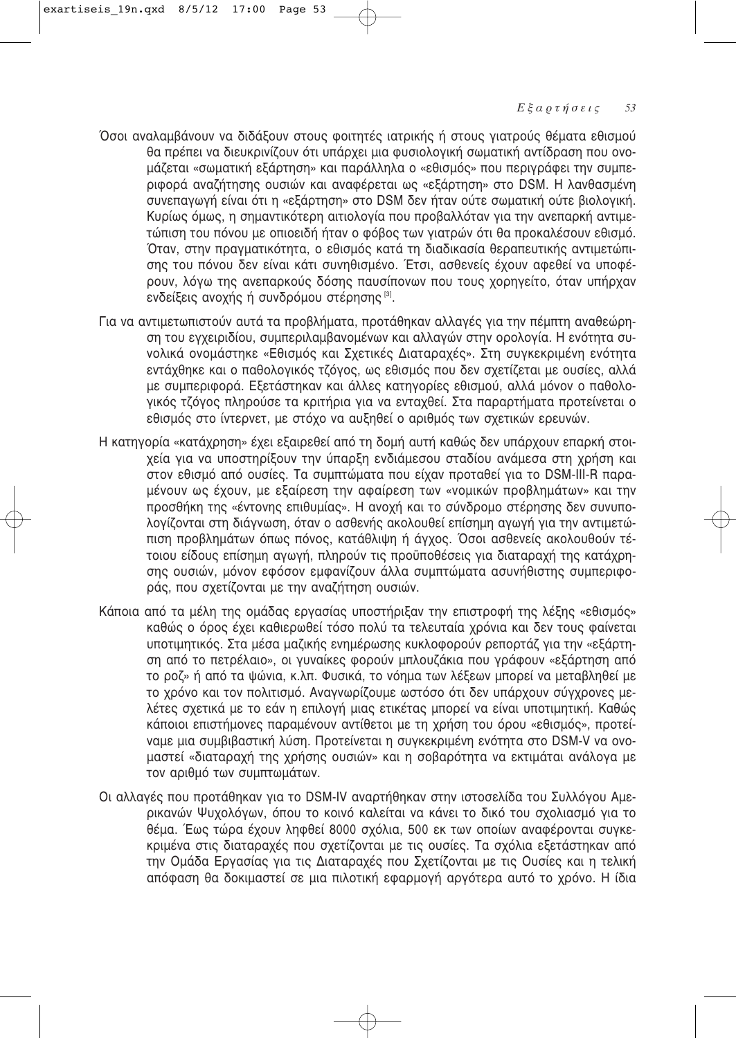Όσοι αναλαμβάνουν να διδάξουν στους φοιτητές ιατρικής ή στους γιατρούς θέματα εθισμού θα πρέπει να διευκρινίζουν ότι υπάρχει μια φυσιολογική σωματική αντίδραση που ονομάζεται «σωματική εξάρτηση» και παράλληλα ο «εθισμός» που περιγράφει την συμπεριφορά αναζήτησης ουσιών και αναφέρεται ως «εξάρτηση» στο DSM. Η λανθασμένη συνεπαγωγή είναι ότι η «εξάρτηση» στο DSM δεν ήταν ούτε σωματική ούτε βιολογική. Κυρίως όμως, η σημαντικότερη αιτιολογία που προβαλλόταν για την ανεπαρκή αντιμετώπιση του πόνου με οπιοειδή ήταν ο φόβος των γιατρών ότι θα προκαλέσουν εθισμό. Όταν, στην πραγματικότητα, ο εθισμός κατά τη διαδικασία θεραπευτικής αντιμετώπισης του πόνου δεν είναι κάτι συνηθισμένο. Έτσι, ασθενείς έχουν αφεθεί να υποφέρουν, λόγω της ανεπαρκούς δόσης παυσίπονων που τους χορηγείτο, όταν υπήρχαν ενδείξεις ανοχής ή συνδρόμου στέρησης [3].

Για να αντιμετωπιστούν αυτά τα προβλήματα, προτάθηκαν αλλαγές για την πέμπτη αναθεώρηση του εγχειριδίου, συμπεριλαμβανομένων και αλλαγών στην ορολογία. Η ενότητα συνολικά ονομάστηκε «Εθισμός και Σχετικές Διαταραχές». Στη συγκεκριμένη ενότητα εντάχθηκε και ο παθολογικός τζόγος, ως εθισμός που δεν σχετίζεται με ουσίες, αλλά με συμπεριφορά. Εξετάστηκαν και άλλες κατηγορίες εθισμού, αλλά μόνον ο παθολογικός τζόγος πληρούσε τα κριτήρια για να ενταχθεί. Στα παραρτήματα προτείνεται ο εθισμός στο ίντερνετ, με στόχο να αυξηθεί ο αριθμός των σχετικών ερευνών.

Η κατηγορία «κατάχρηση» έχει εξαιρεθεί από τη δομή αυτή καθώς δεν υπάρχουν επαρκή στοιχεία για να υποστηρίξουν την ύπαρξη ενδιάμεσου σταδίου ανάμεσα στη χρήση και στον εθισμό από ουσίες. Τα συμπτώματα που είχαν προταθεί για το DSM-III-R παραμένουν ως έχουν, με εξαίρεση την αφαίρεση των «νομικών προβλημάτων» και την προσθήκη της «έντονης επιθυμίας». Η ανοχή και το σύνδρομο στέρησης δεν συνυπολογίζονται στη διάγνωση, όταν ο ασθενής ακολουθεί επίσημη αγωγή για την αντιμετώπιση προβλημάτων όπως πόνος, κατάθλιψη ή άγχος. Όσοι ασθενείς ακολουθούν τέτοιου είδους επίσημη αγωγή, πληρούν τις προϋποθέσεις για διαταραχή της κατάχρησης ουσιών, μόνον εφόσον εμφανίζουν άλλα συμπτώματα ασυνήθιστης συμπεριφοράς, που σχετίζονται με την αναζήτηση ουσιών.

Κάποια από τα μέλη της ομάδας εργασίας υποστήριξαν την επιστροφή της λέξης «εθισμός» καθώς ο όρος έχει καθιερωθεί τόσο πολύ τα τελευταία χρόνια και δεν τους φαίνεται υποτιμητικός. Στα μέσα μαζικής ενημέρωσης κυκλοφορούν ρεπορτάζ για την «εξάρτηση από το πετρέλαιο», οι γυναίκες φορούν μπλουζάκια που γράφουν «εξάρτηση από το ροζ» ή από τα ψώνια, κ.λπ. Φυσικά, το νόημα των λέξεων μπορεί να μεταβληθεί με το χρόνο και τον πολιτισμό. Αναγνωρίζουμε ωστόσο ότι δεν υπάρχουν σύγχρονες μελέτες σχετικά με το εάν η επιλογή μιας ετικέτας μπορεί να είναι υποτιμητική. Καθώς κάποιοι επιστήμονες παραμένουν αντίθετοι με τη χρήση του όρου «εθισμός», προτείναμε μια συμβιβαστική λύση. Προτείνεται η συγκεκριμένη ενότητα στο DSM-V να ονομαστεί «διαταραχή της χρήσης ουσιών» και η σοβαρότητα να εκτιμάται ανάλογα με τον αριθμό των συμπτωμάτων.

Οι αλλαγές που προτάθηκαν για το DSM-IV αναρτήθηκαν στην ιστοσελίδα του Συλλόγου Αμερικανών Ψυχολόγων, όπου το κοινό καλείται να κάνει το δικό του σχολιασμό για το θέμα. Έως τώρα έχουν ληφθεί 8000 σχόλια, 500 εκ των οποίων αναφέρονται συγκεκριμένα στις διαταραχές που σχετίζονται με τις ουσίες. Τα σχόλια εξετάστηκαν από την Ομάδα Εργασίας για τις Διαταραχές που Σχετίζονται με τις Ουσίες και η τελική απόφαση θα δοκιμαστεί σε μια πιλοτική εφαρμογή αργότερα αυτό το χρόνο. Η ίδια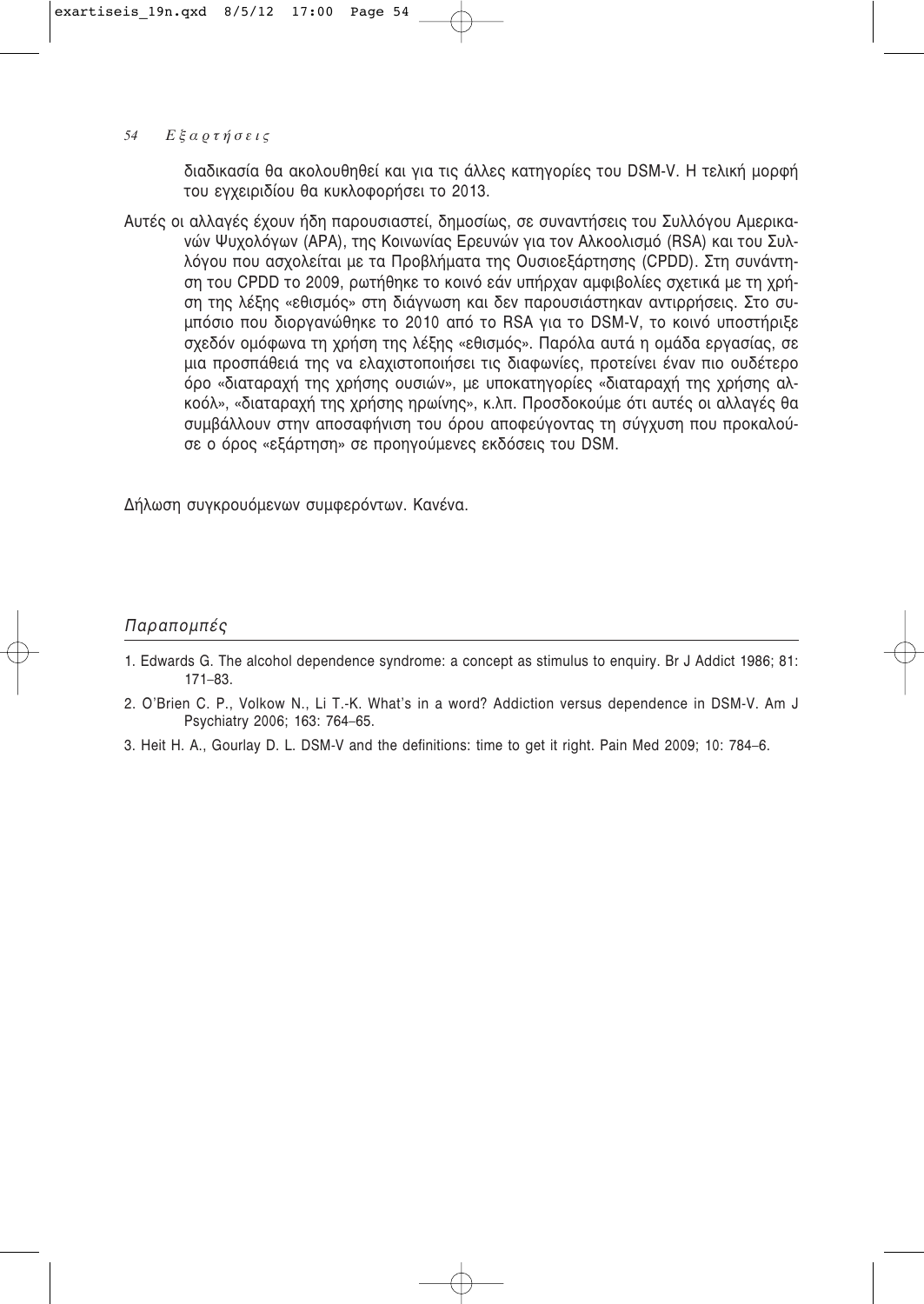διαδικασία θα ακολουθηθεί και για τις άλλες κατηγορίες του DSM-V. Η τελική μορφή του εγχειριδίου θα κυκλοφορήσει το 2013.

Αυτές οι αλλαγές έχουν ήδη παρουσιαστεί, δημοσίως, σε συναντήσεις του Συλλόγου Αμερικανών Ψυχολόγων (APA), της Κοινωνίας Ερευνών για τον Αλκοολισμό (RSA) και του Συλλόγου που ασχολείται με τα Προβλήματα της Ουσιοεξάρτησης (CPDD). Στη συνάντηση του CPDD το 2009, ρωτήθηκε το κοινό εάν υπήρχαν αμφιβολίες σχετικά με τη χρήση της λέξης «εθισμός» στη διάγνωση και δεν παρουσιάστηκαν αντιρρήσεις. Στο συμπόσιο που διοργανώθηκε το 2010 από το RSA για το DSM-V, το κοινό υποστήριξε σχεδόν ομόφωνα τη χρήση της λέξης «εθισμός». Παρόλα αυτά η ομάδα εργασίας, σε μια προσπάθειά της να ελαχιστοποιήσει τις διαφωνίες, προτείνει έναν πιο ουδέτερο όρο «διαταραχή της χρήσης ουσιών», με υποκατηγορίες «διαταραχή της χρήσης αλκοόλ», «διαταραχή της χρήσης ηρωίνης», κ.λπ. Προσδοκούμε ότι αυτές οι αλλαγές θα συμβάλλουν στην αποσαφήνιση του όρου αποφεύγοντας τη σύγχυση που προκαλούσε ο όρος «εξάρτηση» σε προηγούμενες εκδόσεις του DSM.

Δήλωση συγκρουόμενων συμφερόντων. Κανένα.

## *Παραπομπές*

1. Edwards G. The alcohol dependence syndrome: a concept as stimulus to enquiry. Br J Addict 1986; 81: 171–83.
2. O'Brien C. P., Volkow N., Li T.-K. What's in a word? Addiction versus dependence in DSM-V. Am J Psychiatry 2006; 163: 764–65.
3. Heit H. A., Gourlay D. L. DSM-V and the definitions: time to get it right. Pain Med 2009; 10: 784–6.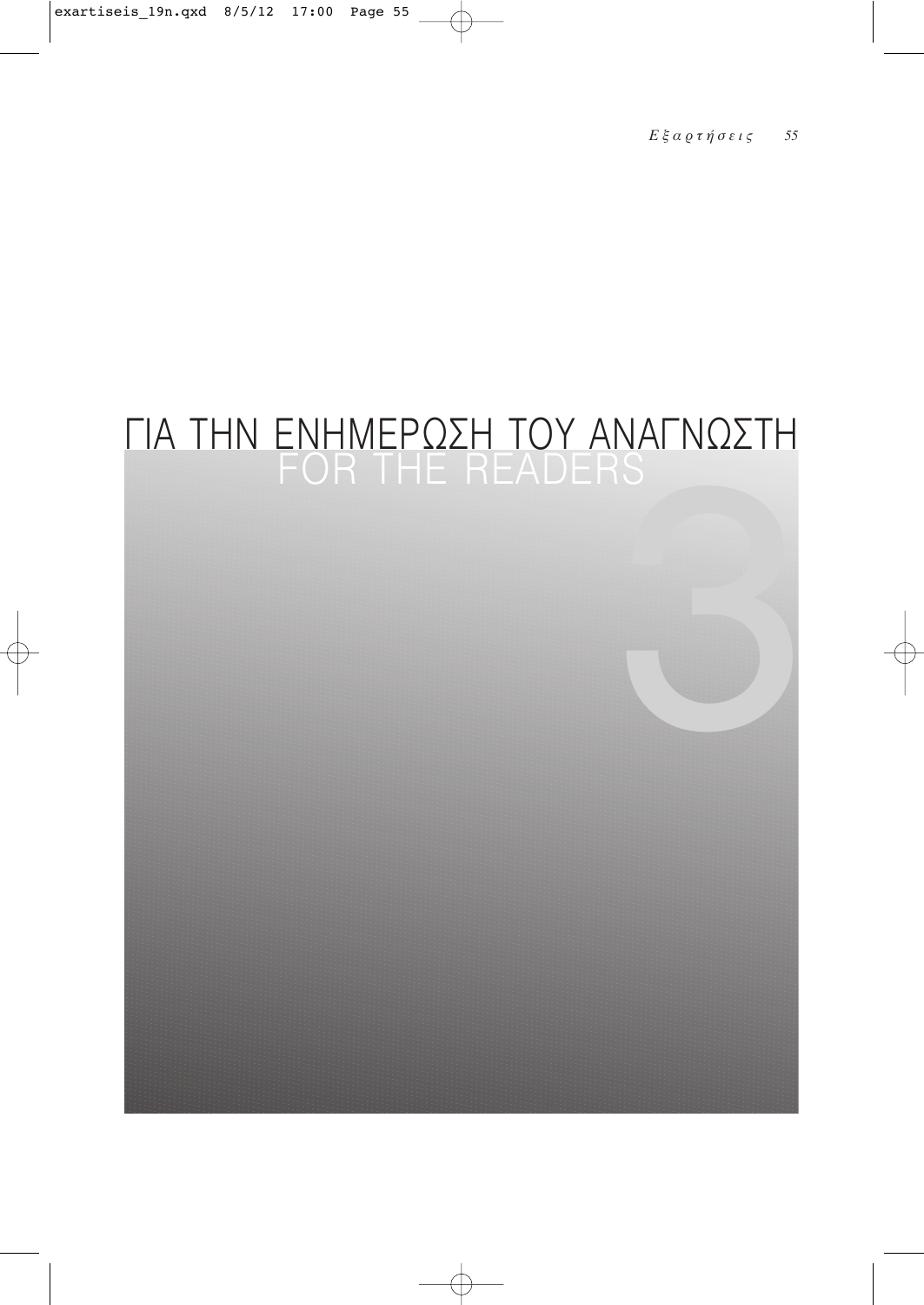# ΓΙΑ ΤΗΝ ΕΝΗΜΕΡΩΣΗ ΤΟΥ ΑΝΑΓΝΩΣΤΗ
## FOR THE READERS

3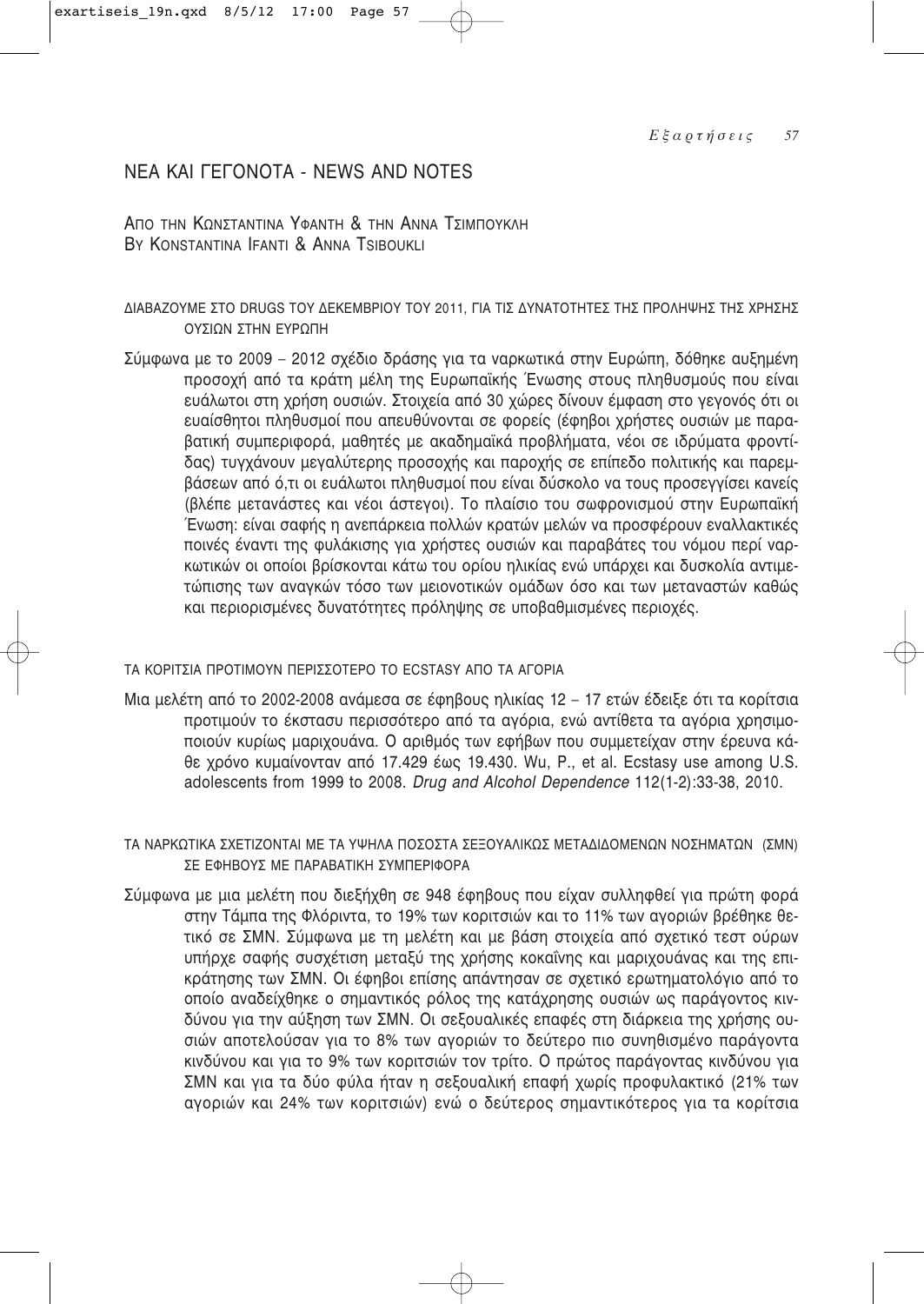## ΝΕΑ ΚΑΙ ΓΕΓΟΝΟΤΑ - NEWS AND NOTES

ΑΠΟ ΤΗΝ ΚΩΝΣΤΑΝΤΙΝΑ ΥΦΑΝΤΗ & ΤΗΝ ΑΝΝΑ ΤΣΙΜΠΟΥΚΛΗ
BY KONSTANTINA IFANTI & ANNA TSIBOUKLI

### ΔΙΑΒΑΖΟΥΜΕ ΣΤΟ DRUGS ΤΟΥ ΔΕΚΕΜΒΡΙΟΥ ΤΟΥ 2011, ΓΙΑ ΤΙΣ ΔΥΝΑΤΟΤΗΤΕΣ ΤΗΣ ΠΡΟΛΗΨΗΣ ΤΗΣ ΧΡΗΣΗΣ ΟΥΣΙΩΝ ΣΤΗΝ ΕΥΡΩΠΗ

Σύμφωνα με το 2009 – 2012 σχέδιο δράσης για τα ναρκωτικά στην Ευρώπη, δόθηκε αυξημένη προσοχή από τα κράτη μέλη της Ευρωπαϊκής Ένωσης στους πληθυσμούς που είναι ευάλωτοι στη χρήση ουσιών. Στοιχεία από 30 χώρες δίνουν έμφαση στο γεγονός ότι οι ευαίσθητοι πληθυσμοί που απευθύνονται σε φορείς (έφηβοι χρήστες ουσιών με παραβατική συμπεριφορά, μαθητές με ακαδημαϊκά προβλήματα, νέοι σε ιδρύματα φροντίδας) τυγχάνουν μεγαλύτερης προσοχής και παροχής σε επίπεδο πολιτικής και παρεμβάσεων από ό,τι οι ευάλωτοι πληθυσμοί που είναι δύσκολο να τους προσεγγίσει κανείς (βλέπε μετανάστες και νέοι άστεγοι). Το πλαίσιο του σωφρονισμού στην Ευρωπαϊκή Ένωση: είναι σαφής η ανεπάρκεια πολλών κρατών μελών να προσφέρουν εναλλακτικές ποινές έναντι της φυλάκισης για χρήστες ουσιών και παραβάτες του νόμου περί ναρκωτικών οι οποίοι βρίσκονται κάτω του ορίου ηλικίας ενώ υπάρχει και δυσκολία αντιμετώπισης των αναγκών τόσο των μειονοτικών ομάδων όσο και των μεταναστών καθώς και περιορισμένες δυνατότητες πρόληψης σε υποβαθμισμένες περιοχές.

### ΤΑ ΚΟΡΙΤΣΙΑ ΠΡΟΤΙΜΟΥΝ ΠΕΡΙΣΣΟΤΕΡΟ ΤΟ ECSTASY ΑΠΟ ΤΑ ΑΓΟΡΙΑ

Μια μελέτη από το 2002-2008 ανάμεσα σε έφηβους ηλικίας 12 – 17 ετών έδειξε ότι τα κορίτσια προτιμούν το έκστασυ περισσότερο από τα αγόρια, ενώ αντίθετα τα αγόρια χρησιμοποιούν κυρίως μαριχουάνα. Ο αριθμός των εφήβων που συμμετείχαν στην έρευνα κάθε χρόνο κυμαίνονταν από 17.429 έως 19.430. Wu, P., et al. Ecstasy use among U.S. adolescents from 1999 to 2008. *Drug and Alcohol Dependence* 112(1-2):33-38, 2010.

### ΤΑ ΝΑΡΚΩΤΙΚΑ ΣΧΕΤΙΖΟΝΤΑΙ ΜΕ ΤΑ ΥΨΗΛΑ ΠΟΣΟΣΤΑ ΣΕΞΟΥΑΛΙΚΩΣ ΜΕΤΑΔΙΔΟΜΕΝΩΝ ΝΟΣΗΜΑΤΩΝ (ΣΜΝ) ΣΕ ΕΦΗΒΟΥΣ ΜΕ ΠΑΡΑΒΑΤΙΚΗ ΣΥΜΠΕΡΙΦΟΡΑ

Σύμφωνα με μια μελέτη που διεξήχθη σε 948 έφηβους που είχαν συλληφθεί για πρώτη φορά στην Τάμπα της Φλόριντα, το 19% των κοριτσιών και το 11% των αγοριών βρέθηκε θετικό σε ΣΜΝ. Σύμφωνα με τη μελέτη και με βάση στοιχεία από σχετικό τεστ ούρων υπήρχε σαφής συσχέτιση μεταξύ της χρήσης κοκαΐνης και μαριχουάνας και της επικράτησης των ΣΜΝ. Οι έφηβοι επίσης απάντησαν σε σχετικό ερωτηματολόγιο από το οποίο αναδείχθηκε ο σημαντικός ρόλος της κατάχρησης ουσιών ως παράγοντος κινδύνου για την αύξηση των ΣΜΝ. Οι σεξουαλικές επαφές στη διάρκεια της χρήσης ουσιών αποτελούσαν για το 8% των αγοριών το δεύτερο πιο συνηθισμένο παράγοντα κινδύνου και για το 9% των κοριτσιών τον τρίτο. Ο πρώτος παράγοντας κινδύνου για ΣΜΝ και για τα δύο φύλα ήταν η σεξουαλική επαφή χωρίς προφυλακτικό (21% των αγοριών και 24% των κοριτσιών) ενώ ο δεύτερος σημαντικότερος για τα κορίτσια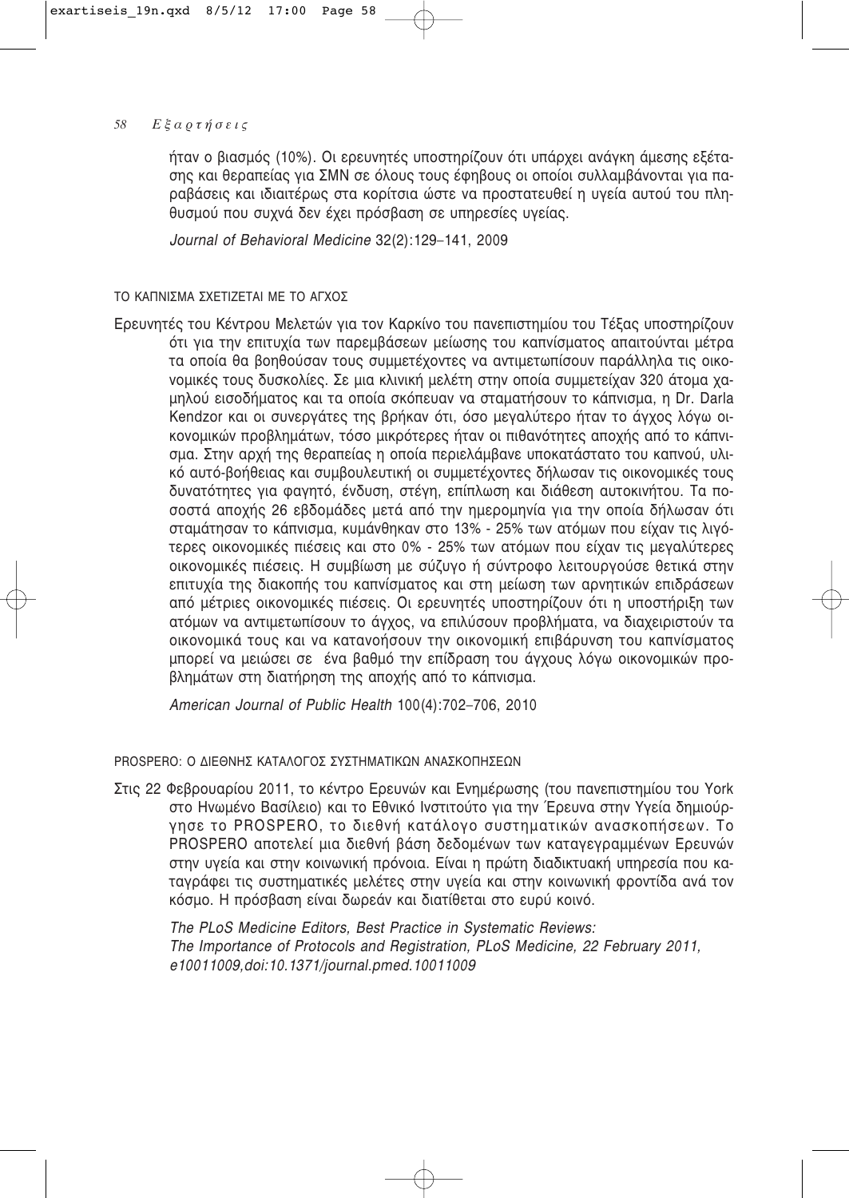ήταν ο βιασμός (10%). Οι ερευνητές υποστηρίζουν ότι υπάρχει ανάγκη άμεσης εξέτασης και θεραπείας για ΣΜΝ σε όλους τους έφηβους οι οποίοι συλλαμβάνονται για παραβάσεις και ιδιαιτέρως στα κορίτσια ώστε να προστατευθεί η υγεία αυτού του πληθυσμού που συχνά δεν έχει πρόσβαση σε υπηρεσίες υγείας.

*Journal of Behavioral Medicine* 32(2):129–141, 2009

## ΤΟ ΚΑΠΝΙΣΜΑ ΣΧΕΤΙΖΕΤΑΙ ΜΕ ΤΟ ΑΓΧΟΣ

Ερευνητές του Κέντρου Μελετών για τον Καρκίνο του πανεπιστημίου του Τέξας υποστηρίζουν ότι για την επιτυχία των παρεμβάσεων μείωσης του καπνίσματος απαιτούνται μέτρα τα οποία θα βοηθούσαν τους συμμετέχοντες να αντιμετωπίσουν παράλληλα τις οικονομικές τους δυσκολίες. Σε μια κλινική μελέτη στην οποία συμμετείχαν 320 άτομα χαμηλού εισοδήματος και τα οποία σκόπευαν να σταματήσουν το κάπνισμα, η Dr. Darla Kendzor και οι συνεργάτες της βρήκαν ότι, όσο μεγαλύτερο ήταν το άγχος λόγω οικονομικών προβλημάτων, τόσο μικρότερες ήταν οι πιθανότητες αποχής από το κάπνισμα. Στην αρχή της θεραπείας η οποία περιελάμβανε υποκατάστατο του καπνού, υλικό αυτό-βοήθειας και συμβουλευτική οι συμμετέχοντες δήλωσαν τις οικονομικές τους δυνατότητες για φαγητό, ένδυση, στέγη, επίπλωση και διάθεση αυτοκινήτου. Τα ποσοστά αποχής 26 εβδομάδες μετά από την ημερομηνία για την οποία δήλωσαν ότι σταμάτησαν το κάπνισμα, κυμάνθηκαν στο 13% - 25% των ατόμων που είχαν τις λιγότερες οικονομικές πιέσεις και στο 0% - 25% των ατόμων που είχαν τις μεγαλύτερες οικονομικές πιέσεις. Η συμβίωση με σύζυγο ή σύντροφο λειτουργούσε θετικά στην επιτυχία της διακοπής του καπνίσματος και στη μείωση των αρνητικών επιδράσεων από μέτριες οικονομικές πιέσεις. Οι ερευνητές υποστηρίζουν ότι η υποστήριξη των ατόμων να αντιμετωπίσουν το άγχος, να επιλύσουν προβλήματα, να διαχειριστούν τα οικονομικά τους και να κατανοήσουν την οικονομική επιβάρυνση του καπνίσματος μπορεί να μειώσει σε ένα βαθμό την επίδραση του άγχους λόγω οικονομικών προβλημάτων στη διατήρηση της αποχής από το κάπνισμα.

*American Journal of Public Health* 100(4):702–706, 2010

## PROSPERO: Ο ΔΙΕΘΝΗΣ ΚΑΤΑΛΟΓΟΣ ΣΥΣΤΗΜΑΤΙΚΩΝ ΑΝΑΣΚΟΠΗΣΕΩΝ

Στις 22 Φεβρουαρίου 2011, το κέντρο Ερευνών και Ενημέρωσης (του πανεπιστημίου του York στο Ηνωμένο Βασίλειο) και το Εθνικό Ινστιτούτο για την Έρευνα στην Υγεία δημιούργησε το PROSPERO, το διεθνή κατάλογο συστηματικών ανασκοπήσεων. Το PROSPERO αποτελεί μια διεθνή βάση δεδομένων των καταγεγραμμένων Ερευνών στην υγεία και στην κοινωνική πρόνοια. Είναι η πρώτη διαδικτυακή υπηρεσία που καταγράφει τις συστηματικές μελέτες στην υγεία και στην κοινωνική φροντίδα ανά τον κόσμο. Η πρόσβαση είναι δωρεάν και διατίθεται στο ευρύ κοινό.

*The PLoS Medicine Editors, Best Practice in Systematic Reviews: The Importance of Protocols and Registration, PLoS Medicine, 22 February 2011, e10011009,doi:10.1371/journal.pmed.10011009*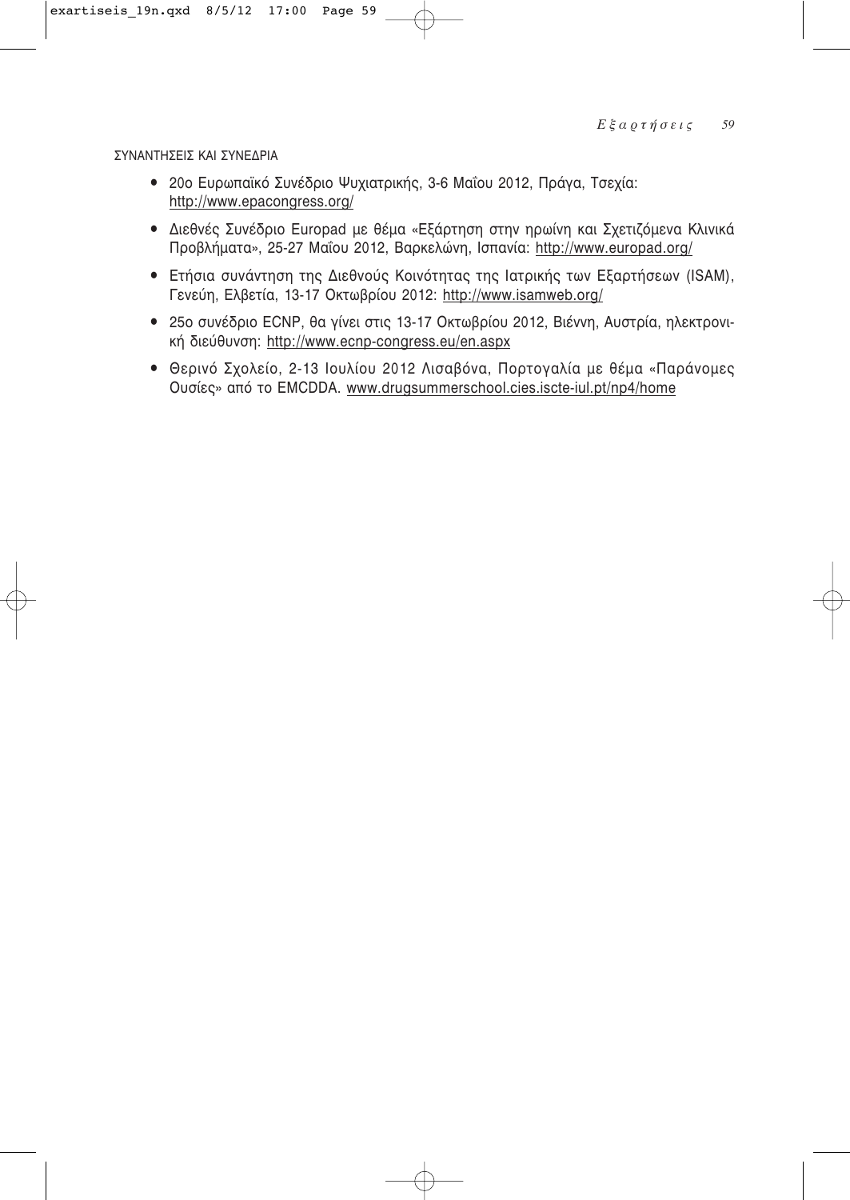ΣΥΝΑΝΤΗΣΕΙΣ ΚΑΙ ΣΥΝΕΔΡΙΑ

- 20ο Ευρωπαϊκό Συνέδριο Ψυχιατρικής, 3-6 Μαΐου 2012, Πράγα, Τσεχία: http://www.epacongress.org/
- Διεθνές Συνέδριο Europad με θέμα «Εξάρτηση στην ηρωίνη και Σχετιζόμενα Κλινικά Προβλήματα», 25-27 Μαΐου 2012, Βαρκελώνη, Ισπανία: http://www.europad.org/
- Ετήσια συνάντηση της Διεθνούς Κοινότητας της Ιατρικής των Εξαρτήσεων (ISAM), Γενεύη, Ελβετία, 13-17 Οκτωβρίου 2012: http://www.isamweb.org/
- 25ο συνέδριο ECNP, θα γίνει στις 13-17 Οκτωβρίου 2012, Βιέννη, Αυστρία, ηλεκτρονική διεύθυνση: http://www.ecnp-congress.eu/en.aspx
- Θερινό Σχολείο, 2-13 Ιουλίου 2012 Λισαβόνα, Πορτογαλία με θέμα «Παράνομες Ουσίες» από το EMCDDA. www.drugsummerschool.cies.iscte-iul.pt/np4/home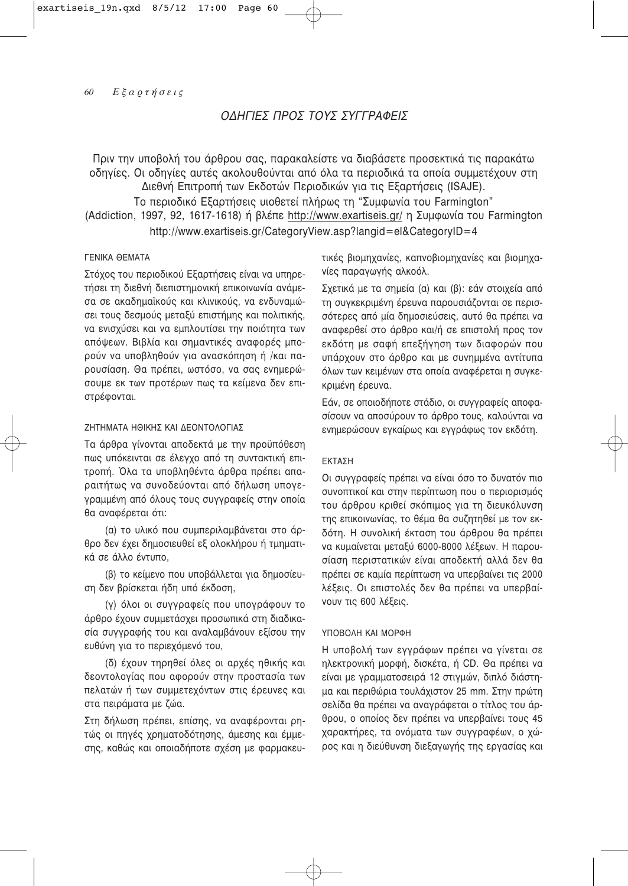## ΟΔΗΓΙΕΣ ΠΡΟΣ ΤΟΥΣ ΣΥΓΓΡΑΦΕΙΣ

Πριν την υποβολή του άρθρου σας, παρακαλείστε να διαβάσετε προσεκτικά τις παρακάτω οδηγίες. Οι οδηγίες αυτές ακολουθούνται από όλα τα περιοδικά τα οποία συμμετέχουν στη Διεθνή Επιτροπή των Εκδοτών Περιοδικών για τις Εξαρτήσεις (ISAJE).

Το περιοδικό Εξαρτήσεις υιοθετεί πλήρως τη "Συμφωνία του Farmington" (Addiction, 1997, 92, 1617-1618) ή βλέπε http://www.exartiseis.gr/ η Συμφωνία του Farmington http://www.exartiseis.gr/CategoryView.asp?langid=el&CategoryID=4

### ΓΕΝΙΚΑ ΘΕΜΑΤΑ

Στόχος του περιοδικού Εξαρτήσεις είναι να υπηρετήσει τη διεθνή διεπιστημονική επικοινωνία ανάμεσα σε ακαδημαϊκούς και κλινικούς, να ενδυναμώσει τους δεσμούς μεταξύ επιστήμης και πολιτικής, να ενισχύσει και να εμπλουτίσει την ποιότητα των απόψεων. Βιβλία και σημαντικές αναφορές μπορούν να υποβληθούν για ανασκόπηση ή /και παρουσίαση. Θα πρέπει, ωστόσο, να σας ενημερώσουμε εκ των προτέρων πως τα κείμενα δεν επιστρέφονται.

### ΖΗΤΗΜΑΤΑ ΗΘΙΚΗΣ ΚΑΙ ΔΕΟΝΤΟΛΟΓΙΑΣ

Τα άρθρα γίνονται αποδεκτά με την προϋπόθεση πως υπόκεινται σε έλεγχο από τη συντακτική επιτροπή. Όλα τα υποβληθέντα άρθρα πρέπει απαραιτήτως να συνοδεύονται από δήλωση υπογεγραμμένη από όλους τους συγγραφείς στην οποία θα αναφέρεται ότι:

(α) το υλικό που συμπεριλαμβάνεται στο άρθρο δεν έχει δημοσιευθεί εξ ολοκλήρου ή τμηματικά σε άλλο έντυπο,

(β) το κείμενο που υποβάλλεται για δημοσίευση δεν βρίσκεται ήδη υπό έκδοση,

(γ) όλοι οι συγγραφείς που υπογράφουν το άρθρο έχουν συμμετάσχει προσωπικά στη διαδικασία συγγραφής του και αναλαμβάνουν εξίσου την ευθύνη για το περιεχόμενό του,

(δ) έχουν τηρηθεί όλες οι αρχές ηθικής και δεοντολογίας που αφορούν στην προστασία των πελατών ή των συμμετεχόντων στις έρευνες και στα πειράματα με ζώα.

Στη δήλωση πρέπει, επίσης, να αναφέρονται ρητώς οι πηγές χρηματοδότησης, άμεσης και έμμεσης, καθώς και οποιαδήποτε σχέση με φαρμακευτικές βιομηχανίες, καπνοβιομηχανίες και βιομηχανίες παραγωγής αλκοόλ.

Σχετικά με τα σημεία (α) και (β): εάν στοιχεία από τη συγκεκριμένη έρευνα παρουσιάζονται σε περισσότερες από μία δημοσιεύσεις, αυτό θα πρέπει να αναφερθεί στο άρθρο και/ή σε επιστολή προς τον εκδότη με σαφή επεξήγηση των διαφορών που υπάρχουν στο άρθρο και με συνημμένα αντίτυπα όλων των κειμένων στα οποία αναφέρεται η συγκεκριμένη έρευνα.

Εάν, σε οποιοδήποτε στάδιο, οι συγγραφείς αποφασίσουν να αποσύρουν το άρθρο τους, καλούνται να ενημερώσουν εγκαίρως και εγγράφως τον εκδότη.

### ΕΚΤΑΣΗ

Οι συγγραφείς πρέπει να είναι όσο το δυνατόν πιο συνοπτικοί και στην περίπτωση που ο περιορισμός του άρθρου κριθεί σκόπιμος για τη διευκόλυνση της επικοινωνίας, το θέμα θα συζητηθεί με τον εκδότη. Η συνολική έκταση του άρθρου θα πρέπει να κυμαίνεται μεταξύ 6000-8000 λέξεων. Η παρουσίαση περιστατικών είναι αποδεκτή αλλά δεν θα πρέπει σε καμία περίπτωση να υπερβαίνει τις 2000 λέξεις. Οι επιστολές δεν θα πρέπει να υπερβαίνουν τις 600 λέξεις.

### ΥΠΟΒΟΛΗ ΚΑΙ ΜΟΡΦΗ

Η υποβολή των εγγράφων πρέπει να γίνεται σε ηλεκτρονική μορφή, δισκέτα, ή CD. Θα πρέπει να είναι με γραμματοσειρά 12 στιγμών, διπλό διάστημα και περιθώρια τουλάχιστον 25 mm. Στην πρώτη σελίδα θα πρέπει να αναγράφεται ο τίτλος του άρθρου, ο οποίος δεν πρέπει να υπερβαίνει τους 45 χαρακτήρες, τα ονόματα των συγγραφέων, ο χώρος και η διεύθυνση διεξαγωγής της εργασίας και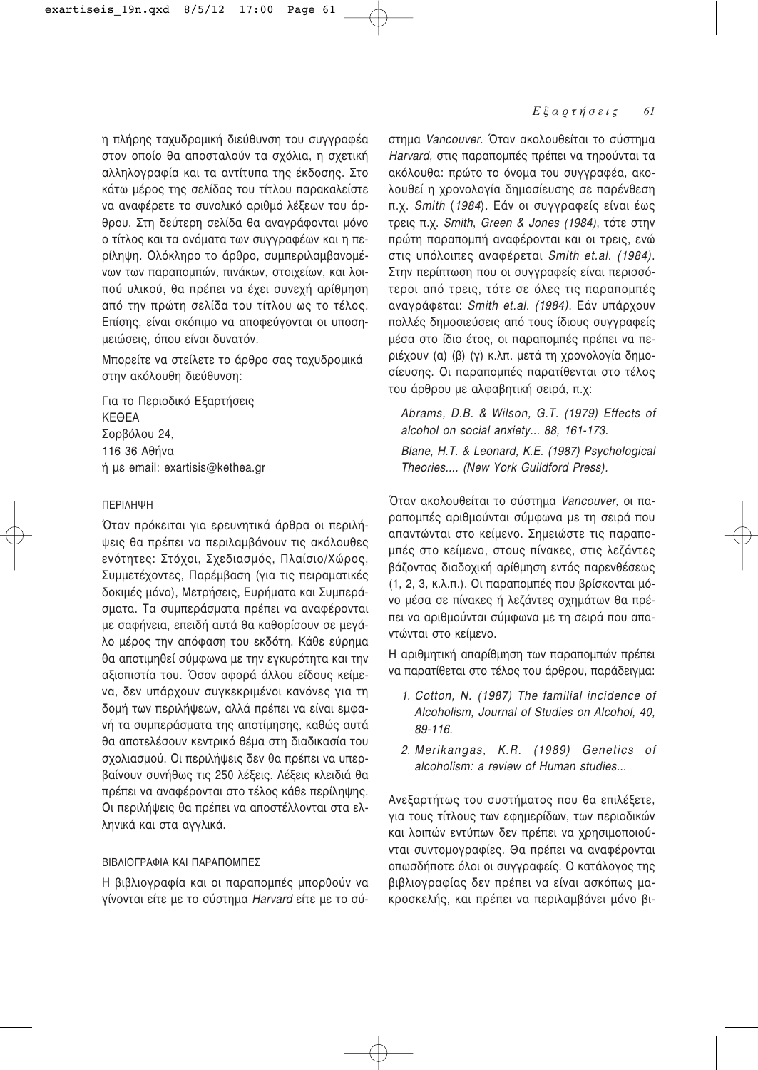η πλήρης ταχυδρομική διεύθυνση του συγγραφέα στον οποίο θα αποσταλούν τα σχόλια, η σχετική αλληλογραφία και τα αντίτυπα της έκδοσης. Στο κάτω μέρος της σελίδας του τίτλου παρακαλείστε να αναφέρετε το συνολικό αριθμό λέξεων του άρθρου. Στη δεύτερη σελίδα θα αναγράφονται μόνο ο τίτλος και τα ονόματα των συγγραφέων και η περίληψη. Ολόκληρο το άρθρο, συμπεριλαμβανομένων των παραπομπών, πινάκων, στοιχείων, και λοιπού υλικού, θα πρέπει να έχει συνεχή αρίθμηση από την πρώτη σελίδα του τίτλου ως το τέλος. Επίσης, είναι σκόπιμο να αποφεύγονται οι υποσημειώσεις, όπου είναι δυνατόν.

Μπορείτε να στείλετε το άρθρο σας ταχυδρομικά στην ακόλουθη διεύθυνση:

Για το Περιοδικό Εξαρτήσεις  
ΚΕΘΕΑ  
Σορβόλου 24,  
116 36 Αθήνα  
ή με email: exartisis@kethea.gr

### ΠΕΡΙΛΗΨΗ

Όταν πρόκειται για ερευνητικά άρθρα οι περιλήψεις θα πρέπει να περιλαμβάνουν τις ακόλουθες ενότητες: Στόχοι, Σχεδιασμός, Πλαίσιο/Χώρος, Συμμετέχοντες, Παρέμβαση (για τις πειραματικές δοκιμές μόνο), Μετρήσεις, Ευρήματα και Συμπεράσματα. Τα συμπεράσματα πρέπει να αναφέρονται με σαφήνεια, επειδή αυτά θα καθορίσουν σε μεγάλο μέρος την απόφαση του εκδότη. Κάθε εύρημα θα αποτιμηθεί σύμφωνα με την εγκυρότητα και την αξιοπιστία του. Όσον αφορά άλλου είδους κείμενα, δεν υπάρχουν συγκεκριμένοι κανόνες για τη δομή των περιλήψεων, αλλά πρέπει να είναι εμφανή τα συμπεράσματα της αποτίμησης, καθώς αυτά θα αποτελέσουν κεντρικό θέμα στη διαδικασία του σχολιασμού. Οι περιλήψεις δεν θα πρέπει να υπερβαίνουν συνήθως τις 250 λέξεις. Λέξεις κλειδιά θα πρέπει να αναφέρονται στο τέλος κάθε περίληψης. Οι περιλήψεις θα πρέπει να αποστέλλονται στα ελληνικά και στα αγγλικά.

### ΒΙΒΛΙΟΓΡΑΦΙΑ ΚΑΙ ΠΑΡΑΠΟΜΠΕΣ

Η βιβλιογραφία και οι παραπομπές μπορθούν να γίνονται είτε με το σύστημα *Harvard* είτε με το σύστημα *Vancouver*. Όταν ακολουθείται το σύστημα *Harvard*, στις παραπομπές πρέπει να τηρούνται τα ακόλουθα: πρώτο το όνομα του συγγραφέα, ακολουθεί η χρονολογία δημοσίευσης σε παρένθεση π.χ. *Smith* (*1984*). Εάν οι συγγραφείς είναι έως τρεις π.χ. *Smith*, *Green & Jones (1984)*, τότε στην πρώτη παραπομπή αναφέρονται και οι τρεις, ενώ στις υπόλοιπες αναφέρεται *Smith et.al. (1984)*. Στην περίπτωση που οι συγγραφείς είναι περισσότεροι από τρεις, τότε σε όλες τις παραπομπές αναγράφεται: *Smith et.al. (1984)*. Εάν υπάρχουν πολλές δημοσιεύσεις από τους ίδιους συγγραφείς μέσα στο ίδιο έτος, οι παραπομπές πρέπει να περιέχουν (α) (β) (γ) κ.λπ. μετά τη χρονολογία δημοσίευσης. Οι παραπομπές παρατίθενται στο τέλος του άρθρου με αλφαβητική σειρά, π.χ:

*Abrams, D.B. & Wilson, G.T. (1979) Effects of alcohol on social anxiety... 88, 161-173.*

*Blane, H.T. & Leonard, K.E. (1987) Psychological Theories.... (New York Guildford Press).*

Όταν ακολουθείται το σύστημα *Vancouver*, οι παραπομπές αριθμούνται σύμφωνα με τη σειρά που απαντώνται στο κείμενο. Σημειώστε τις παραπομπές στο κείμενο, στους πίνακες, στις λεζάντες βάζοντας διαδοχική αρίθμηση εντός παρενθέσεως (1, 2, 3, κ.λ.π.). Οι παραπομπές που βρίσκονται μόνο μέσα σε πίνακες ή λεζάντες σχημάτων θα πρέπει να αριθμούνται σύμφωνα με τη σειρά που απαντώνται στο κείμενο.

Η αριθμητική απαρίθμηση των παραπομπών πρέπει να παρατίθεται στο τέλος του άρθρου, παράδειγμα:

1. *Cotton, N. (1987) The familial incidence of Alcoholism, Journal of Studies on Alcohol, 40, 89-116.*
2. *Merikangas, K.R. (1989) Genetics of alcoholism: a review of Human studies...*

Ανεξαρτήτως του συστήματος που θα επιλέξετε, για τους τίτλους των εφημερίδων, των περιοδικών και λοιπών εντύπων δεν πρέπει να χρησιμοποιούνται συντομογραφίες. Θα πρέπει να αναφέρονται οπωσδήποτε όλοι οι συγγραφείς. Ο κατάλογος της βιβλιογραφίας δεν πρέπει να είναι ασκόπως μακροσκελής, και πρέπει να περιλαμβάνει μόνο βι-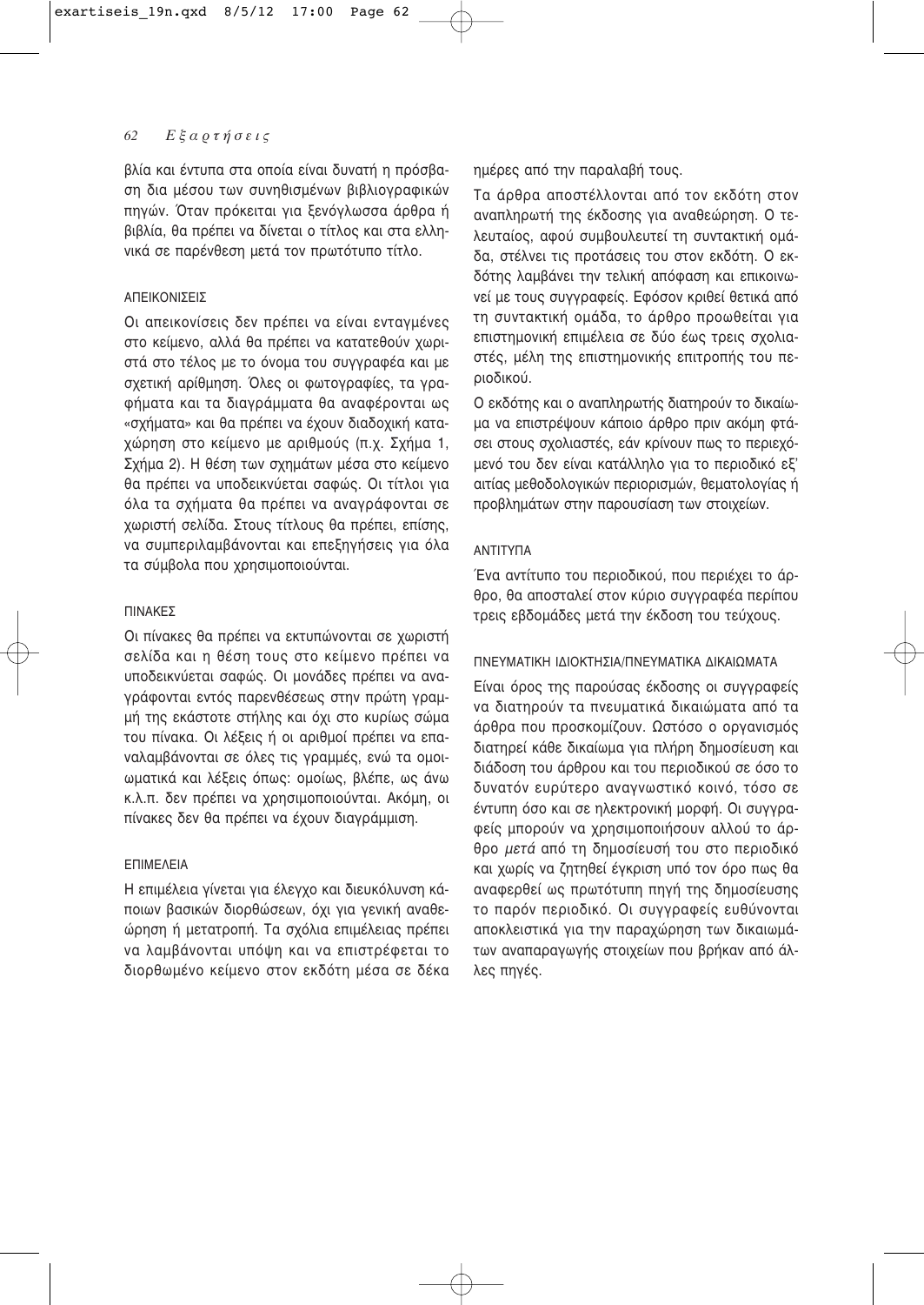βλία και έντυπα στα οποία είναι δυνατή η πρόσβαση δια μέσου των συνηθισμένων βιβλιογραφικών πηγών. Όταν πρόκειται για ξενόγλωσσα άρθρα ή βιβλία, θα πρέπει να δίνεται ο τίτλος και στα ελληνικά σε παρένθεση μετά τον πρωτότυπο τίτλο.

### ΑΠΕΙΚΟΝΙΣΕΙΣ

Οι απεικονίσεις δεν πρέπει να είναι ενταγμένες στο κείμενο, αλλά θα πρέπει να κατατεθούν χωριστά στο τέλος με το όνομα του συγγραφέα και με σχετική αρίθμηση. Όλες οι φωτογραφίες, τα γραφήματα και τα διαγράμματα θα αναφέρονται ως «σχήματα» και θα πρέπει να έχουν διαδοχική καταχώρηση στο κείμενο με αριθμούς (π.χ. Σχήμα 1, Σχήμα 2). Η θέση των σχημάτων μέσα στο κείμενο θα πρέπει να υποδεικνύεται σαφώς. Οι τίτλοι για όλα τα σχήματα θα πρέπει να αναγράφονται σε χωριστή σελίδα. Στους τίτλους θα πρέπει, επίσης, να συμπεριλαμβάνονται και επεξηγήσεις για όλα τα σύμβολα που χρησιμοποιούνται.

### ΠΙΝΑΚΕΣ

Οι πίνακες θα πρέπει να εκτυπώνονται σε χωριστή σελίδα και η θέση τους στο κείμενο πρέπει να υποδεικνύεται σαφώς. Οι μονάδες πρέπει να αναγράφονται εντός παρενθέσεως στην πρώτη γραμμή της εκάστοτε στήλης και όχι στο κυρίως σώμα του πίνακα. Οι λέξεις ή οι αριθμοί πρέπει να επαναλαμβάνονται σε όλες τις γραμμές, ενώ τα ομοιωματικά και λέξεις όπως: ομοίως, βλέπε, ως άνω κ.λ.π. δεν πρέπει να χρησιμοποιούνται. Ακόμη, οι πίνακες δεν θα πρέπει να έχουν διαγράμμιση.

### ΕΠΙΜΕΛΕΙΑ

Η επιμέλεια γίνεται για έλεγχο και διευκόλυνση κάποιων βασικών διορθώσεων, όχι για γενική αναθεώρηση ή μετατροπή. Τα σχόλια επιμέλειας πρέπει να λαμβάνονται υπόψη και να επιστρέφεται το διορθωμένο κείμενο στον εκδότη μέσα σε δέκα ημέρες από την παραλαβή τους.

Τα άρθρα αποστέλλονται από τον εκδότη στον αναπληρωτή της έκδοσης για αναθεώρηση. Ο τελευταίος, αφού συμβουλευτεί τη συντακτική ομάδα, στέλνει τις προτάσεις του στον εκδότη. Ο εκδότης λαμβάνει την τελική απόφαση και επικοινωνεί με τους συγγραφείς. Εφόσον κριθεί θετικά από τη συντακτική ομάδα, το άρθρο προωθείται για επιστημονική επιμέλεια σε δύο έως τρεις σχολιαστές, μέλη της επιστημονικής επιτροπής του περιοδικού.

Ο εκδότης και ο αναπληρωτής διατηρούν το δικαίωμα να επιστρέψουν κάποιο άρθρο πριν ακόμη φτάσει στους σχολιαστές, εάν κρίνουν πως το περιεχόμενό του δεν είναι κατάλληλο για το περιοδικό εξ' αιτίας μεθοδολογικών περιορισμών, θεματολογίας ή προβλημάτων στην παρουσίαση των στοιχείων.

### ΑΝΤΙΤΥΠΑ

Ένα αντίτυπο του περιοδικού, που περιέχει το άρθρο, θα αποσταλεί στον κύριο συγγραφέα περίπου τρεις εβδομάδες μετά την έκδοση του τεύχους.

### ΠΝΕΥΜΑΤΙΚΗ ΙΔΙΟΚΤΗΣΙΑ/ΠΝΕΥΜΑΤΙΚΑ ΔΙΚΑΙΩΜΑΤΑ

Είναι όρος της παρούσας έκδοσης οι συγγραφείς να διατηρούν τα πνευματικά δικαιώματα από τα άρθρα που προσκομίζουν. Ωστόσο ο οργανισμός διατηρεί κάθε δικαίωμα για πλήρη δημοσίευση και διάδοση του άρθρου και του περιοδικού σε όσο το δυνατόν ευρύτερο αναγνωστικό κοινό, τόσο σε έντυπη όσο και σε ηλεκτρονική μορφή. Οι συγγραφείς μπορούν να χρησιμοποιήσουν αλλού το άρθρο *μετά* από τη δημοσίευσή του στο περιοδικό και χωρίς να ζητηθεί έγκριση υπό τον όρο πως θα αναφερθεί ως πρωτότυπη πηγή της δημοσίευσης το παρόν περιοδικό. Οι συγγραφείς ευθύνονται αποκλειστικά για την παραχώρηση των δικαιωμάτων αναπαραγωγής στοιχείων που βρήκαν από άλλες πηγές.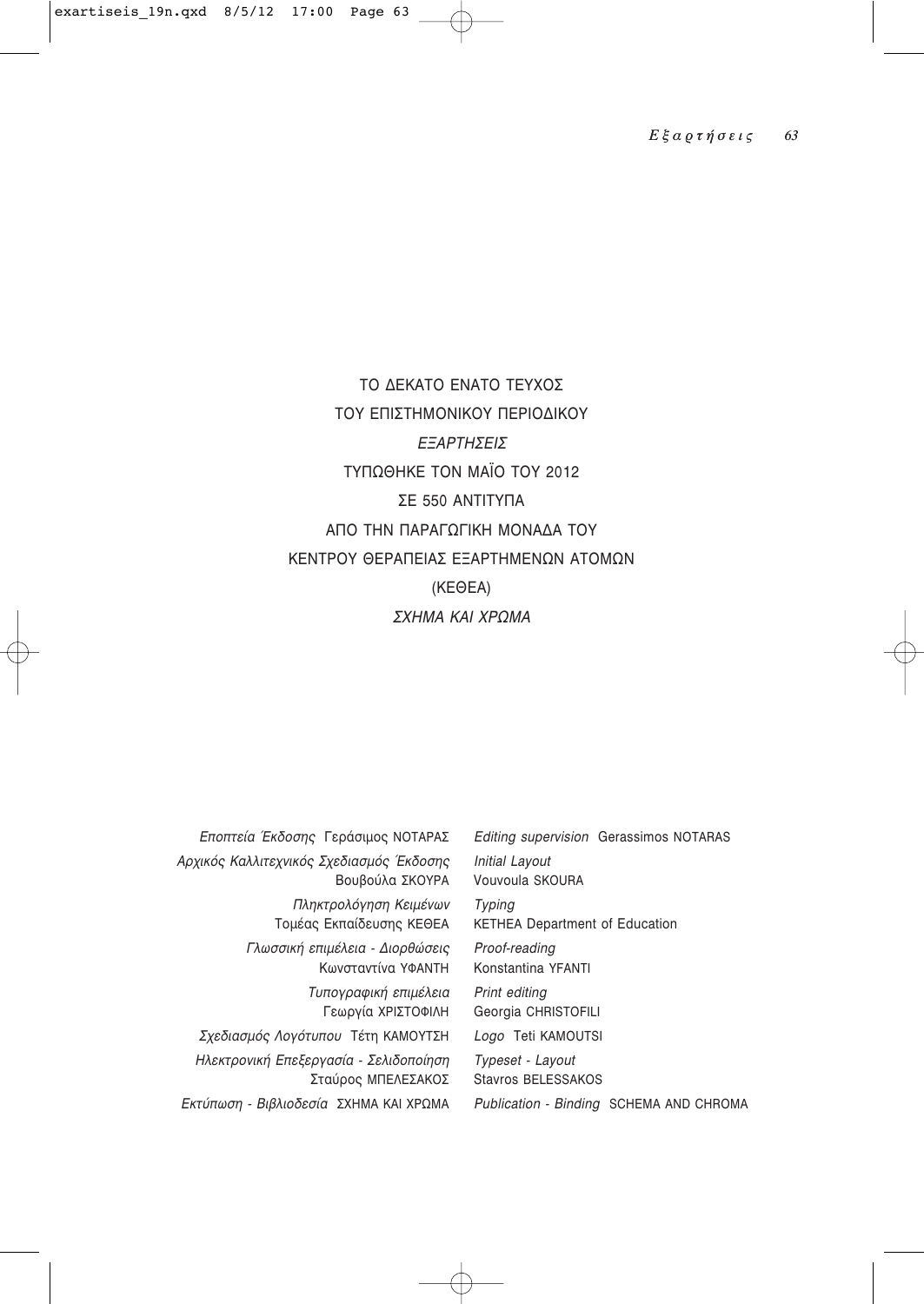ΤΟ ΔΕΚΑΤΟ ΕΝΑΤΟ ΤΕΥΧΟΣ
ΤΟΥ ΕΠΙΣΤΗΜΟΝΙΚΟΥ ΠΕΡΙΟΔΙΚΟΥ
*ΕΞΑΡΤΗΣΕΙΣ*
ΤΥΠΩΘΗΚΕ ΤΟΝ ΜΑΪΟ ΤΟΥ 2012
ΣΕ 550 ΑΝΤΙΤΥΠΑ
ΑΠΟ ΤΗΝ ΠΑΡΑΓΩΓΙΚΗ ΜΟΝΑΔΑ ΤΟΥ
ΚΕΝΤΡΟΥ ΘΕΡΑΠΕΙΑΣ ΕΞΑΡΤΗΜΕΝΩΝ ΑΤΟΜΩΝ
(ΚΕΘΕΑ)
*ΣΧΗΜΑ ΚΑΙ ΧΡΩΜΑ*

| | |
|---|---|
| *Εποπτεία Έκδοσης* Γεράσιμος ΝΟΤΑΡΑΣ | *Editing supervision* Gerassimos NOTARAS |
| *Αρχικός Καλλιτεχνικός Σχεδιασμός Έκδοσης* Βουβούλα ΣΚΟΥΡΑ | *Initial Layout* Vouvoula SKOURA |
| *Πληκτρολόγηση Κειμένων* Τομέας Εκπαίδευσης ΚΕΘΕΑ | *Typing* KETHEA Department of Education |
| *Γλωσσική επιμέλεια - Διορθώσεις* Κωνσταντίνα ΥΦΑΝΤΗ | *Proof-reading* Konstantina YFANTI |
| *Τυπογραφική επιμέλεια* Γεωργία ΧΡΙΣΤΟΦΙΛΗ | *Print editing* Georgia CHRISTOFILI |
| *Σχεδιασμός Λογότυπου* Τέτη ΚΑΜΟΥΤΣΗ | *Logo* Teti KAMOUTSI |
| *Ηλεκτρονική Επεξεργασία - Σελιδοποίηση* Σταύρος ΜΠΕΛΕΣΑΚΟΣ | *Typeset - Layout* Stavros BELESSAKOS |
| *Εκτύπωση - Βιβλιοδεσία* ΣΧΗΜΑ ΚΑΙ ΧΡΩΜΑ | *Publication - Binding* SCHEMA AND CHROMA |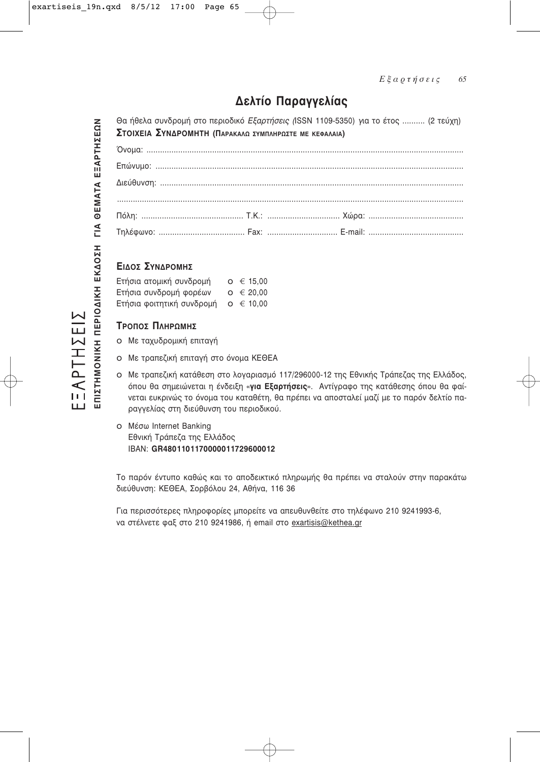# Δελτίο Παραγγελίας

Θα ήθελα συνδρομή στο περιοδικό *Εξαρτήσεις (*ISSN 1109-5350) για το έτος .......... (2 τεύχη)

**ΣΤΟΙΧΕΙΑ ΣΥΝΔΡΟΜΗΤΗ (ΠΑΡΑΚΑΛΩ ΣΥΜΠΛΗΡΩΣΤΕ ΜΕ ΚΕΦΑΛΑΙΑ)**

Όνομα: ..........................................................................................................................................

Επώνυμο: ......................................................................................................................................

Διεύθυνση: ....................................................................................................................................

.........................................................................................................................................................

Πόλη: ............................................ Τ.Κ.: ............................... Χώρα: ..........................................

Τηλέφωνο: ..................................... Fax: .............................. E-mail: ..........................................

## ΕΙΔΟΣ ΣΥΝΔΡΟΜΗΣ

Ετήσια ατομική συνδρομή o € 15,00
Ετήσια συνδρομή φορέων o € 20,00
Ετήσια φοιτητική συνδρομή o € 10,00

## ΤΡΟΠΟΣ ΠΛΗΡΩΜΗΣ

o Με ταχυδρομική επιταγή

o Με τραπεζική επιταγή στο όνομα ΚΕΘΕΑ

o Με τραπεζική κατάθεση στο λογαριασμό 117/296000-12 της Εθνικής Τράπεζας της Ελλάδος, όπου θα σημειώνεται η ένδειξη «**για Εξαρτήσεις**». Αντίγραφο της κατάθεσης όπου θα φαίνεται ευκρινώς το όνομα του καταθέτη, θα πρέπει να αποσταλεί μαζί με το παρόν δελτίο παραγγελίας στη διεύθυνση του περιοδικού.

o Μέσω Internet Banking
Εθνική Τράπεζα της Ελλάδος
IBAN: **GR4801101170000011729600012**

Το παρόν έντυπο καθώς και το αποδεικτικό πληρωμής θα πρέπει να σταλούν στην παρακάτω διεύθυνση: ΚΕΘΕΑ, Σορβόλου 24, Αθήνα, 116 36

Για περισσότερες πληροφορίες μπορείτε να απευθυνθείτε στο τηλέφωνο 210 9241993-6, να στέλνετε φαξ στο 210 9241986, ή email στο exartisis@kethea.gr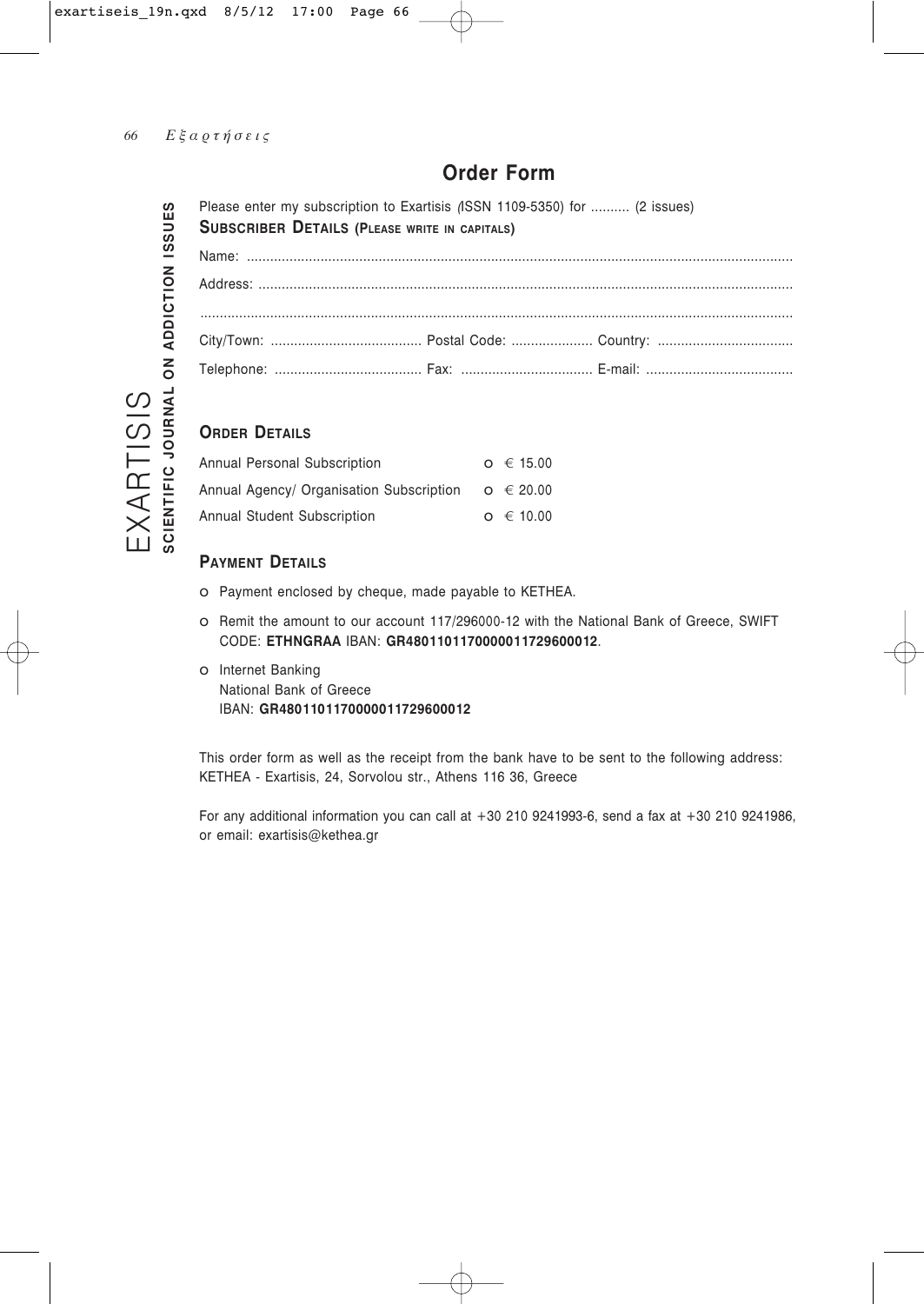# Order Form

EXARTISIS
**SCIENTIFIC JOURNAL ON ADDICTION ISSUES**

Please enter my subscription to Exartisis (ISSN 1109-5350) for .......... (2 issues)

**SUBSCRIBER DETAILS (PLEASE WRITE IN CAPITALS)**

Name: ...........................................................................................................................................

Address: ........................................................................................................................................

.......................................................................................................................................................

City/Town: ....................................... Postal Code: ..................... Country: ...................................

Telephone: ...................................... Fax: .................................. E-mail: ......................................

**ORDER DETAILS**

| | |
|---|---|
| Annual Personal Subscription | o € 15.00 |
| Annual Agency/ Organisation Subscription | o € 20.00 |
| Annual Student Subscription | o € 10.00 |

**PAYMENT DETAILS**

- o Payment enclosed by cheque, made payable to KETHEA.
- o Remit the amount to our account 117/296000-12 with the National Bank of Greece, SWIFT CODE: **ETHNGRAA** IBAN: **GR4801101170000011729600012**.
- o Internet Banking
  National Bank of Greece
  IBAN: **GR4801101170000011729600012**

This order form as well as the receipt from the bank have to be sent to the following address: KETHEA - Exartisis, 24, Sorvolou str., Athens 116 36, Greece

For any additional information you can call at +30 210 9241993-6, send a fax at +30 210 9241986, or email: exartisis@kethea.gr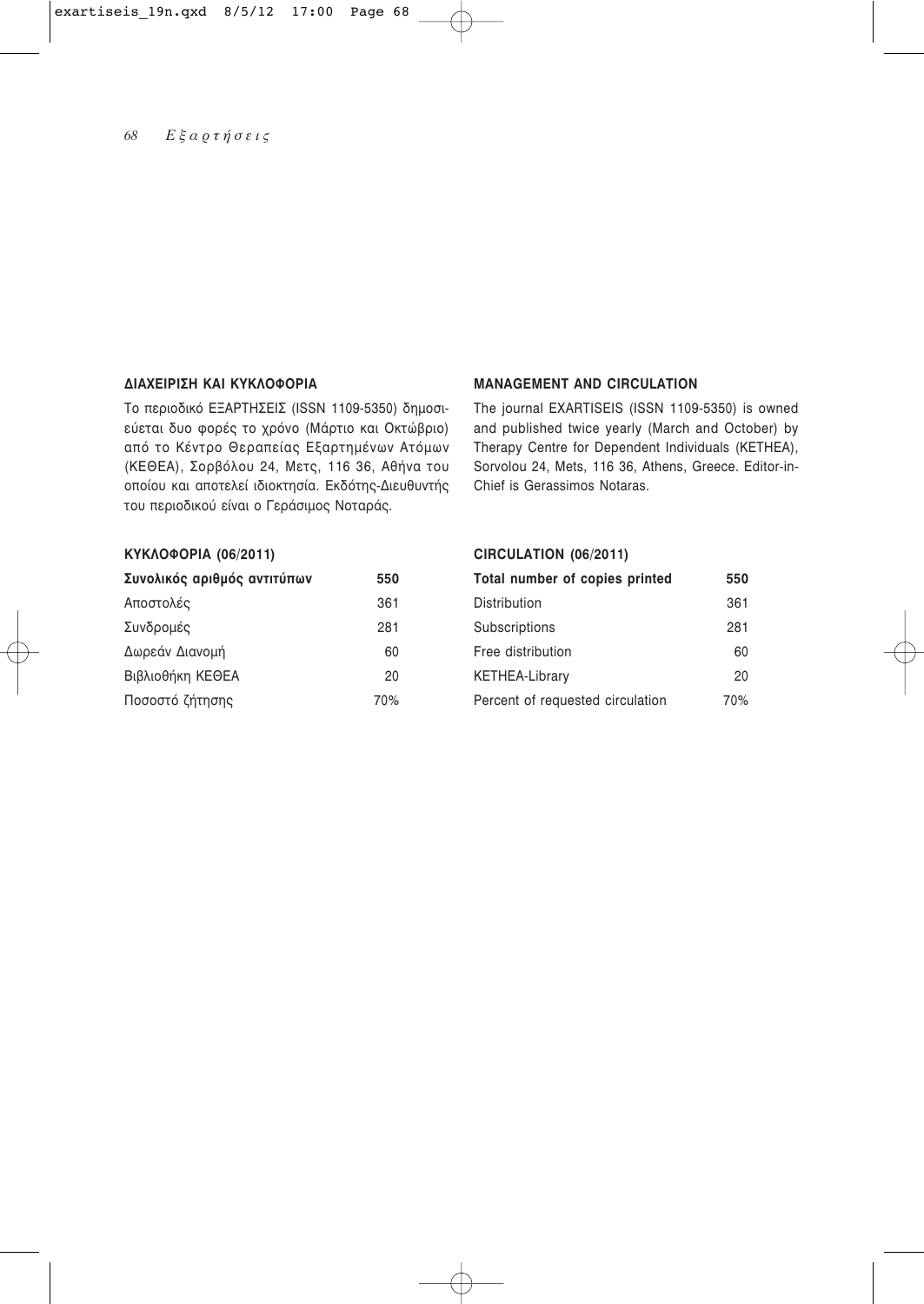### ΔΙΑΧΕΙΡΙΣΗ ΚΑΙ ΚΥΚΛΟΦΟΡΙΑ

Το περιοδικό ΕΞΑΡΤΗΣΕΙΣ (ISSN 1109-5350) δημοσιεύεται δυο φορές το χρόνο (Μάρτιο και Οκτώβριο) από το Κέντρο Θεραπείας Εξαρτημένων Ατόμων (ΚΕΘΕΑ), Σορβόλου 24, Μετς, 116 36, Αθήνα του οποίου και αποτελεί ιδιοκτησία. Εκδότης-Διευθυντής του περιοδικού είναι ο Γεράσιμος Νοταράς.

### ΚΥΚΛΟΦΟΡΙΑ (06/2011)

| **Συνολικός αριθμός αντιτύπων** | **550** |
|---|---|
| Αποστολές | 361 |
| Συνδρομές | 281 |
| Δωρεάν Διανομή | 60 |
| Βιβλιοθήκη ΚΕΘΕΑ | 20 |
| Ποσοστό ζήτησης | 70% |

### MANAGEMENT AND CIRCULATION

The journal EXARTISEIS (ISSN 1109-5350) is owned and published twice yearly (March and October) by Therapy Centre for Dependent Individuals (KETHEA), Sorvolou 24, Mets, 116 36, Athens, Greece. Editor-in-Chief is Gerassimos Notaras.

### CIRCULATION (06/2011)

| **Total number of copies printed** | **550** |
|---|---|
| Distribution | 361 |
| Subscriptions | 281 |
| Free distribution | 60 |
| KETHEA-Library | 20 |
| Percent of requested circulation | 70% |